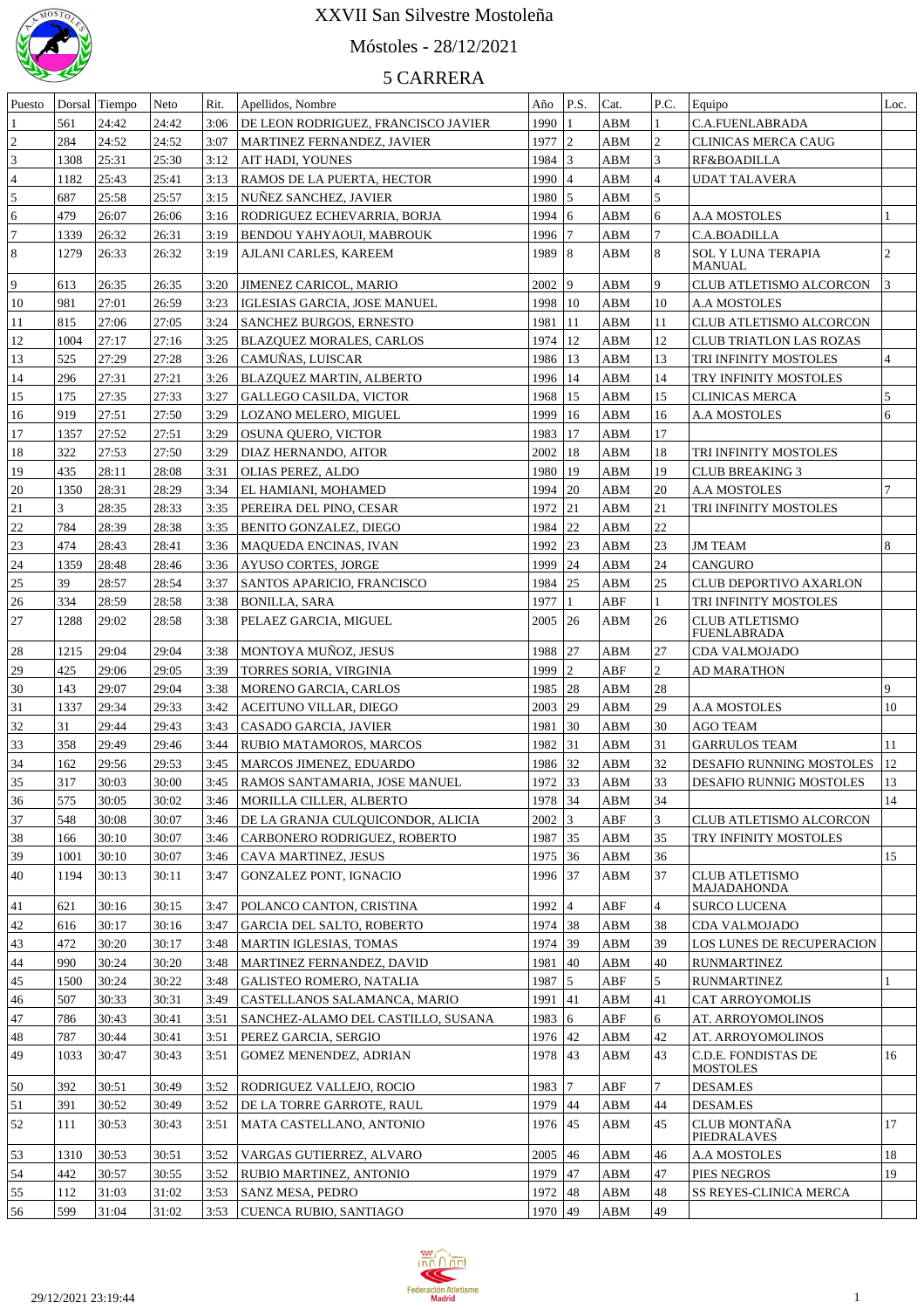# XXVII San Silvestre Mostoleña

## Móstoles - 28/12/2021

## 5 CARRERA

| Puesto | Dorsal | Tiempo | Neto | Rit. | Apellidos, Nombre | Año | P.S. | Cat. | P.C. | Equipo | Loc. |
|---|---|---|---|---|---|---|---|---|---|---|---|
| 1 | 561 | 24:42 | 24:42 | 3:06 | DE LEON RODRIGUEZ, FRANCISCO JAVIER | 1990 | 1 | ABM | 1 | C.A.FUENLABRADA | |
| 2 | 284 | 24:52 | 24:52 | 3:07 | MARTINEZ FERNANDEZ, JAVIER | 1977 | 2 | ABM | 2 | CLINICAS MERCA CAUG | |
| 3 | 1308 | 25:31 | 25:30 | 3:12 | AIT HADI, YOUNES | 1984 | 3 | ABM | 3 | RF&BOADILLA | |
| 4 | 1182 | 25:43 | 25:41 | 3:13 | RAMOS DE LA PUERTA, HECTOR | 1990 | 4 | ABM | 4 | UDAT TALAVERA | |
| 5 | 687 | 25:58 | 25:57 | 3:15 | NUÑEZ SANCHEZ, JAVIER | 1980 | 5 | ABM | 5 | | |
| 6 | 479 | 26:07 | 26:06 | 3:16 | RODRIGUEZ ECHEVARRIA, BORJA | 1994 | 6 | ABM | 6 | A.A MOSTOLES | 1 |
| 7 | 1339 | 26:32 | 26:31 | 3:19 | BENDOU YAHYAOUI, MABROUK | 1996 | 7 | ABM | 7 | C.A.BOADILLA | |
| 8 | 1279 | 26:33 | 26:32 | 3:19 | AJLANI CARLES, KAREEM | 1989 | 8 | ABM | 8 | SOL Y LUNA TERAPIA MANUAL | 2 |
| 9 | 613 | 26:35 | 26:35 | 3:20 | JIMENEZ CARICOL, MARIO | 2002 | 9 | ABM | 9 | CLUB ATLETISMO ALCORCON | 3 |
| 10 | 981 | 27:01 | 26:59 | 3:23 | IGLESIAS GARCIA, JOSE MANUEL | 1998 | 10 | ABM | 10 | A.A MOSTOLES | |
| 11 | 815 | 27:06 | 27:05 | 3:24 | SANCHEZ BURGOS, ERNESTO | 1981 | 11 | ABM | 11 | CLUB ATLETISMO ALCORCON | |
| 12 | 1004 | 27:17 | 27:16 | 3:25 | BLAZQUEZ MORALES, CARLOS | 1974 | 12 | ABM | 12 | CLUB TRIATLON LAS ROZAS | |
| 13 | 525 | 27:29 | 27:28 | 3:26 | CAMUÑAS, LUISCAR | 1986 | 13 | ABM | 13 | TRI INFINITY MOSTOLES | 4 |
| 14 | 296 | 27:31 | 27:21 | 3:26 | BLAZQUEZ MARTIN, ALBERTO | 1996 | 14 | ABM | 14 | TRY INFINITY MOSTOLES | |
| 15 | 175 | 27:35 | 27:33 | 3:27 | GALLEGO CASILDA, VICTOR | 1968 | 15 | ABM | 15 | CLINICAS MERCA | 5 |
| 16 | 919 | 27:51 | 27:50 | 3:29 | LOZANO MELERO, MIGUEL | 1999 | 16 | ABM | 16 | A.A MOSTOLES | 6 |
| 17 | 1357 | 27:52 | 27:51 | 3:29 | OSUNA QUERO, VICTOR | 1983 | 17 | ABM | 17 | | |
| 18 | 322 | 27:53 | 27:50 | 3:29 | DIAZ HERNANDO, AITOR | 2002 | 18 | ABM | 18 | TRI INFINITY MOSTOLES | |
| 19 | 435 | 28:11 | 28:08 | 3:31 | OLIAS PEREZ, ALDO | 1980 | 19 | ABM | 19 | CLUB BREAKING 3 | |
| 20 | 1350 | 28:31 | 28:29 | 3:34 | EL HAMIANI, MOHAMED | 1994 | 20 | ABM | 20 | A.A MOSTOLES | 7 |
| 21 | 3 | 28:35 | 28:33 | 3:35 | PEREIRA DEL PINO, CESAR | 1972 | 21 | ABM | 21 | TRI INFINITY MOSTOLES | |
| 22 | 784 | 28:39 | 28:38 | 3:35 | BENITO GONZALEZ, DIEGO | 1984 | 22 | ABM | 22 | | |
| 23 | 474 | 28:43 | 28:41 | 3:36 | MAQUEDA ENCINAS, IVAN | 1992 | 23 | ABM | 23 | JM TEAM | 8 |
| 24 | 1359 | 28:48 | 28:46 | 3:36 | AYUSO CORTES, JORGE | 1999 | 24 | ABM | 24 | CANGURO | |
| 25 | 39 | 28:57 | 28:54 | 3:37 | SANTOS APARICIO, FRANCISCO | 1984 | 25 | ABM | 25 | CLUB DEPORTIVO AXARLON | |
| 26 | 334 | 28:59 | 28:58 | 3:38 | BONILLA, SARA | 1977 | 1 | ABF | 1 | TRI INFINITY MOSTOLES | |
| 27 | 1288 | 29:02 | 28:58 | 3:38 | PELAEZ GARCIA, MIGUEL | 2005 | 26 | ABM | 26 | CLUB ATLETISMO FUENLABRADA | |
| 28 | 1215 | 29:04 | 29:04 | 3:38 | MONTOYA MUÑOZ, JESUS | 1988 | 27 | ABM | 27 | CDA VALMOJADO | |
| 29 | 425 | 29:06 | 29:05 | 3:39 | TORRES SORIA, VIRGINIA | 1999 | 2 | ABF | 2 | AD MARATHON | |
| 30 | 143 | 29:07 | 29:04 | 3:38 | MORENO GARCIA, CARLOS | 1985 | 28 | ABM | 28 | | 9 |
| 31 | 1337 | 29:34 | 29:33 | 3:42 | ACEITUNO VILLAR, DIEGO | 2003 | 29 | ABM | 29 | A.A MOSTOLES | 10 |
| 32 | 31 | 29:44 | 29:43 | 3:43 | CASADO GARCIA, JAVIER | 1981 | 30 | ABM | 30 | AGO TEAM | |
| 33 | 358 | 29:49 | 29:46 | 3:44 | RUBIO MATAMOROS, MARCOS | 1982 | 31 | ABM | 31 | GARRULOS TEAM | 11 |
| 34 | 162 | 29:56 | 29:53 | 3:45 | MARCOS JIMENEZ, EDUARDO | 1986 | 32 | ABM | 32 | DESAFIO RUNNING MOSTOLES | 12 |
| 35 | 317 | 30:03 | 30:00 | 3:45 | RAMOS SANTAMARIA, JOSE MANUEL | 1972 | 33 | ABM | 33 | DESAFIO RUNNIG MOSTOLES | 13 |
| 36 | 575 | 30:05 | 30:02 | 3:46 | MORILLA CILLER, ALBERTO | 1978 | 34 | ABM | 34 | | 14 |
| 37 | 548 | 30:08 | 30:07 | 3:46 | DE LA GRANJA CULQUICONDOR, ALICIA | 2002 | 3 | ABF | 3 | CLUB ATLETISMO ALCORCON | |
| 38 | 166 | 30:10 | 30:07 | 3:46 | CARBONERO RODRIGUEZ, ROBERTO | 1987 | 35 | ABM | 35 | TRY INFINITY MOSTOLES | |
| 39 | 1001 | 30:10 | 30:07 | 3:46 | CAVA MARTINEZ, JESUS | 1975 | 36 | ABM | 36 | | 15 |
| 40 | 1194 | 30:13 | 30:11 | 3:47 | GONZALEZ PONT, IGNACIO | 1996 | 37 | ABM | 37 | CLUB ATLETISMO MAJADAHONDA | |
| 41 | 621 | 30:16 | 30:15 | 3:47 | POLANCO CANTON, CRISTINA | 1992 | 4 | ABF | 4 | SURCO LUCENA | |
| 42 | 616 | 30:17 | 30:16 | 3:47 | GARCIA DEL SALTO, ROBERTO | 1974 | 38 | ABM | 38 | CDA VALMOJADO | |
| 43 | 472 | 30:20 | 30:17 | 3:48 | MARTIN IGLESIAS, TOMAS | 1974 | 39 | ABM | 39 | LOS LUNES DE RECUPERACION | |
| 44 | 990 | 30:24 | 30:20 | 3:48 | MARTINEZ FERNANDEZ, DAVID | 1981 | 40 | ABM | 40 | RUNMARTINEZ | |
| 45 | 1500 | 30:24 | 30:22 | 3:48 | GALISTEO ROMERO, NATALIA | 1987 | 5 | ABF | 5 | RUNMARTINEZ | 1 |
| 46 | 507 | 30:33 | 30:31 | 3:49 | CASTELLANOS SALAMANCA, MARIO | 1991 | 41 | ABM | 41 | CAT ARROYOMOLIS | |
| 47 | 786 | 30:43 | 30:41 | 3:51 | SANCHEZ-ALAMO DEL CASTILLO, SUSANA | 1983 | 6 | ABF | 6 | AT. ARROYOMOLINOS | |
| 48 | 787 | 30:44 | 30:41 | 3:51 | PEREZ GARCIA, SERGIO | 1976 | 42 | ABM | 42 | AT. ARROYOMOLINOS | |
| 49 | 1033 | 30:47 | 30:43 | 3:51 | GOMEZ MENENDEZ, ADRIAN | 1978 | 43 | ABM | 43 | C.D.E. FONDISTAS DE MOSTOLES | 16 |
| 50 | 392 | 30:51 | 30:49 | 3:52 | RODRIGUEZ VALLEJO, ROCIO | 1983 | 7 | ABF | 7 | DESAM.ES | |
| 51 | 391 | 30:52 | 30:49 | 3:52 | DE LA TORRE GARROTE, RAUL | 1979 | 44 | ABM | 44 | DESAM.ES | |
| 52 | 111 | 30:53 | 30:43 | 3:51 | MATA CASTELLANO, ANTONIO | 1976 | 45 | ABM | 45 | CLUB MONTAÑA PIEDRALAVES | 17 |
| 53 | 1310 | 30:53 | 30:51 | 3:52 | VARGAS GUTIERREZ, ALVARO | 2005 | 46 | ABM | 46 | A.A MOSTOLES | 18 |
| 54 | 442 | 30:57 | 30:55 | 3:52 | RUBIO MARTINEZ, ANTONIO | 1979 | 47 | ABM | 47 | PIES NEGROS | 19 |
| 55 | 112 | 31:03 | 31:02 | 3:53 | SANZ MESA, PEDRO | 1972 | 48 | ABM | 48 | SS REYES-CLINICA MERCA | |
| 56 | 599 | 31:04 | 31:02 | 3:53 | CUENCA RUBIO, SANTIAGO | 1970 | 49 | ABM | 49 | | |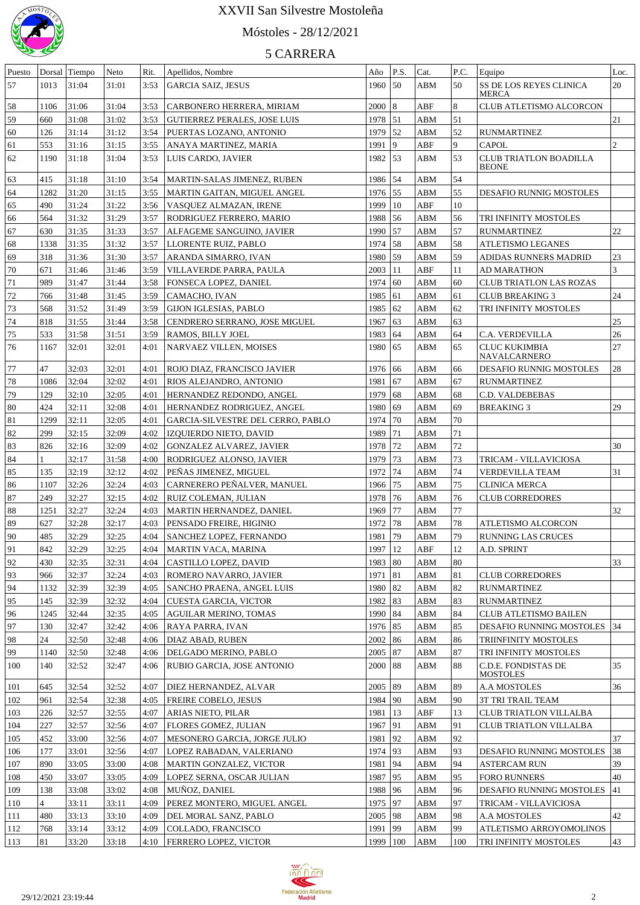# XXVII San Silvestre Mostoleña

## Móstoles - 28/12/2021

## 5 CARRERA

| Puesto | Dorsal | Tiempo | Neto | Rit. | Apellidos, Nombre | Año | P.S. | Cat. | P.C. | Equipo | Loc. |
|---|---|---|---|---|---|---|---|---|---|---|---|
| 57 | 1013 | 31:04 | 31:01 | 3:53 | GARCIA SAIZ, JESUS | 1960 | 50 | ABM | 50 | SS DE LOS REYES CLINICA MERCA | 20 |
| 58 | 1106 | 31:06 | 31:04 | 3:53 | CARBONERO HERRERA, MIRIAM | 2000 | 8 | ABF | 8 | CLUB ATLETISMO ALCORCON | |
| 59 | 660 | 31:08 | 31:02 | 3:53 | GUTIERREZ PERALES, JOSE LUIS | 1978 | 51 | ABM | 51 | | 21 |
| 60 | 126 | 31:14 | 31:12 | 3:54 | PUERTAS LOZANO, ANTONIO | 1979 | 52 | ABM | 52 | RUNMARTINEZ | |
| 61 | 553 | 31:16 | 31:15 | 3:55 | ANAYA MARTINEZ, MARIA | 1991 | 9 | ABF | 9 | CAPOL | 2 |
| 62 | 1190 | 31:18 | 31:04 | 3:53 | LUIS CARDO, JAVIER | 1982 | 53 | ABM | 53 | CLUB TRIATLON BOADILLA BEONE | |
| 63 | 415 | 31:18 | 31:10 | 3:54 | MARTIN-SALAS JIMENEZ, RUBEN | 1986 | 54 | ABM | 54 | | |
| 64 | 1282 | 31:20 | 31:15 | 3:55 | MARTIN GAITAN, MIGUEL ANGEL | 1976 | 55 | ABM | 55 | DESAFIO RUNNIG MOSTOLES | |
| 65 | 490 | 31:24 | 31:22 | 3:56 | VASQUEZ ALMAZAN, IRENE | 1999 | 10 | ABF | 10 | | |
| 66 | 564 | 31:32 | 31:29 | 3:57 | RODRIGUEZ FERRERO, MARIO | 1988 | 56 | ABM | 56 | TRI INFINITY MOSTOLES | |
| 67 | 630 | 31:35 | 31:33 | 3:57 | ALFAGEME SANGUINO, JAVIER | 1990 | 57 | ABM | 57 | RUNMARTINEZ | 22 |
| 68 | 1338 | 31:35 | 31:32 | 3:57 | LLORENTE RUIZ, PABLO | 1974 | 58 | ABM | 58 | ATLETISMO LEGANES | |
| 69 | 318 | 31:36 | 31:30 | 3:57 | ARANDA SIMARRO, IVAN | 1980 | 59 | ABM | 59 | ADIDAS RUNNERS MADRID | 23 |
| 70 | 671 | 31:46 | 31:46 | 3:59 | VILLAVERDE PARRA, PAULA | 2003 | 11 | ABF | 11 | AD MARATHON | 3 |
| 71 | 989 | 31:47 | 31:44 | 3:58 | FONSECA LOPEZ, DANIEL | 1974 | 60 | ABM | 60 | CLUB TRIATLON LAS ROZAS | |
| 72 | 766 | 31:48 | 31:45 | 3:59 | CAMACHO, IVAN | 1985 | 61 | ABM | 61 | CLUB BREAKING 3 | 24 |
| 73 | 568 | 31:52 | 31:49 | 3:59 | GIJON IGLESIAS, PABLO | 1985 | 62 | ABM | 62 | TRI INFINITY MOSTOLES | |
| 74 | 818 | 31:55 | 31:44 | 3:58 | CENDRERO SERRANO, JOSE MIGUEL | 1967 | 63 | ABM | 63 | | 25 |
| 75 | 533 | 31:58 | 31:51 | 3:59 | RAMOS, BILLY JOEL | 1983 | 64 | ABM | 64 | C.A. VERDEVILLA | 26 |
| 76 | 1167 | 32:01 | 32:01 | 4:01 | NARVAEZ VILLEN, MOISES | 1980 | 65 | ABM | 65 | CLUC KUKIMBIA NAVALCARNERO | 27 |
| 77 | 47 | 32:03 | 32:01 | 4:01 | ROJO DIAZ, FRANCISCO JAVIER | 1976 | 66 | ABM | 66 | DESAFIO RUNNIG MOSTOLES | 28 |
| 78 | 1086 | 32:04 | 32:02 | 4:01 | RIOS ALEJANDRO, ANTONIO | 1981 | 67 | ABM | 67 | RUNMARTINEZ | |
| 79 | 129 | 32:10 | 32:05 | 4:01 | HERNANDEZ REDONDO, ANGEL | 1979 | 68 | ABM | 68 | C.D. VALDEBEBAS | |
| 80 | 424 | 32:11 | 32:08 | 4:01 | HERNANDEZ RODRIGUEZ, ANGEL | 1980 | 69 | ABM | 69 | BREAKING 3 | 29 |
| 81 | 1299 | 32:11 | 32:05 | 4:01 | GARCIA-SILVESTRE DEL CERRO, PABLO | 1974 | 70 | ABM | 70 | | |
| 82 | 299 | 32:15 | 32:09 | 4:02 | IZQUIERDO NIETO, DAVID | 1989 | 71 | ABM | 71 | | |
| 83 | 826 | 32:16 | 32:09 | 4:02 | GONZALEZ ALVAREZ, JAVIER | 1978 | 72 | ABM | 72 | | 30 |
| 84 | 1 | 32:17 | 31:58 | 4:00 | RODRIGUEZ ALONSO, JAVIER | 1979 | 73 | ABM | 73 | TRICAM - VILLAVICIOSA | |
| 85 | 135 | 32:19 | 32:12 | 4:02 | PEÑAS JIMENEZ, MIGUEL | 1972 | 74 | ABM | 74 | VERDEVILLA TEAM | 31 |
| 86 | 1107 | 32:26 | 32:24 | 4:03 | CARNERERO PEÑALVER, MANUEL | 1966 | 75 | ABM | 75 | CLINICA MERCA | |
| 87 | 249 | 32:27 | 32:15 | 4:02 | RUIZ COLEMAN, JULIAN | 1978 | 76 | ABM | 76 | CLUB CORREDORES | |
| 88 | 1251 | 32:27 | 32:24 | 4:03 | MARTIN HERNANDEZ, DANIEL | 1969 | 77 | ABM | 77 | | 32 |
| 89 | 627 | 32:28 | 32:17 | 4:03 | PENSADO FREIRE, HIGINIO | 1972 | 78 | ABM | 78 | ATLETISMO ALCORCON | |
| 90 | 485 | 32:29 | 32:25 | 4:04 | SANCHEZ LOPEZ, FERNANDO | 1981 | 79 | ABM | 79 | RUNNING LAS CRUCES | |
| 91 | 842 | 32:29 | 32:25 | 4:04 | MARTIN VACA, MARINA | 1997 | 12 | ABF | 12 | A.D. SPRINT | |
| 92 | 430 | 32:35 | 32:31 | 4:04 | CASTILLO LOPEZ, DAVID | 1983 | 80 | ABM | 80 | | 33 |
| 93 | 966 | 32:37 | 32:24 | 4:03 | ROMERO NAVARRO, JAVIER | 1971 | 81 | ABM | 81 | CLUB CORREDORES | |
| 94 | 1132 | 32:39 | 32:39 | 4:05 | SANCHO PRAENA, ANGEL LUIS | 1980 | 82 | ABM | 82 | RUNMARTINEZ | |
| 95 | 145 | 32:39 | 32:32 | 4:04 | CUESTA GARCIA, VICTOR | 1982 | 83 | ABM | 83 | RUNMARTINEZ | |
| 96 | 1245 | 32:44 | 32:35 | 4:05 | AGUILAR MERINO, TOMAS | 1990 | 84 | ABM | 84 | CLUB ATLETISMO BAILEN | |
| 97 | 130 | 32:47 | 32:42 | 4:06 | RAYA PARRA, IVAN | 1976 | 85 | ABM | 85 | DESAFIO RUNNING MOSTOLES | 34 |
| 98 | 24 | 32:50 | 32:48 | 4:06 | DIAZ ABAD, RUBEN | 2002 | 86 | ABM | 86 | TRIINFINITY MOSTOLES | |
| 99 | 1140 | 32:50 | 32:48 | 4:06 | DELGADO MERINO, PABLO | 2005 | 87 | ABM | 87 | TRI INFINITY MOSTOLES | |
| 100 | 140 | 32:52 | 32:47 | 4:06 | RUBIO GARCIA, JOSE ANTONIO | 2000 | 88 | ABM | 88 | C.D.E. FONDISTAS DE MOSTOLES | 35 |
| 101 | 645 | 32:54 | 32:52 | 4:07 | DIEZ HERNANDEZ, ALVAR | 2005 | 89 | ABM | 89 | A.A MOSTOLES | 36 |
| 102 | 961 | 32:54 | 32:38 | 4:05 | FREIRE COBELO, JESUS | 1984 | 90 | ABM | 90 | 3T TRI TRAIL TEAM | |
| 103 | 226 | 32:57 | 32:55 | 4:07 | ARIAS NIETO, PILAR | 1981 | 13 | ABF | 13 | CLUB TRIATLON VILLALBA | |
| 104 | 227 | 32:57 | 32:56 | 4:07 | FLORES GOMEZ, JULIAN | 1967 | 91 | ABM | 91 | CLUB TRIATLON VILLALBA | |
| 105 | 452 | 33:00 | 32:56 | 4:07 | MESONERO GARCIA, JORGE JULIO | 1981 | 92 | ABM | 92 | | 37 |
| 106 | 177 | 33:01 | 32:56 | 4:07 | LOPEZ RABADAN, VALERIANO | 1974 | 93 | ABM | 93 | DESAFIO RUNNING MOSTOLES | 38 |
| 107 | 890 | 33:05 | 33:00 | 4:08 | MARTIN GONZALEZ, VICTOR | 1981 | 94 | ABM | 94 | ASTERCAM RUN | 39 |
| 108 | 450 | 33:07 | 33:05 | 4:09 | LOPEZ SERNA, OSCAR JULIAN | 1987 | 95 | ABM | 95 | FORO RUNNERS | 40 |
| 109 | 138 | 33:08 | 33:02 | 4:08 | MUÑOZ, DANIEL | 1988 | 96 | ABM | 96 | DESAFIO RUNNING MOSTOLES | 41 |
| 110 | 4 | 33:11 | 33:11 | 4:09 | PEREZ MONTERO, MIGUEL ANGEL | 1975 | 97 | ABM | 97 | TRICAM - VILLAVICIOSA | |
| 111 | 480 | 33:13 | 33:10 | 4:09 | DEL MORAL SANZ, PABLO | 2005 | 98 | ABM | 98 | A.A MOSTOLES | 42 |
| 112 | 768 | 33:14 | 33:12 | 4:09 | COLLADO, FRANCISCO | 1991 | 99 | ABM | 99 | ATLETISMO ARROYOMOLINOS | |
| 113 | 81 | 33:20 | 33:18 | 4:10 | FERRERO LOPEZ, VICTOR | 1999 | 100 | ABM | 100 | TRI INFINITY MOSTOLES | 43 |

29/12/2021 23:19:44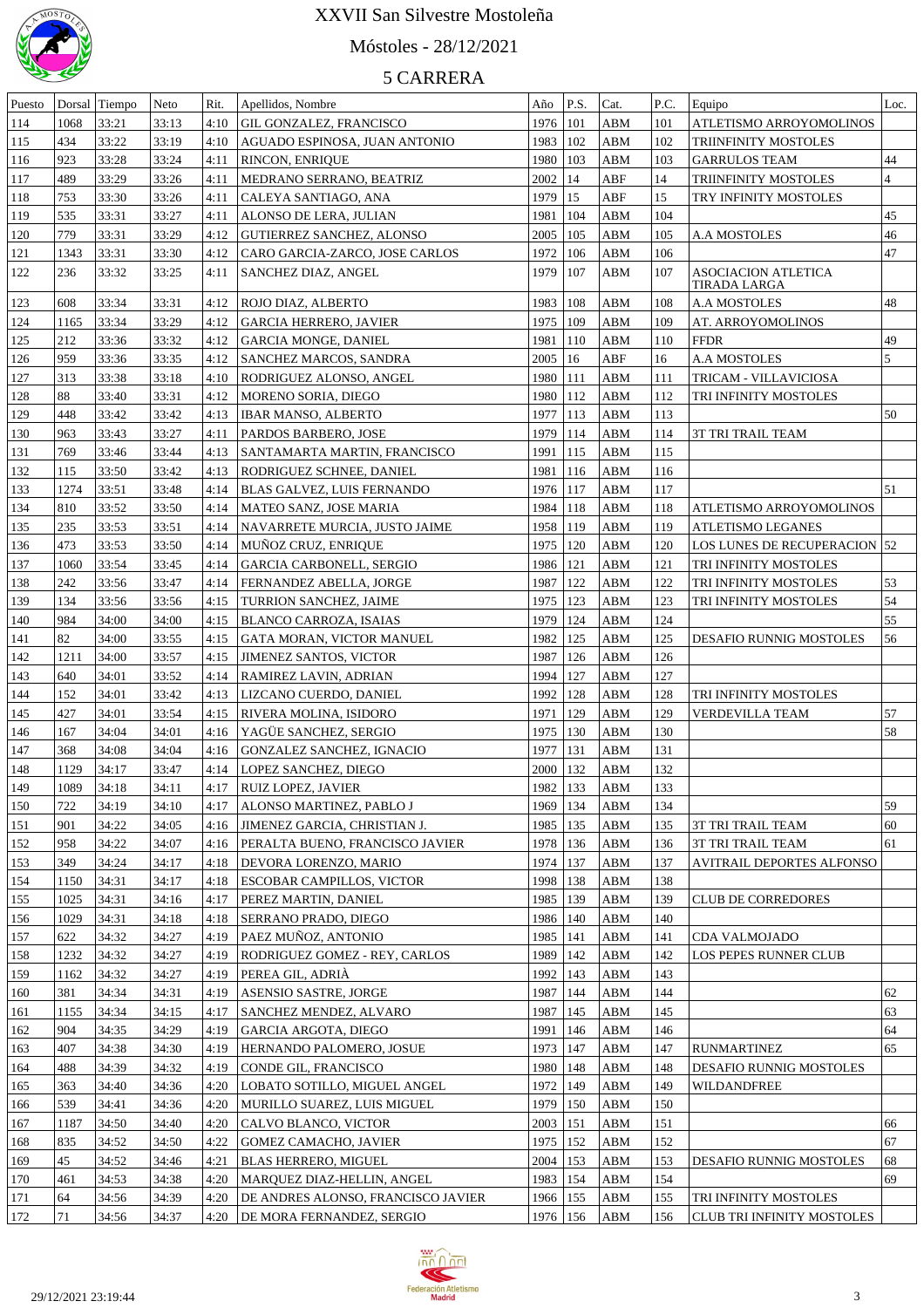# XXVII San Silvestre Mostoleña

Móstoles - 28/12/2021

## 5 CARRERA

| Puesto | Dorsal | Tiempo | Neto | Rit. | Apellidos, Nombre | Año | P.S. | Cat. | P.C. | Equipo | Loc. |
|---|---|---|---|---|---|---|---|---|---|---|---|
| 114 | 1068 | 33:21 | 33:13 | 4:10 | GIL GONZALEZ, FRANCISCO | 1976 | 101 | ABM | 101 | ATLETISMO ARROYOMOLINOS | |
| 115 | 434 | 33:22 | 33:19 | 4:10 | AGUADO ESPINOSA, JUAN ANTONIO | 1983 | 102 | ABM | 102 | TRIINFINITY MOSTOLES | |
| 116 | 923 | 33:28 | 33:24 | 4:11 | RINCON, ENRIQUE | 1980 | 103 | ABM | 103 | GARRULOS TEAM | 44 |
| 117 | 489 | 33:29 | 33:26 | 4:11 | MEDRANO SERRANO, BEATRIZ | 2002 | 14 | ABF | 14 | TRIINFINITY MOSTOLES | 4 |
| 118 | 753 | 33:30 | 33:26 | 4:11 | CALEYA SANTIAGO, ANA | 1979 | 15 | ABF | 15 | TRY INFINITY MOSTOLES | |
| 119 | 535 | 33:31 | 33:27 | 4:11 | ALONSO DE LERA, JULIAN | 1981 | 104 | ABM | 104 | | 45 |
| 120 | 779 | 33:31 | 33:29 | 4:12 | GUTIERREZ SANCHEZ, ALONSO | 2005 | 105 | ABM | 105 | A.A MOSTOLES | 46 |
| 121 | 1343 | 33:31 | 33:30 | 4:12 | CARO GARCIA-ZARCO, JOSE CARLOS | 1972 | 106 | ABM | 106 | | 47 |
| 122 | 236 | 33:32 | 33:25 | 4:11 | SANCHEZ DIAZ, ANGEL | 1979 | 107 | ABM | 107 | ASOCIACION ATLETICA TIRADA LARGA | |
| 123 | 608 | 33:34 | 33:31 | 4:12 | ROJO DIAZ, ALBERTO | 1983 | 108 | ABM | 108 | A.A MOSTOLES | 48 |
| 124 | 1165 | 33:34 | 33:29 | 4:12 | GARCIA HERRERO, JAVIER | 1975 | 109 | ABM | 109 | AT. ARROYOMOLINOS | |
| 125 | 212 | 33:36 | 33:32 | 4:12 | GARCIA MONGE, DANIEL | 1981 | 110 | ABM | 110 | FFDR | 49 |
| 126 | 959 | 33:36 | 33:35 | 4:12 | SANCHEZ MARCOS, SANDRA | 2005 | 16 | ABF | 16 | A.A MOSTOLES | 5 |
| 127 | 313 | 33:38 | 33:18 | 4:10 | RODRIGUEZ ALONSO, ANGEL | 1980 | 111 | ABM | 111 | TRICAM - VILLAVICIOSA | |
| 128 | 88 | 33:40 | 33:31 | 4:12 | MORENO SORIA, DIEGO | 1980 | 112 | ABM | 112 | TRI INFINITY MOSTOLES | |
| 129 | 448 | 33:42 | 33:42 | 4:13 | IBAR MANSO, ALBERTO | 1977 | 113 | ABM | 113 | | 50 |
| 130 | 963 | 33:43 | 33:27 | 4:11 | PARDOS BARBERO, JOSE | 1979 | 114 | ABM | 114 | 3T TRI TRAIL TEAM | |
| 131 | 769 | 33:46 | 33:44 | 4:13 | SANTAMARTA MARTIN, FRANCISCO | 1991 | 115 | ABM | 115 | | |
| 132 | 115 | 33:50 | 33:42 | 4:13 | RODRIGUEZ SCHNEE, DANIEL | 1981 | 116 | ABM | 116 | | |
| 133 | 1274 | 33:51 | 33:48 | 4:14 | BLAS GALVEZ, LUIS FERNANDO | 1976 | 117 | ABM | 117 | | 51 |
| 134 | 810 | 33:52 | 33:50 | 4:14 | MATEO SANZ, JOSE MARIA | 1984 | 118 | ABM | 118 | ATLETISMO ARROYOMOLINOS | |
| 135 | 235 | 33:53 | 33:51 | 4:14 | NAVARRETE MURCIA, JUSTO JAIME | 1958 | 119 | ABM | 119 | ATLETISMO LEGANES | |
| 136 | 473 | 33:53 | 33:50 | 4:14 | MUÑOZ CRUZ, ENRIQUE | 1975 | 120 | ABM | 120 | LOS LUNES DE RECUPERACION | 52 |
| 137 | 1060 | 33:54 | 33:45 | 4:14 | GARCIA CARBONELL, SERGIO | 1986 | 121 | ABM | 121 | TRI INFINITY MOSTOLES | |
| 138 | 242 | 33:56 | 33:47 | 4:14 | FERNANDEZ ABELLA, JORGE | 1987 | 122 | ABM | 122 | TRI INFINITY MOSTOLES | 53 |
| 139 | 134 | 33:56 | 33:56 | 4:15 | TURRION SANCHEZ, JAIME | 1975 | 123 | ABM | 123 | TRI INFINITY MOSTOLES | 54 |
| 140 | 984 | 34:00 | 34:00 | 4:15 | BLANCO CARROZA, ISAIAS | 1979 | 124 | ABM | 124 | | 55 |
| 141 | 82 | 34:00 | 33:55 | 4:15 | GATA MORAN, VICTOR MANUEL | 1982 | 125 | ABM | 125 | DESAFIO RUNNIG MOSTOLES | 56 |
| 142 | 1211 | 34:00 | 33:57 | 4:15 | JIMENEZ SANTOS, VICTOR | 1987 | 126 | ABM | 126 | | |
| 143 | 640 | 34:01 | 33:52 | 4:14 | RAMIREZ LAVIN, ADRIAN | 1994 | 127 | ABM | 127 | | |
| 144 | 152 | 34:01 | 33:42 | 4:13 | LIZCANO CUERDO, DANIEL | 1992 | 128 | ABM | 128 | TRI INFINITY MOSTOLES | |
| 145 | 427 | 34:01 | 33:54 | 4:15 | RIVERA MOLINA, ISIDORO | 1971 | 129 | ABM | 129 | VERDEVILLA TEAM | 57 |
| 146 | 167 | 34:04 | 34:01 | 4:16 | YAGÜE SANCHEZ, SERGIO | 1975 | 130 | ABM | 130 | | 58 |
| 147 | 368 | 34:08 | 34:04 | 4:16 | GONZALEZ SANCHEZ, IGNACIO | 1977 | 131 | ABM | 131 | | |
| 148 | 1129 | 34:17 | 33:47 | 4:14 | LOPEZ SANCHEZ, DIEGO | 2000 | 132 | ABM | 132 | | |
| 149 | 1089 | 34:18 | 34:11 | 4:17 | RUIZ LOPEZ, JAVIER | 1982 | 133 | ABM | 133 | | |
| 150 | 722 | 34:19 | 34:10 | 4:17 | ALONSO MARTINEZ, PABLO J | 1969 | 134 | ABM | 134 | | 59 |
| 151 | 901 | 34:22 | 34:05 | 4:16 | JIMENEZ GARCIA, CHRISTIAN J. | 1985 | 135 | ABM | 135 | 3T TRI TRAIL TEAM | 60 |
| 152 | 958 | 34:22 | 34:07 | 4:16 | PERALTA BUENO, FRANCISCO JAVIER | 1978 | 136 | ABM | 136 | 3T TRI TRAIL TEAM | 61 |
| 153 | 349 | 34:24 | 34:17 | 4:18 | DEVORA LORENZO, MARIO | 1974 | 137 | ABM | 137 | AVITRAIL DEPORTES ALFONSO | |
| 154 | 1150 | 34:31 | 34:17 | 4:18 | ESCOBAR CAMPILLOS, VICTOR | 1998 | 138 | ABM | 138 | | |
| 155 | 1025 | 34:31 | 34:16 | 4:17 | PEREZ MARTIN, DANIEL | 1985 | 139 | ABM | 139 | CLUB DE CORREDORES | |
| 156 | 1029 | 34:31 | 34:18 | 4:18 | SERRANO PRADO, DIEGO | 1986 | 140 | ABM | 140 | | |
| 157 | 622 | 34:32 | 34:27 | 4:19 | PAEZ MUÑOZ, ANTONIO | 1985 | 141 | ABM | 141 | CDA VALMOJADO | |
| 158 | 1232 | 34:32 | 34:27 | 4:19 | RODRIGUEZ GOMEZ - REY, CARLOS | 1989 | 142 | ABM | 142 | LOS PEPES RUNNER CLUB | |
| 159 | 1162 | 34:32 | 34:27 | 4:19 | PEREA GIL, ADRIÀ | 1992 | 143 | ABM | 143 | | |
| 160 | 381 | 34:34 | 34:31 | 4:19 | ASENSIO SASTRE, JORGE | 1987 | 144 | ABM | 144 | | 62 |
| 161 | 1155 | 34:34 | 34:15 | 4:17 | SANCHEZ MENDEZ, ALVARO | 1987 | 145 | ABM | 145 | | 63 |
| 162 | 904 | 34:35 | 34:29 | 4:19 | GARCIA ARGOTA, DIEGO | 1991 | 146 | ABM | 146 | | 64 |
| 163 | 407 | 34:38 | 34:30 | 4:19 | HERNANDO PALOMERO, JOSUE | 1973 | 147 | ABM | 147 | RUNMARTINEZ | 65 |
| 164 | 488 | 34:39 | 34:32 | 4:19 | CONDE GIL, FRANCISCO | 1980 | 148 | ABM | 148 | DESAFIO RUNNIG MOSTOLES | |
| 165 | 363 | 34:40 | 34:36 | 4:20 | LOBATO SOTILLO, MIGUEL ANGEL | 1972 | 149 | ABM | 149 | WILDANDFREE | |
| 166 | 539 | 34:41 | 34:36 | 4:20 | MURILLO SUAREZ, LUIS MIGUEL | 1979 | 150 | ABM | 150 | | |
| 167 | 1187 | 34:50 | 34:40 | 4:20 | CALVO BLANCO, VICTOR | 2003 | 151 | ABM | 151 | | 66 |
| 168 | 835 | 34:52 | 34:50 | 4:22 | GOMEZ CAMACHO, JAVIER | 1975 | 152 | ABM | 152 | | 67 |
| 169 | 45 | 34:52 | 34:46 | 4:21 | BLAS HERRERO, MIGUEL | 2004 | 153 | ABM | 153 | DESAFIO RUNNIG MOSTOLES | 68 |
| 170 | 461 | 34:53 | 34:38 | 4:20 | MARQUEZ DIAZ-HELLIN, ANGEL | 1983 | 154 | ABM | 154 | | 69 |
| 171 | 64 | 34:56 | 34:39 | 4:20 | DE ANDRES ALONSO, FRANCISCO JAVIER | 1966 | 155 | ABM | 155 | TRI INFINITY MOSTOLES | |
| 172 | 71 | 34:56 | 34:37 | 4:20 | DE MORA FERNANDEZ, SERGIO | 1976 | 156 | ABM | 156 | CLUB TRI INFINITY MOSTOLES | |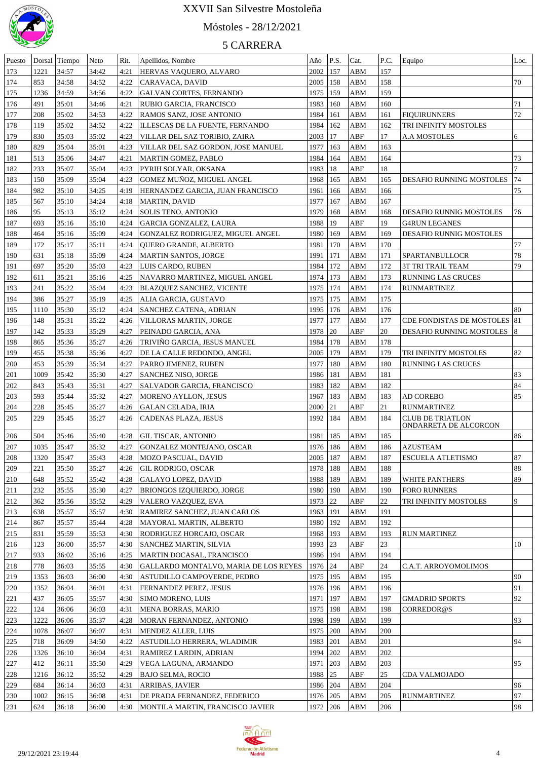# XXVII San Silvestre Mostoleña

## Móstoles - 28/12/2021

## 5 CARRERA

| Puesto | Dorsal | Tiempo | Neto | Rit. | Apellidos, Nombre | Año | P.S. | Cat. | P.C. | Equipo | Loc. |
|---|---|---|---|---|---|---|---|---|---|---|---|
| 173 | 1221 | 34:57 | 34:42 | 4:21 | HERVAS VAQUERO, ALVARO | 2002 | 157 | ABM | 157 | | |
| 174 | 853 | 34:58 | 34:52 | 4:22 | CARAVACA, DAVID | 2005 | 158 | ABM | 158 | | 70 |
| 175 | 1236 | 34:59 | 34:56 | 4:22 | GALVAN CORTES, FERNANDO | 1975 | 159 | ABM | 159 | | |
| 176 | 491 | 35:01 | 34:46 | 4:21 | RUBIO GARCIA, FRANCISCO | 1983 | 160 | ABM | 160 | | 71 |
| 177 | 208 | 35:02 | 34:53 | 4:22 | RAMOS SANZ, JOSE ANTONIO | 1984 | 161 | ABM | 161 | FIQUIRUNNERS | 72 |
| 178 | 119 | 35:02 | 34:52 | 4:22 | ILLESCAS DE LA FUENTE, FERNANDO | 1984 | 162 | ABM | 162 | TRI INFINITY MOSTOLES | |
| 179 | 830 | 35:03 | 35:02 | 4:23 | VILLAR DEL SAZ TORIBIO, ZAIRA | 2003 | 17 | ABF | 17 | A.A MOSTOLES | 6 |
| 180 | 829 | 35:04 | 35:01 | 4:23 | VILLAR DEL SAZ GORDON, JOSE MANUEL | 1977 | 163 | ABM | 163 | | |
| 181 | 513 | 35:06 | 34:47 | 4:21 | MARTIN GOMEZ, PABLO | 1984 | 164 | ABM | 164 | | 73 |
| 182 | 233 | 35:07 | 35:04 | 4:23 | PYRIH SOLYAR, OKSANA | 1983 | 18 | ABF | 18 | | 7 |
| 183 | 150 | 35:09 | 35:04 | 4:23 | GOMEZ MUÑOZ, MIGUEL ANGEL | 1968 | 165 | ABM | 165 | DESAFIO RUNNING MOSTOLES | 74 |
| 184 | 982 | 35:10 | 34:25 | 4:19 | HERNANDEZ GARCIA, JUAN FRANCISCO | 1961 | 166 | ABM | 166 | | 75 |
| 185 | 567 | 35:10 | 34:24 | 4:18 | MARTIN, DAVID | 1977 | 167 | ABM | 167 | | |
| 186 | 95 | 35:13 | 35:12 | 4:24 | SOLIS TENO, ANTONIO | 1979 | 168 | ABM | 168 | DESAFIO RUNNIG MOSTOLES | 76 |
| 187 | 693 | 35:16 | 35:10 | 4:24 | GARCIA GONZALEZ, LAURA | 1988 | 19 | ABF | 19 | G4RUN LEGANES | |
| 188 | 464 | 35:16 | 35:09 | 4:24 | GONZALEZ RODRIGUEZ, MIGUEL ANGEL | 1980 | 169 | ABM | 169 | DESAFIO RUNNIG MOSTOLES | |
| 189 | 172 | 35:17 | 35:11 | 4:24 | QUERO GRANDE, ALBERTO | 1981 | 170 | ABM | 170 | | 77 |
| 190 | 631 | 35:18 | 35:09 | 4:24 | MARTIN SANTOS, JORGE | 1991 | 171 | ABM | 171 | SPARTANBULLOCR | 78 |
| 191 | 697 | 35:20 | 35:03 | 4:23 | LUIS CARDO, RUBEN | 1984 | 172 | ABM | 172 | 3T TRI TRAIL TEAM | 79 |
| 192 | 611 | 35:21 | 35:16 | 4:25 | NAVARRO MARTINEZ, MIGUEL ANGEL | 1974 | 173 | ABM | 173 | RUNNING LAS CRUCES | |
| 193 | 241 | 35:22 | 35:04 | 4:23 | BLAZQUEZ SANCHEZ, VICENTE | 1975 | 174 | ABM | 174 | RUNMARTINEZ | |
| 194 | 386 | 35:27 | 35:19 | 4:25 | ALIA GARCIA, GUSTAVO | 1975 | 175 | ABM | 175 | | |
| 195 | 1110 | 35:30 | 35:12 | 4:24 | SANCHEZ CATENA, ADRIAN | 1995 | 176 | ABM | 176 | | 80 |
| 196 | 148 | 35:31 | 35:22 | 4:26 | VILLORAS MARTIN, JORGE | 1977 | 177 | ABM | 177 | CDE FONDISTAS DE MOSTOLES | 81 |
| 197 | 142 | 35:33 | 35:29 | 4:27 | PEINADO GARCIA, ANA | 1978 | 20 | ABF | 20 | DESAFIO RUNNING MOSTOLES | 8 |
| 198 | 865 | 35:36 | 35:27 | 4:26 | TRIVIÑO GARCIA, JESUS MANUEL | 1984 | 178 | ABM | 178 | | |
| 199 | 455 | 35:38 | 35:36 | 4:27 | DE LA CALLE REDONDO, ANGEL | 2005 | 179 | ABM | 179 | TRI INFINITY MOSTOLES | 82 |
| 200 | 453 | 35:39 | 35:34 | 4:27 | PARRO JIMENEZ, RUBEN | 1977 | 180 | ABM | 180 | RUNNING LAS CRUCES | |
| 201 | 1009 | 35:42 | 35:30 | 4:27 | SANCHEZ NISO, JORGE | 1986 | 181 | ABM | 181 | | 83 |
| 202 | 843 | 35:43 | 35:31 | 4:27 | SALVADOR GARCIA, FRANCISCO | 1983 | 182 | ABM | 182 | | 84 |
| 203 | 593 | 35:44 | 35:32 | 4:27 | MORENO AYLLON, JESUS | 1967 | 183 | ABM | 183 | AD COREBO | 85 |
| 204 | 228 | 35:45 | 35:27 | 4:26 | GALAN CELADA, IRIA | 2000 | 21 | ABF | 21 | RUNMARTINEZ | |
| 205 | 229 | 35:45 | 35:27 | 4:26 | CADENAS PLAZA, JESUS | 1992 | 184 | ABM | 184 | CLUB DE TRIATLON ONDARRETA DE ALCORCON | |
| 206 | 504 | 35:46 | 35:40 | 4:28 | GIL TISCAR, ANTONIO | 1981 | 185 | ABM | 185 | | 86 |
| 207 | 1035 | 35:47 | 35:32 | 4:27 | GONZALEZ MONTEJANO, OSCAR | 1976 | 186 | ABM | 186 | AZUSTEAM | |
| 208 | 1320 | 35:47 | 35:43 | 4:28 | MOZO PASCUAL, DAVID | 2005 | 187 | ABM | 187 | ESCUELA ATLETISMO | 87 |
| 209 | 221 | 35:50 | 35:27 | 4:26 | GIL RODRIGO, OSCAR | 1978 | 188 | ABM | 188 | | 88 |
| 210 | 648 | 35:52 | 35:42 | 4:28 | GALAYO LOPEZ, DAVID | 1988 | 189 | ABM | 189 | WHITE PANTHERS | 89 |
| 211 | 232 | 35:55 | 35:30 | 4:27 | BRIONGOS IZQUIERDO, JORGE | 1980 | 190 | ABM | 190 | FORO RUNNERS | |
| 212 | 362 | 35:56 | 35:52 | 4:29 | VALERO VAZQUEZ, EVA | 1973 | 22 | ABF | 22 | TRI INFINITY MOSTOLES | 9 |
| 213 | 638 | 35:57 | 35:57 | 4:30 | RAMIREZ SANCHEZ, JUAN CARLOS | 1963 | 191 | ABM | 191 | | |
| 214 | 867 | 35:57 | 35:44 | 4:28 | MAYORAL MARTIN, ALBERTO | 1980 | 192 | ABM | 192 | | |
| 215 | 831 | 35:59 | 35:53 | 4:30 | RODRIGUEZ HORCAJO, OSCAR | 1968 | 193 | ABM | 193 | RUN MARTINEZ | |
| 216 | 123 | 36:00 | 35:57 | 4:30 | SANCHEZ MARTIN, SILVIA | 1993 | 23 | ABF | 23 | | 10 |
| 217 | 933 | 36:02 | 35:16 | 4:25 | MARTIN DOCASAL, FRANCISCO | 1986 | 194 | ABM | 194 | | |
| 218 | 778 | 36:03 | 35:55 | 4:30 | GALLARDO MONTALVO, MARIA DE LOS REYES | 1976 | 24 | ABF | 24 | C.A.T. ARROYOMOLIMOS | |
| 219 | 1353 | 36:03 | 36:00 | 4:30 | ASTUDILLO CAMPOVERDE, PEDRO | 1975 | 195 | ABM | 195 | | 90 |
| 220 | 1352 | 36:04 | 36:01 | 4:31 | FERNANDEZ PEREZ, JESUS | 1976 | 196 | ABM | 196 | | 91 |
| 221 | 437 | 36:05 | 35:57 | 4:30 | SIMO MORENO, LUIS | 1971 | 197 | ABM | 197 | GMADRID SPORTS | 92 |
| 222 | 124 | 36:06 | 36:03 | 4:31 | MENA BORRAS, MARIO | 1975 | 198 | ABM | 198 | CORREDOR@S | |
| 223 | 1222 | 36:06 | 35:37 | 4:28 | MORAN FERNANDEZ, ANTONIO | 1998 | 199 | ABM | 199 | | 93 |
| 224 | 1078 | 36:07 | 36:07 | 4:31 | MENDEZ ALLER, LUIS | 1975 | 200 | ABM | 200 | | |
| 225 | 718 | 36:09 | 34:50 | 4:22 | ASTUDILLO HERRERA, WLADIMIR | 1983 | 201 | ABM | 201 | | 94 |
| 226 | 1326 | 36:10 | 36:04 | 4:31 | RAMIREZ LARDIN, ADRIAN | 1994 | 202 | ABM | 202 | | |
| 227 | 412 | 36:11 | 35:50 | 4:29 | VEGA LAGUNA, ARMANDO | 1971 | 203 | ABM | 203 | | 95 |
| 228 | 1216 | 36:12 | 35:52 | 4:29 | BAJO SELMA, ROCIO | 1988 | 25 | ABF | 25 | CDA VALMOJADO | |
| 229 | 684 | 36:14 | 36:03 | 4:31 | ARRIBAS, JAVIER | 1986 | 204 | ABM | 204 | | 96 |
| 230 | 1002 | 36:15 | 36:08 | 4:31 | DE PRADA FERNANDEZ, FEDERICO | 1976 | 205 | ABM | 205 | RUNMARTINEZ | 97 |
| 231 | 624 | 36:18 | 36:00 | 4:30 | MONTILA MARTIN, FRANCISCO JAVIER | 1972 | 206 | ABM | 206 | | 98 |

29/12/2021 23:19:44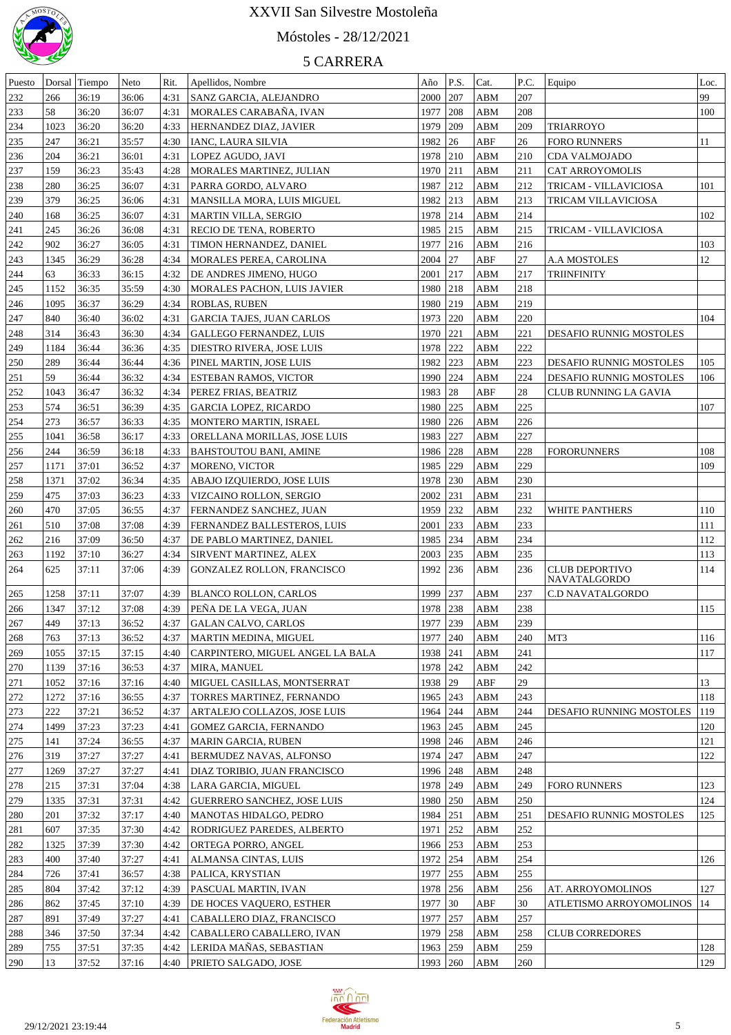# XXVII San Silvestre Mostoleña

## Móstoles - 28/12/2021

## 5 CARRERA

| Puesto | Dorsal | Tiempo | Neto | Rit. | Apellidos, Nombre | Año | P.S. | Cat. | P.C. | Equipo | Loc. |
|---|---|---|---|---|---|---|---|---|---|---|---|
| 232 | 266 | 36:19 | 36:06 | 4:31 | SANZ GARCIA, ALEJANDRO | 2000 | 207 | ABM | 207 | | 99 |
| 233 | 58 | 36:20 | 36:07 | 4:31 | MORALES CARABAÑA, IVAN | 1977 | 208 | ABM | 208 | | 100 |
| 234 | 1023 | 36:20 | 36:20 | 4:33 | HERNANDEZ DIAZ, JAVIER | 1979 | 209 | ABM | 209 | TRIARROYO | |
| 235 | 247 | 36:21 | 35:57 | 4:30 | IANC, LAURA SILVIA | 1982 | 26 | ABF | 26 | FORO RUNNERS | 11 |
| 236 | 204 | 36:21 | 36:01 | 4:31 | LOPEZ AGUDO, JAVI | 1978 | 210 | ABM | 210 | CDA VALMOJADO | |
| 237 | 159 | 36:23 | 35:43 | 4:28 | MORALES MARTINEZ, JULIAN | 1970 | 211 | ABM | 211 | CAT ARROYOMOLIS | |
| 238 | 280 | 36:25 | 36:07 | 4:31 | PARRA GORDO, ALVARO | 1987 | 212 | ABM | 212 | TRICAM - VILLAVICIOSA | 101 |
| 239 | 379 | 36:25 | 36:06 | 4:31 | MANSILLA MORA, LUIS MIGUEL | 1982 | 213 | ABM | 213 | TRICAM VILLAVICIOSA | |
| 240 | 168 | 36:25 | 36:07 | 4:31 | MARTIN VILLA, SERGIO | 1978 | 214 | ABM | 214 | | 102 |
| 241 | 245 | 36:26 | 36:08 | 4:31 | RECIO DE TENA, ROBERTO | 1985 | 215 | ABM | 215 | TRICAM - VILLAVICIOSA | |
| 242 | 902 | 36:27 | 36:05 | 4:31 | TIMON HERNANDEZ, DANIEL | 1977 | 216 | ABM | 216 | | 103 |
| 243 | 1345 | 36:29 | 36:28 | 4:34 | MORALES PEREA, CAROLINA | 2004 | 27 | ABF | 27 | A.A MOSTOLES | 12 |
| 244 | 63 | 36:33 | 36:15 | 4:32 | DE ANDRES JIMENO, HUGO | 2001 | 217 | ABM | 217 | TRIINFINITY | |
| 245 | 1152 | 36:35 | 35:59 | 4:30 | MORALES PACHON, LUIS JAVIER | 1980 | 218 | ABM | 218 | | |
| 246 | 1095 | 36:37 | 36:29 | 4:34 | ROBLAS, RUBEN | 1980 | 219 | ABM | 219 | | |
| 247 | 840 | 36:40 | 36:02 | 4:31 | GARCIA TAJES, JUAN CARLOS | 1973 | 220 | ABM | 220 | | 104 |
| 248 | 314 | 36:43 | 36:30 | 4:34 | GALLEGO FERNANDEZ, LUIS | 1970 | 221 | ABM | 221 | DESAFIO RUNNIG MOSTOLES | |
| 249 | 1184 | 36:44 | 36:36 | 4:35 | DIESTRO RIVERA, JOSE LUIS | 1978 | 222 | ABM | 222 | | |
| 250 | 289 | 36:44 | 36:44 | 4:36 | PINEL MARTIN, JOSE LUIS | 1982 | 223 | ABM | 223 | DESAFIO RUNNIG MOSTOLES | 105 |
| 251 | 59 | 36:44 | 36:32 | 4:34 | ESTEBAN RAMOS, VICTOR | 1990 | 224 | ABM | 224 | DESAFIO RUNNIG MOSTOLES | 106 |
| 252 | 1043 | 36:47 | 36:32 | 4:34 | PEREZ FRIAS, BEATRIZ | 1983 | 28 | ABF | 28 | CLUB RUNNING LA GAVIA | |
| 253 | 574 | 36:51 | 36:39 | 4:35 | GARCIA LOPEZ, RICARDO | 1980 | 225 | ABM | 225 | | 107 |
| 254 | 273 | 36:57 | 36:33 | 4:35 | MONTERO MARTIN, ISRAEL | 1980 | 226 | ABM | 226 | | |
| 255 | 1041 | 36:58 | 36:17 | 4:33 | ORELLANA MORILLAS, JOSE LUIS | 1983 | 227 | ABM | 227 | | |
| 256 | 244 | 36:59 | 36:18 | 4:33 | BAHSTOUTOU BANI, AMINE | 1986 | 228 | ABM | 228 | FORORUNNERS | 108 |
| 257 | 1171 | 37:01 | 36:52 | 4:37 | MORENO, VICTOR | 1985 | 229 | ABM | 229 | | 109 |
| 258 | 1371 | 37:02 | 36:34 | 4:35 | ABAJO IZQUIERDO, JOSE LUIS | 1978 | 230 | ABM | 230 | | |
| 259 | 475 | 37:03 | 36:23 | 4:33 | VIZCAINO ROLLON, SERGIO | 2002 | 231 | ABM | 231 | | |
| 260 | 470 | 37:05 | 36:55 | 4:37 | FERNANDEZ SANCHEZ, JUAN | 1959 | 232 | ABM | 232 | WHITE PANTHERS | 110 |
| 261 | 510 | 37:08 | 37:08 | 4:39 | FERNANDEZ BALLESTEROS, LUIS | 2001 | 233 | ABM | 233 | | 111 |
| 262 | 216 | 37:09 | 36:50 | 4:37 | DE PABLO MARTINEZ, DANIEL | 1985 | 234 | ABM | 234 | | 112 |
| 263 | 1192 | 37:10 | 36:27 | 4:34 | SIRVENT MARTINEZ, ALEX | 2003 | 235 | ABM | 235 | | 113 |
| 264 | 625 | 37:11 | 37:06 | 4:39 | GONZALEZ ROLLON, FRANCISCO | 1992 | 236 | ABM | 236 | CLUB DEPORTIVO NAVATALGORDO | 114 |
| 265 | 1258 | 37:11 | 37:07 | 4:39 | BLANCO ROLLON, CARLOS | 1999 | 237 | ABM | 237 | C.D NAVATALGORDO | |
| 266 | 1347 | 37:12 | 37:08 | 4:39 | PEÑA DE LA VEGA, JUAN | 1978 | 238 | ABM | 238 | | 115 |
| 267 | 449 | 37:13 | 36:52 | 4:37 | GALAN CALVO, CARLOS | 1977 | 239 | ABM | 239 | | |
| 268 | 763 | 37:13 | 36:52 | 4:37 | MARTIN MEDINA, MIGUEL | 1977 | 240 | ABM | 240 | MT3 | 116 |
| 269 | 1055 | 37:15 | 37:15 | 4:40 | CARPINTERO, MIGUEL ANGEL LA BALA | 1938 | 241 | ABM | 241 | | 117 |
| 270 | 1139 | 37:16 | 36:53 | 4:37 | MIRA, MANUEL | 1978 | 242 | ABM | 242 | | |
| 271 | 1052 | 37:16 | 37:16 | 4:40 | MIGUEL CASILLAS, MONTSERRAT | 1938 | 29 | ABF | 29 | | 13 |
| 272 | 1272 | 37:16 | 36:55 | 4:37 | TORRES MARTINEZ, FERNANDO | 1965 | 243 | ABM | 243 | | 118 |
| 273 | 222 | 37:21 | 36:52 | 4:37 | ARTALEJO COLLAZOS, JOSE LUIS | 1964 | 244 | ABM | 244 | DESAFIO RUNNING MOSTOLES | 119 |
| 274 | 1499 | 37:23 | 37:23 | 4:41 | GOMEZ GARCIA, FERNANDO | 1963 | 245 | ABM | 245 | | 120 |
| 275 | 141 | 37:24 | 36:55 | 4:37 | MARIN GARCIA, RUBEN | 1998 | 246 | ABM | 246 | | 121 |
| 276 | 319 | 37:27 | 37:27 | 4:41 | BERMUDEZ NAVAS, ALFONSO | 1974 | 247 | ABM | 247 | | 122 |
| 277 | 1269 | 37:27 | 37:27 | 4:41 | DIAZ TORIBIO, JUAN FRANCISCO | 1996 | 248 | ABM | 248 | | |
| 278 | 215 | 37:31 | 37:04 | 4:38 | LARA GARCIA, MIGUEL | 1978 | 249 | ABM | 249 | FORO RUNNERS | 123 |
| 279 | 1335 | 37:31 | 37:31 | 4:42 | GUERRERO SANCHEZ, JOSE LUIS | 1980 | 250 | ABM | 250 | | 124 |
| 280 | 201 | 37:32 | 37:17 | 4:40 | MANOTAS HIDALGO, PEDRO | 1984 | 251 | ABM | 251 | DESAFIO RUNNIG MOSTOLES | 125 |
| 281 | 607 | 37:35 | 37:30 | 4:42 | RODRIGUEZ PAREDES, ALBERTO | 1971 | 252 | ABM | 252 | | |
| 282 | 1325 | 37:39 | 37:30 | 4:42 | ORTEGA PORRO, ANGEL | 1966 | 253 | ABM | 253 | | |
| 283 | 400 | 37:40 | 37:27 | 4:41 | ALMANSA CINTAS, LUIS | 1972 | 254 | ABM | 254 | | 126 |
| 284 | 726 | 37:41 | 36:57 | 4:38 | PALICA, KRYSTIAN | 1977 | 255 | ABM | 255 | | |
| 285 | 804 | 37:42 | 37:12 | 4:39 | PASCUAL MARTIN, IVAN | 1978 | 256 | ABM | 256 | AT. ARROYOMOLINOS | 127 |
| 286 | 862 | 37:45 | 37:10 | 4:39 | DE HOCES VAQUERO, ESTHER | 1977 | 30 | ABF | 30 | ATLETISMO ARROYOMOLINOS | 14 |
| 287 | 891 | 37:49 | 37:27 | 4:41 | CABALLERO DIAZ, FRANCISCO | 1977 | 257 | ABM | 257 | | |
| 288 | 346 | 37:50 | 37:34 | 4:42 | CABALLERO CABALLERO, IVAN | 1979 | 258 | ABM | 258 | CLUB CORREDORES | |
| 289 | 755 | 37:51 | 37:35 | 4:42 | LERIDA MAÑAS, SEBASTIAN | 1963 | 259 | ABM | 259 | | 128 |
| 290 | 13 | 37:52 | 37:16 | 4:40 | PRIETO SALGADO, JOSE | 1993 | 260 | ABM | 260 | | 129 |

29/12/2021 23:19:44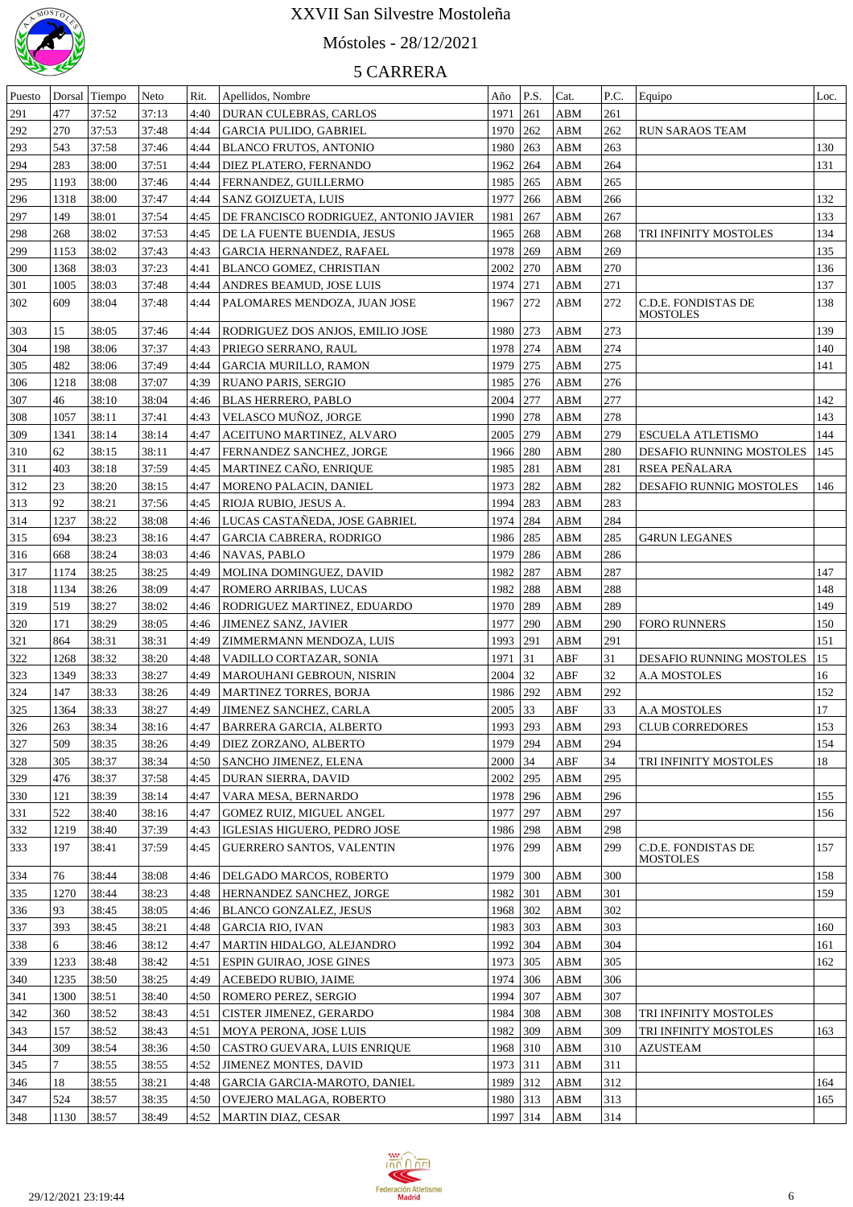# XXVII San Silvestre Mostoleña

Móstoles - 28/12/2021

## 5 CARRERA

| Puesto | Dorsal | Tiempo | Neto | Rit. | Apellidos, Nombre | Año | P.S. | Cat. | P.C. | Equipo | Loc. |
|---|---|---|---|---|---|---|---|---|---|---|---|
| 291 | 477 | 37:52 | 37:13 | 4:40 | DURAN CULEBRAS, CARLOS | 1971 | 261 | ABM | 261 | | |
| 292 | 270 | 37:53 | 37:48 | 4:44 | GARCIA PULIDO, GABRIEL | 1970 | 262 | ABM | 262 | RUN SARAOS TEAM | |
| 293 | 543 | 37:58 | 37:46 | 4:44 | BLANCO FRUTOS, ANTONIO | 1980 | 263 | ABM | 263 | | 130 |
| 294 | 283 | 38:00 | 37:51 | 4:44 | DIEZ PLATERO, FERNANDO | 1962 | 264 | ABM | 264 | | 131 |
| 295 | 1193 | 38:00 | 37:46 | 4:44 | FERNANDEZ, GUILLERMO | 1985 | 265 | ABM | 265 | | |
| 296 | 1318 | 38:00 | 37:47 | 4:44 | SANZ GOIZUETA, LUIS | 1977 | 266 | ABM | 266 | | 132 |
| 297 | 149 | 38:01 | 37:54 | 4:45 | DE FRANCISCO RODRIGUEZ, ANTONIO JAVIER | 1981 | 267 | ABM | 267 | | 133 |
| 298 | 268 | 38:02 | 37:53 | 4:45 | DE LA FUENTE BUENDIA, JESUS | 1965 | 268 | ABM | 268 | TRI INFINITY MOSTOLES | 134 |
| 299 | 1153 | 38:02 | 37:43 | 4:43 | GARCIA HERNANDEZ, RAFAEL | 1978 | 269 | ABM | 269 | | 135 |
| 300 | 1368 | 38:03 | 37:23 | 4:41 | BLANCO GOMEZ, CHRISTIAN | 2002 | 270 | ABM | 270 | | 136 |
| 301 | 1005 | 38:03 | 37:48 | 4:44 | ANDRES BEAMUD, JOSE LUIS | 1974 | 271 | ABM | 271 | | 137 |
| 302 | 609 | 38:04 | 37:48 | 4:44 | PALOMARES MENDOZA, JUAN JOSE | 1967 | 272 | ABM | 272 | C.D.E. FONDISTAS DE MOSTOLES | 138 |
| 303 | 15 | 38:05 | 37:46 | 4:44 | RODRIGUEZ DOS ANJOS, EMILIO JOSE | 1980 | 273 | ABM | 273 | | 139 |
| 304 | 198 | 38:06 | 37:37 | 4:43 | PRIEGO SERRANO, RAUL | 1978 | 274 | ABM | 274 | | 140 |
| 305 | 482 | 38:06 | 37:49 | 4:44 | GARCIA MURILLO, RAMON | 1979 | 275 | ABM | 275 | | 141 |
| 306 | 1218 | 38:08 | 37:07 | 4:39 | RUANO PARIS, SERGIO | 1985 | 276 | ABM | 276 | | |
| 307 | 46 | 38:10 | 38:04 | 4:46 | BLAS HERRERO, PABLO | 2004 | 277 | ABM | 277 | | 142 |
| 308 | 1057 | 38:11 | 37:41 | 4:43 | VELASCO MUÑOZ, JORGE | 1990 | 278 | ABM | 278 | | 143 |
| 309 | 1341 | 38:14 | 38:14 | 4:47 | ACEITUNO MARTINEZ, ALVARO | 2005 | 279 | ABM | 279 | ESCUELA ATLETISMO | 144 |
| 310 | 62 | 38:15 | 38:11 | 4:47 | FERNANDEZ SANCHEZ, JORGE | 1966 | 280 | ABM | 280 | DESAFIO RUNNING MOSTOLES | 145 |
| 311 | 403 | 38:18 | 37:59 | 4:45 | MARTINEZ CAÑO, ENRIQUE | 1985 | 281 | ABM | 281 | RSEA PEÑALARA | |
| 312 | 23 | 38:20 | 38:15 | 4:47 | MORENO PALACIN, DANIEL | 1973 | 282 | ABM | 282 | DESAFIO RUNNIG MOSTOLES | 146 |
| 313 | 92 | 38:21 | 37:56 | 4:45 | RIOJA RUBIO, JESUS A. | 1994 | 283 | ABM | 283 | | |
| 314 | 1237 | 38:22 | 38:08 | 4:46 | LUCAS CASTAÑEDA, JOSE GABRIEL | 1974 | 284 | ABM | 284 | | |
| 315 | 694 | 38:23 | 38:16 | 4:47 | GARCIA CABRERA, RODRIGO | 1986 | 285 | ABM | 285 | G4RUN LEGANES | |
| 316 | 668 | 38:24 | 38:03 | 4:46 | NAVAS, PABLO | 1979 | 286 | ABM | 286 | | |
| 317 | 1174 | 38:25 | 38:25 | 4:49 | MOLINA DOMINGUEZ, DAVID | 1982 | 287 | ABM | 287 | | 147 |
| 318 | 1134 | 38:26 | 38:09 | 4:47 | ROMERO ARRIBAS, LUCAS | 1982 | 288 | ABM | 288 | | 148 |
| 319 | 519 | 38:27 | 38:02 | 4:46 | RODRIGUEZ MARTINEZ, EDUARDO | 1970 | 289 | ABM | 289 | | 149 |
| 320 | 171 | 38:29 | 38:05 | 4:46 | JIMENEZ SANZ, JAVIER | 1977 | 290 | ABM | 290 | FORO RUNNERS | 150 |
| 321 | 864 | 38:31 | 38:31 | 4:49 | ZIMMERMANN MENDOZA, LUIS | 1993 | 291 | ABM | 291 | | 151 |
| 322 | 1268 | 38:32 | 38:20 | 4:48 | VADILLO CORTAZAR, SONIA | 1971 | 31 | ABF | 31 | DESAFIO RUNNING MOSTOLES | 15 |
| 323 | 1349 | 38:33 | 38:27 | 4:49 | MAROUHANI GEBROUN, NISRIN | 2004 | 32 | ABF | 32 | A.A MOSTOLES | 16 |
| 324 | 147 | 38:33 | 38:26 | 4:49 | MARTINEZ TORRES, BORJA | 1986 | 292 | ABM | 292 | | 152 |
| 325 | 1364 | 38:33 | 38:27 | 4:49 | JIMENEZ SANCHEZ, CARLA | 2005 | 33 | ABF | 33 | A.A MOSTOLES | 17 |
| 326 | 263 | 38:34 | 38:16 | 4:47 | BARRERA GARCIA, ALBERTO | 1993 | 293 | ABM | 293 | CLUB CORREDORES | 153 |
| 327 | 509 | 38:35 | 38:26 | 4:49 | DIEZ ZORZANO, ALBERTO | 1979 | 294 | ABM | 294 | | 154 |
| 328 | 305 | 38:37 | 38:34 | 4:50 | SANCHO JIMENEZ, ELENA | 2000 | 34 | ABF | 34 | TRI INFINITY MOSTOLES | 18 |
| 329 | 476 | 38:37 | 37:58 | 4:45 | DURAN SIERRA, DAVID | 2002 | 295 | ABM | 295 | | |
| 330 | 121 | 38:39 | 38:14 | 4:47 | VARA MESA, BERNARDO | 1978 | 296 | ABM | 296 | | 155 |
| 331 | 522 | 38:40 | 38:16 | 4:47 | GOMEZ RUIZ, MIGUEL ANGEL | 1977 | 297 | ABM | 297 | | 156 |
| 332 | 1219 | 38:40 | 37:39 | 4:43 | IGLESIAS HIGUERO, PEDRO JOSE | 1986 | 298 | ABM | 298 | | |
| 333 | 197 | 38:41 | 37:59 | 4:45 | GUERRERO SANTOS, VALENTIN | 1976 | 299 | ABM | 299 | C.D.E. FONDISTAS DE MOSTOLES | 157 |
| 334 | 76 | 38:44 | 38:08 | 4:46 | DELGADO MARCOS, ROBERTO | 1979 | 300 | ABM | 300 | | 158 |
| 335 | 1270 | 38:44 | 38:23 | 4:48 | HERNANDEZ SANCHEZ, JORGE | 1982 | 301 | ABM | 301 | | 159 |
| 336 | 93 | 38:45 | 38:05 | 4:46 | BLANCO GONZALEZ, JESUS | 1968 | 302 | ABM | 302 | | |
| 337 | 393 | 38:45 | 38:21 | 4:48 | GARCIA RIO, IVAN | 1983 | 303 | ABM | 303 | | 160 |
| 338 | 6 | 38:46 | 38:12 | 4:47 | MARTIN HIDALGO, ALEJANDRO | 1992 | 304 | ABM | 304 | | 161 |
| 339 | 1233 | 38:48 | 38:42 | 4:51 | ESPIN GUIRAO, JOSE GINES | 1973 | 305 | ABM | 305 | | 162 |
| 340 | 1235 | 38:50 | 38:25 | 4:49 | ACEBEDO RUBIO, JAIME | 1974 | 306 | ABM | 306 | | |
| 341 | 1300 | 38:51 | 38:40 | 4:50 | ROMERO PEREZ, SERGIO | 1994 | 307 | ABM | 307 | | |
| 342 | 360 | 38:52 | 38:43 | 4:51 | CISTER JIMENEZ, GERARDO | 1984 | 308 | ABM | 308 | TRI INFINITY MOSTOLES | |
| 343 | 157 | 38:52 | 38:43 | 4:51 | MOYA PERONA, JOSE LUIS | 1982 | 309 | ABM | 309 | TRI INFINITY MOSTOLES | 163 |
| 344 | 309 | 38:54 | 38:36 | 4:50 | CASTRO GUEVARA, LUIS ENRIQUE | 1968 | 310 | ABM | 310 | AZUSTEAM | |
| 345 | 7 | 38:55 | 38:55 | 4:52 | JIMENEZ MONTES, DAVID | 1973 | 311 | ABM | 311 | | |
| 346 | 18 | 38:55 | 38:21 | 4:48 | GARCIA GARCIA-MAROTO, DANIEL | 1989 | 312 | ABM | 312 | | 164 |
| 347 | 524 | 38:57 | 38:35 | 4:50 | OVEJERO MALAGA, ROBERTO | 1980 | 313 | ABM | 313 | | 165 |
| 348 | 1130 | 38:57 | 38:49 | 4:52 | MARTIN DIAZ, CESAR | 1997 | 314 | ABM | 314 | | |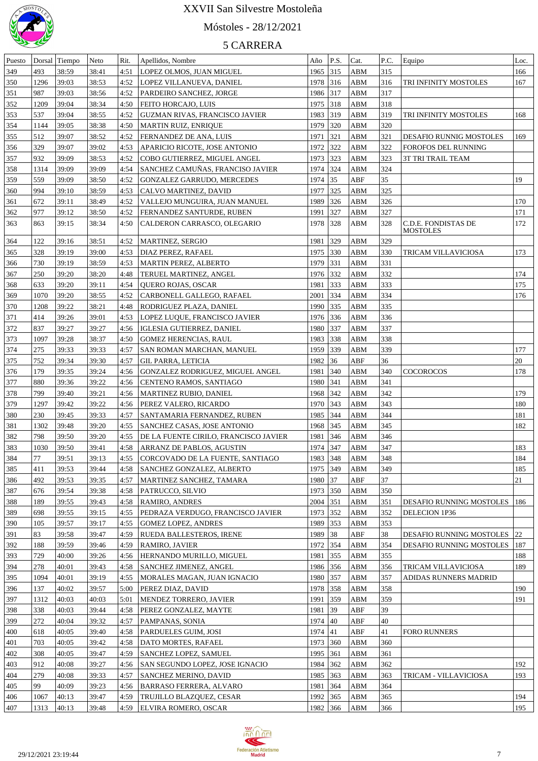# XXVII San Silvestre Mostoleña

## Móstoles - 28/12/2021

### 5 CARRERA

| Puesto | Dorsal | Tiempo | Neto | Rit. | Apellidos, Nombre | Año | P.S. | Cat. | P.C. | Equipo | Loc. |
|---|---|---|---|---|---|---|---|---|---|---|---|
| 349 | 493 | 38:59 | 38:41 | 4:51 | LOPEZ OLMOS, JUAN MIGUEL | 1965 | 315 | ABM | 315 | | 166 |
| 350 | 1296 | 39:03 | 38:53 | 4:52 | LOPEZ VILLANUEVA, DANIEL | 1978 | 316 | ABM | 316 | TRI INFINITY MOSTOLES | 167 |
| 351 | 987 | 39:03 | 38:56 | 4:52 | PARDEIRO SANCHEZ, JORGE | 1986 | 317 | ABM | 317 | | |
| 352 | 1209 | 39:04 | 38:34 | 4:50 | FEITO HORCAJO, LUIS | 1975 | 318 | ABM | 318 | | |
| 353 | 537 | 39:04 | 38:55 | 4:52 | GUZMAN RIVAS, FRANCISCO JAVIER | 1983 | 319 | ABM | 319 | TRI INFINITY MOSTOLES | 168 |
| 354 | 1144 | 39:05 | 38:38 | 4:50 | MARTIN RUIZ, ENRIQUE | 1979 | 320 | ABM | 320 | | |
| 355 | 512 | 39:07 | 38:52 | 4:52 | FERNANDEZ DE ANA, LUIS | 1971 | 321 | ABM | 321 | DESAFIO RUNNIG MOSTOLES | 169 |
| 356 | 329 | 39:07 | 39:02 | 4:53 | APARICIO RICOTE, JOSE ANTONIO | 1972 | 322 | ABM | 322 | FOROFOS DEL RUNNING | |
| 357 | 932 | 39:09 | 38:53 | 4:52 | COBO GUTIERREZ, MIGUEL ANGEL | 1973 | 323 | ABM | 323 | 3T TRI TRAIL TEAM | |
| 358 | 1314 | 39:09 | 39:09 | 4:54 | SANCHEZ CAMUÑAS, FRANCISO JAVIER | 1974 | 324 | ABM | 324 | | |
| 359 | 559 | 39:09 | 38:50 | 4:52 | GONZALEZ GARRUDO, MERCEDES | 1974 | 35 | ABF | 35 | | 19 |
| 360 | 994 | 39:10 | 38:59 | 4:53 | CALVO MARTINEZ, DAVID | 1977 | 325 | ABM | 325 | | |
| 361 | 672 | 39:11 | 38:49 | 4:52 | VALLEJO MUNGUIRA, JUAN MANUEL | 1989 | 326 | ABM | 326 | | 170 |
| 362 | 977 | 39:12 | 38:50 | 4:52 | FERNANDEZ SANTURDE, RUBEN | 1991 | 327 | ABM | 327 | | 171 |
| 363 | 863 | 39:15 | 38:34 | 4:50 | CALDERON CARRASCO, OLEGARIO | 1978 | 328 | ABM | 328 | C.D.E. FONDISTAS DE MOSTOLES | 172 |
| 364 | 122 | 39:16 | 38:51 | 4:52 | MARTINEZ, SERGIO | 1981 | 329 | ABM | 329 | | |
| 365 | 328 | 39:19 | 39:00 | 4:53 | DIAZ PEREZ, RAFAEL | 1975 | 330 | ABM | 330 | TRICAM VILLAVICIOSA | 173 |
| 366 | 730 | 39:19 | 38:59 | 4:53 | MARTIN PEREZ, ALBERTO | 1979 | 331 | ABM | 331 | | |
| 367 | 250 | 39:20 | 38:20 | 4:48 | TERUEL MARTINEZ, ANGEL | 1976 | 332 | ABM | 332 | | 174 |
| 368 | 633 | 39:20 | 39:11 | 4:54 | QUERO ROJAS, OSCAR | 1981 | 333 | ABM | 333 | | 175 |
| 369 | 1070 | 39:20 | 38:55 | 4:52 | CARBONELL GALLEGO, RAFAEL | 2001 | 334 | ABM | 334 | | 176 |
| 370 | 1208 | 39:22 | 38:21 | 4:48 | RODRIGUEZ PLAZA, DANIEL | 1990 | 335 | ABM | 335 | | |
| 371 | 414 | 39:26 | 39:01 | 4:53 | LOPEZ LUQUE, FRANCISCO JAVIER | 1976 | 336 | ABM | 336 | | |
| 372 | 837 | 39:27 | 39:27 | 4:56 | IGLESIA GUTIERREZ, DANIEL | 1980 | 337 | ABM | 337 | | |
| 373 | 1097 | 39:28 | 38:37 | 4:50 | GOMEZ HERENCIAS, RAUL | 1983 | 338 | ABM | 338 | | |
| 374 | 275 | 39:33 | 39:33 | 4:57 | SAN ROMAN MARCHAN, MANUEL | 1959 | 339 | ABM | 339 | | 177 |
| 375 | 752 | 39:34 | 39:30 | 4:57 | GIL PARRA, LETICIA | 1982 | 36 | ABF | 36 | | 20 |
| 376 | 179 | 39:35 | 39:24 | 4:56 | GONZALEZ RODRIGUEZ, MIGUEL ANGEL | 1981 | 340 | ABM | 340 | COCOROCOS | 178 |
| 377 | 880 | 39:36 | 39:22 | 4:56 | CENTENO RAMOS, SANTIAGO | 1980 | 341 | ABM | 341 | | |
| 378 | 799 | 39:40 | 39:21 | 4:56 | MARTINEZ RUBIO, DANIEL | 1968 | 342 | ABM | 342 | | 179 |
| 379 | 1297 | 39:42 | 39:22 | 4:56 | PEREZ VALERO, RICARDO | 1970 | 343 | ABM | 343 | | 180 |
| 380 | 230 | 39:45 | 39:33 | 4:57 | SANTAMARIA FERNANDEZ, RUBEN | 1985 | 344 | ABM | 344 | | 181 |
| 381 | 1302 | 39:48 | 39:20 | 4:55 | SANCHEZ CASAS, JOSE ANTONIO | 1968 | 345 | ABM | 345 | | 182 |
| 382 | 798 | 39:50 | 39:20 | 4:55 | DE LA FUENTE CIRILO, FRANCISCO JAVIER | 1981 | 346 | ABM | 346 | | |
| 383 | 1030 | 39:50 | 39:41 | 4:58 | ARRANZ DE PABLOS, AGUSTIN | 1974 | 347 | ABM | 347 | | 183 |
| 384 | 77 | 39:51 | 39:13 | 4:55 | CORCOVADO DE LA FUENTE, SANTIAGO | 1983 | 348 | ABM | 348 | | 184 |
| 385 | 411 | 39:53 | 39:44 | 4:58 | SANCHEZ GONZALEZ, ALBERTO | 1975 | 349 | ABM | 349 | | 185 |
| 386 | 492 | 39:53 | 39:35 | 4:57 | MARTINEZ SANCHEZ, TAMARA | 1980 | 37 | ABF | 37 | | 21 |
| 387 | 676 | 39:54 | 39:38 | 4:58 | PATRUCCO, SILVIO | 1973 | 350 | ABM | 350 | | |
| 388 | 189 | 39:55 | 39:43 | 4:58 | RAMIRO, ANDRES | 2004 | 351 | ABM | 351 | DESAFIO RUNNING MOSTOLES | 186 |
| 389 | 698 | 39:55 | 39:15 | 4:55 | PEDRAZA VERDUGO, FRANCISCO JAVIER | 1973 | 352 | ABM | 352 | DELECION 1P36 | |
| 390 | 105 | 39:57 | 39:17 | 4:55 | GOMEZ LOPEZ, ANDRES | 1989 | 353 | ABM | 353 | | |
| 391 | 83 | 39:58 | 39:47 | 4:59 | RUEDA BALLESTEROS, IRENE | 1989 | 38 | ABF | 38 | DESAFIO RUNNING MOSTOLES | 22 |
| 392 | 188 | 39:59 | 39:46 | 4:59 | RAMIRO, JAVIER | 1972 | 354 | ABM | 354 | DESAFIO RUNNING MOSTOLES | 187 |
| 393 | 729 | 40:00 | 39:26 | 4:56 | HERNANDO MURILLO, MIGUEL | 1981 | 355 | ABM | 355 | | 188 |
| 394 | 278 | 40:01 | 39:43 | 4:58 | SANCHEZ JIMENEZ, ANGEL | 1986 | 356 | ABM | 356 | TRICAM VILLAVICIOSA | 189 |
| 395 | 1094 | 40:01 | 39:19 | 4:55 | MORALES MAGAN, JUAN IGNACIO | 1980 | 357 | ABM | 357 | ADIDAS RUNNERS MADRID | |
| 396 | 137 | 40:02 | 39:57 | 5:00 | PEREZ DIAZ, DAVID | 1978 | 358 | ABM | 358 | | 190 |
| 397 | 1312 | 40:03 | 40:03 | 5:01 | MENDEZ TORRERO, JAVIER | 1991 | 359 | ABM | 359 | | 191 |
| 398 | 338 | 40:03 | 39:44 | 4:58 | PEREZ GONZALEZ, MAYTE | 1981 | 39 | ABF | 39 | | |
| 399 | 272 | 40:04 | 39:32 | 4:57 | PAMPANAS, SONIA | 1974 | 40 | ABF | 40 | | |
| 400 | 618 | 40:05 | 39:40 | 4:58 | PARDUELES GUIM, JOSI | 1974 | 41 | ABF | 41 | FORO RUNNERS | |
| 401 | 703 | 40:05 | 39:42 | 4:58 | DATO MORTES, RAFAEL | 1973 | 360 | ABM | 360 | | |
| 402 | 308 | 40:05 | 39:47 | 4:59 | SANCHEZ LOPEZ, SAMUEL | 1995 | 361 | ABM | 361 | | |
| 403 | 912 | 40:08 | 39:27 | 4:56 | SAN SEGUNDO LOPEZ, JOSE IGNACIO | 1984 | 362 | ABM | 362 | | 192 |
| 404 | 279 | 40:08 | 39:33 | 4:57 | SANCHEZ MERINO, DAVID | 1985 | 363 | ABM | 363 | TRICAM - VILLAVICIOSA | 193 |
| 405 | 99 | 40:09 | 39:23 | 4:56 | BARRASO FERRERA, ALVARO | 1981 | 364 | ABM | 364 | | |
| 406 | 1067 | 40:13 | 39:47 | 4:59 | TRUJILLO BLAZQUEZ, CESAR | 1992 | 365 | ABM | 365 | | 194 |
| 407 | 1313 | 40:13 | 39:48 | 4:59 | ELVIRA ROMERO, OSCAR | 1982 | 366 | ABM | 366 | | 195 |

29/12/2021 23:19:44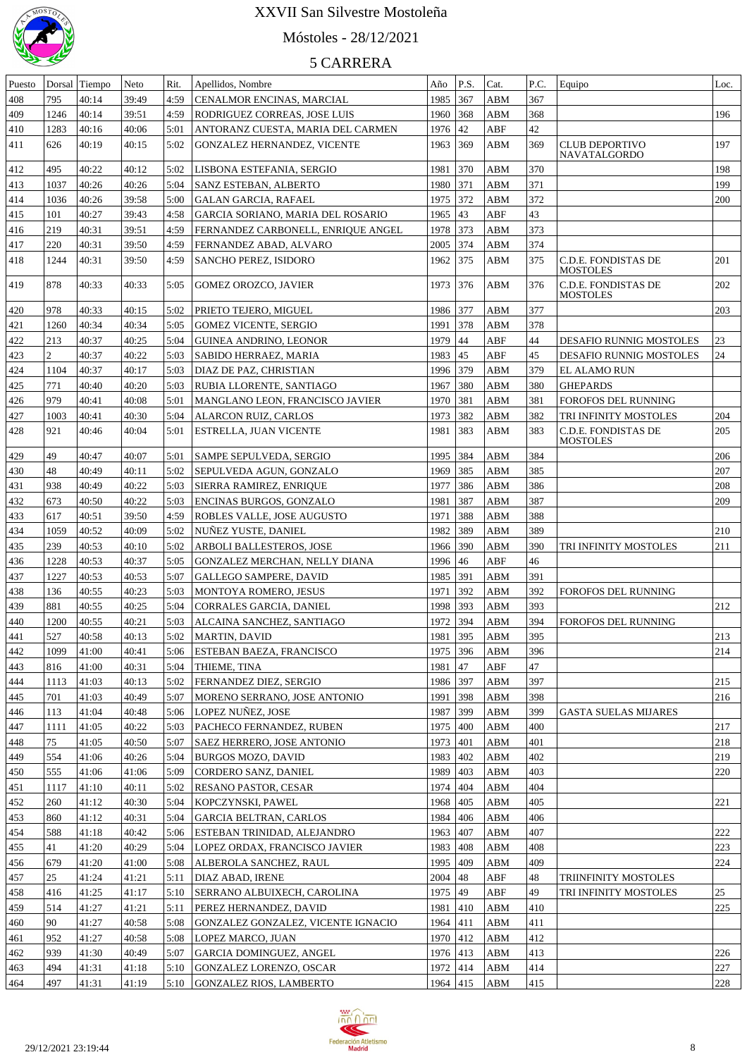# XXVII San Silvestre Mostoleña

## Móstoles - 28/12/2021

### 5 CARRERA

| Puesto | Dorsal | Tiempo | Neto | Rit. | Apellidos, Nombre | Año | P.S. | Cat. | P.C. | Equipo | Loc. |
|---|---|---|---|---|---|---|---|---|---|---|---|
| 408 | 795 | 40:14 | 39:49 | 4:59 | CENALMOR ENCINAS, MARCIAL | 1985 | 367 | ABM | 367 | | |
| 409 | 1246 | 40:14 | 39:51 | 4:59 | RODRIGUEZ CORREAS, JOSE LUIS | 1960 | 368 | ABM | 368 | | 196 |
| 410 | 1283 | 40:16 | 40:06 | 5:01 | ANTORANZ CUESTA, MARIA DEL CARMEN | 1976 | 42 | ABF | 42 | | |
| 411 | 626 | 40:19 | 40:15 | 5:02 | GONZALEZ HERNANDEZ, VICENTE | 1963 | 369 | ABM | 369 | CLUB DEPORTIVO NAVATALGORDO | 197 |
| 412 | 495 | 40:22 | 40:12 | 5:02 | LISBONA ESTEFANIA, SERGIO | 1981 | 370 | ABM | 370 | | 198 |
| 413 | 1037 | 40:26 | 40:26 | 5:04 | SANZ ESTEBAN, ALBERTO | 1980 | 371 | ABM | 371 | | 199 |
| 414 | 1036 | 40:26 | 39:58 | 5:00 | GALAN GARCIA, RAFAEL | 1975 | 372 | ABM | 372 | | 200 |
| 415 | 101 | 40:27 | 39:43 | 4:58 | GARCIA SORIANO, MARIA DEL ROSARIO | 1965 | 43 | ABF | 43 | | |
| 416 | 219 | 40:31 | 39:51 | 4:59 | FERNANDEZ CARBONELL, ENRIQUE ANGEL | 1978 | 373 | ABM | 373 | | |
| 417 | 220 | 40:31 | 39:50 | 4:59 | FERNANDEZ ABAD, ALVARO | 2005 | 374 | ABM | 374 | | |
| 418 | 1244 | 40:31 | 39:50 | 4:59 | SANCHO PEREZ, ISIDORO | 1962 | 375 | ABM | 375 | C.D.E. FONDISTAS DE MOSTOLES | 201 |
| 419 | 878 | 40:33 | 40:33 | 5:05 | GOMEZ OROZCO, JAVIER | 1973 | 376 | ABM | 376 | C.D.E. FONDISTAS DE MOSTOLES | 202 |
| 420 | 978 | 40:33 | 40:15 | 5:02 | PRIETO TEJERO, MIGUEL | 1986 | 377 | ABM | 377 | | 203 |
| 421 | 1260 | 40:34 | 40:34 | 5:05 | GOMEZ VICENTE, SERGIO | 1991 | 378 | ABM | 378 | | |
| 422 | 213 | 40:37 | 40:25 | 5:04 | GUINEA ANDRINO, LEONOR | 1979 | 44 | ABF | 44 | DESAFIO RUNNIG MOSTOLES | 23 |
| 423 | 2 | 40:37 | 40:22 | 5:03 | SABIDO HERRAEZ, MARIA | 1983 | 45 | ABF | 45 | DESAFIO RUNNIG MOSTOLES | 24 |
| 424 | 1104 | 40:37 | 40:17 | 5:03 | DIAZ DE PAZ, CHRISTIAN | 1996 | 379 | ABM | 379 | EL ALAMO RUN | |
| 425 | 771 | 40:40 | 40:20 | 5:03 | RUBIA LLORENTE, SANTIAGO | 1967 | 380 | ABM | 380 | GHEPARDS | |
| 426 | 979 | 40:41 | 40:08 | 5:01 | MANGLANO LEON, FRANCISCO JAVIER | 1970 | 381 | ABM | 381 | FOROFOS DEL RUNNING | |
| 427 | 1003 | 40:41 | 40:30 | 5:04 | ALARCON RUIZ, CARLOS | 1973 | 382 | ABM | 382 | TRI INFINITY MOSTOLES | 204 |
| 428 | 921 | 40:46 | 40:04 | 5:01 | ESTRELLA, JUAN VICENTE | 1981 | 383 | ABM | 383 | C.D.E. FONDISTAS DE MOSTOLES | 205 |
| 429 | 49 | 40:47 | 40:07 | 5:01 | SAMPE SEPULVEDA, SERGIO | 1995 | 384 | ABM | 384 | | 206 |
| 430 | 48 | 40:49 | 40:11 | 5:02 | SEPULVEDA AGUN, GONZALO | 1969 | 385 | ABM | 385 | | 207 |
| 431 | 938 | 40:49 | 40:22 | 5:03 | SIERRA RAMIREZ, ENRIQUE | 1977 | 386 | ABM | 386 | | 208 |
| 432 | 673 | 40:50 | 40:22 | 5:03 | ENCINAS BURGOS, GONZALO | 1981 | 387 | ABM | 387 | | 209 |
| 433 | 617 | 40:51 | 39:50 | 4:59 | ROBLES VALLE, JOSE AUGUSTO | 1971 | 388 | ABM | 388 | | |
| 434 | 1059 | 40:52 | 40:09 | 5:02 | NUÑEZ YUSTE, DANIEL | 1982 | 389 | ABM | 389 | | 210 |
| 435 | 239 | 40:53 | 40:10 | 5:02 | ARBOLI BALLESTEROS, JOSE | 1966 | 390 | ABM | 390 | TRI INFINITY MOSTOLES | 211 |
| 436 | 1228 | 40:53 | 40:37 | 5:05 | GONZALEZ MERCHAN, NELLY DIANA | 1996 | 46 | ABF | 46 | | |
| 437 | 1227 | 40:53 | 40:53 | 5:07 | GALLEGO SAMPERE, DAVID | 1985 | 391 | ABM | 391 | | |
| 438 | 136 | 40:55 | 40:23 | 5:03 | MONTOYA ROMERO, JESUS | 1971 | 392 | ABM | 392 | FOROFOS DEL RUNNING | |
| 439 | 881 | 40:55 | 40:25 | 5:04 | CORRALES GARCIA, DANIEL | 1998 | 393 | ABM | 393 | | 212 |
| 440 | 1200 | 40:55 | 40:21 | 5:03 | ALCAINA SANCHEZ, SANTIAGO | 1972 | 394 | ABM | 394 | FOROFOS DEL RUNNING | |
| 441 | 527 | 40:58 | 40:13 | 5:02 | MARTIN, DAVID | 1981 | 395 | ABM | 395 | | 213 |
| 442 | 1099 | 41:00 | 40:41 | 5:06 | ESTEBAN BAEZA, FRANCISCO | 1975 | 396 | ABM | 396 | | 214 |
| 443 | 816 | 41:00 | 40:31 | 5:04 | THIEME, TINA | 1981 | 47 | ABF | 47 | | |
| 444 | 1113 | 41:03 | 40:13 | 5:02 | FERNANDEZ DIEZ, SERGIO | 1986 | 397 | ABM | 397 | | 215 |
| 445 | 701 | 41:03 | 40:49 | 5:07 | MORENO SERRANO, JOSE ANTONIO | 1991 | 398 | ABM | 398 | | 216 |
| 446 | 113 | 41:04 | 40:48 | 5:06 | LOPEZ NUÑEZ, JOSE | 1987 | 399 | ABM | 399 | GASTA SUELAS MIJARES | |
| 447 | 1111 | 41:05 | 40:22 | 5:03 | PACHECO FERNANDEZ, RUBEN | 1975 | 400 | ABM | 400 | | 217 |
| 448 | 75 | 41:05 | 40:50 | 5:07 | SAEZ HERRERO, JOSE ANTONIO | 1973 | 401 | ABM | 401 | | 218 |
| 449 | 554 | 41:06 | 40:26 | 5:04 | BURGOS MOZO, DAVID | 1983 | 402 | ABM | 402 | | 219 |
| 450 | 555 | 41:06 | 41:06 | 5:09 | CORDERO SANZ, DANIEL | 1989 | 403 | ABM | 403 | | 220 |
| 451 | 1117 | 41:10 | 40:11 | 5:02 | RESANO PASTOR, CESAR | 1974 | 404 | ABM | 404 | | |
| 452 | 260 | 41:12 | 40:30 | 5:04 | KOPCZYNSKI, PAWEL | 1968 | 405 | ABM | 405 | | 221 |
| 453 | 860 | 41:12 | 40:31 | 5:04 | GARCIA BELTRAN, CARLOS | 1984 | 406 | ABM | 406 | | |
| 454 | 588 | 41:18 | 40:42 | 5:06 | ESTEBAN TRINIDAD, ALEJANDRO | 1963 | 407 | ABM | 407 | | 222 |
| 455 | 41 | 41:20 | 40:29 | 5:04 | LOPEZ ORDAX, FRANCISCO JAVIER | 1983 | 408 | ABM | 408 | | 223 |
| 456 | 679 | 41:20 | 41:00 | 5:08 | ALBEROLA SANCHEZ, RAUL | 1995 | 409 | ABM | 409 | | 224 |
| 457 | 25 | 41:24 | 41:21 | 5:11 | DIAZ ABAD, IRENE | 2004 | 48 | ABF | 48 | TRIINFINITY MOSTOLES | |
| 458 | 416 | 41:25 | 41:17 | 5:10 | SERRANO ALBUIXECH, CAROLINA | 1975 | 49 | ABF | 49 | TRI INFINITY MOSTOLES | 25 |
| 459 | 514 | 41:27 | 41:21 | 5:11 | PEREZ HERNANDEZ, DAVID | 1981 | 410 | ABM | 410 | | 225 |
| 460 | 90 | 41:27 | 40:58 | 5:08 | GONZALEZ GONZALEZ, VICENTE IGNACIO | 1964 | 411 | ABM | 411 | | |
| 461 | 952 | 41:27 | 40:58 | 5:08 | LOPEZ MARCO, JUAN | 1970 | 412 | ABM | 412 | | |
| 462 | 939 | 41:30 | 40:49 | 5:07 | GARCIA DOMINGUEZ, ANGEL | 1976 | 413 | ABM | 413 | | 226 |
| 463 | 494 | 41:31 | 41:18 | 5:10 | GONZALEZ LORENZO, OSCAR | 1972 | 414 | ABM | 414 | | 227 |
| 464 | 497 | 41:31 | 41:19 | 5:10 | GONZALEZ RIOS, LAMBERTO | 1964 | 415 | ABM | 415 | | 228 |

29/12/2021 23:19:44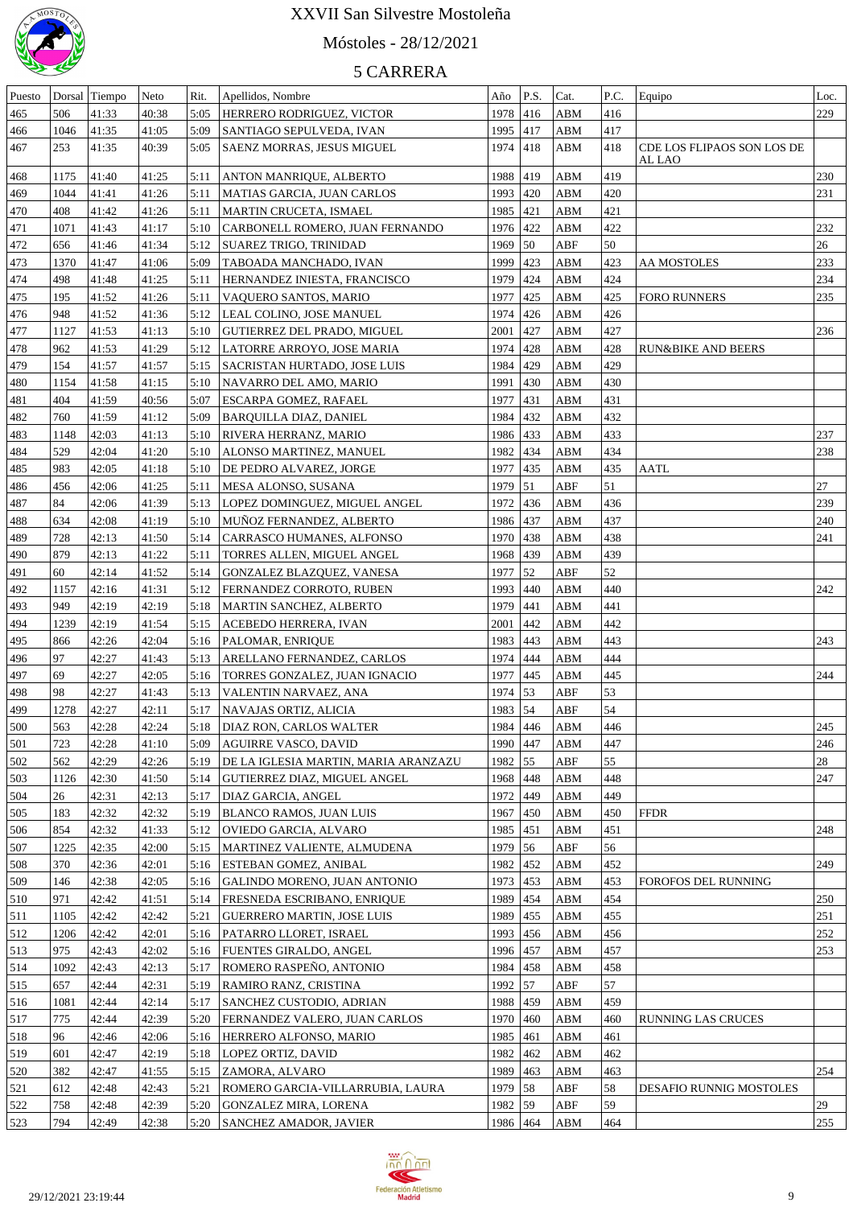# XXVII San Silvestre Mostoleña

Móstoles - 28/12/2021

## 5 CARRERA

| Puesto | Dorsal | Tiempo | Neto | Rit. | Apellidos, Nombre | Año | P.S. | Cat. | P.C. | Equipo | Loc. |
|---|---|---|---|---|---|---|---|---|---|---|---|
| 465 | 506 | 41:33 | 40:38 | 5:05 | HERRERO RODRIGUEZ, VICTOR | 1978 | 416 | ABM | 416 | | 229 |
| 466 | 1046 | 41:35 | 41:05 | 5:09 | SANTIAGO SEPULVEDA, IVAN | 1995 | 417 | ABM | 417 | | |
| 467 | 253 | 41:35 | 40:39 | 5:05 | SAENZ MORRAS, JESUS MIGUEL | 1974 | 418 | ABM | 418 | CDE LOS FLIPAOS SON LOS DE AL LAO | |
| 468 | 1175 | 41:40 | 41:25 | 5:11 | ANTON MANRIQUE, ALBERTO | 1988 | 419 | ABM | 419 | | 230 |
| 469 | 1044 | 41:41 | 41:26 | 5:11 | MATIAS GARCIA, JUAN CARLOS | 1993 | 420 | ABM | 420 | | 231 |
| 470 | 408 | 41:42 | 41:26 | 5:11 | MARTIN CRUCETA, ISMAEL | 1985 | 421 | ABM | 421 | | |
| 471 | 1071 | 41:43 | 41:17 | 5:10 | CARBONELL ROMERO, JUAN FERNANDO | 1976 | 422 | ABM | 422 | | 232 |
| 472 | 656 | 41:46 | 41:34 | 5:12 | SUAREZ TRIGO, TRINIDAD | 1969 | 50 | ABF | 50 | | 26 |
| 473 | 1370 | 41:47 | 41:06 | 5:09 | TABOADA MANCHADO, IVAN | 1999 | 423 | ABM | 423 | AA MOSTOLES | 233 |
| 474 | 498 | 41:48 | 41:25 | 5:11 | HERNANDEZ INIESTA, FRANCISCO | 1979 | 424 | ABM | 424 | | 234 |
| 475 | 195 | 41:52 | 41:26 | 5:11 | VAQUERO SANTOS, MARIO | 1977 | 425 | ABM | 425 | FORO RUNNERS | 235 |
| 476 | 948 | 41:52 | 41:36 | 5:12 | LEAL COLINO, JOSE MANUEL | 1974 | 426 | ABM | 426 | | |
| 477 | 1127 | 41:53 | 41:13 | 5:10 | GUTIERREZ DEL PRADO, MIGUEL | 2001 | 427 | ABM | 427 | | 236 |
| 478 | 962 | 41:53 | 41:29 | 5:12 | LATORRE ARROYO, JOSE MARIA | 1974 | 428 | ABM | 428 | RUN&BIKE AND BEERS | |
| 479 | 154 | 41:57 | 41:57 | 5:15 | SACRISTAN HURTADO, JOSE LUIS | 1984 | 429 | ABM | 429 | | |
| 480 | 1154 | 41:58 | 41:15 | 5:10 | NAVARRO DEL AMO, MARIO | 1991 | 430 | ABM | 430 | | |
| 481 | 404 | 41:59 | 40:56 | 5:07 | ESCARPA GOMEZ, RAFAEL | 1977 | 431 | ABM | 431 | | |
| 482 | 760 | 41:59 | 41:12 | 5:09 | BARQUILLA DIAZ, DANIEL | 1984 | 432 | ABM | 432 | | |
| 483 | 1148 | 42:03 | 41:13 | 5:10 | RIVERA HERRANZ, MARIO | 1986 | 433 | ABM | 433 | | 237 |
| 484 | 529 | 42:04 | 41:20 | 5:10 | ALONSO MARTINEZ, MANUEL | 1982 | 434 | ABM | 434 | | 238 |
| 485 | 983 | 42:05 | 41:18 | 5:10 | DE PEDRO ALVAREZ, JORGE | 1977 | 435 | ABM | 435 | AATL | |
| 486 | 456 | 42:06 | 41:25 | 5:11 | MESA ALONSO, SUSANA | 1979 | 51 | ABF | 51 | | 27 |
| 487 | 84 | 42:06 | 41:39 | 5:13 | LOPEZ DOMINGUEZ, MIGUEL ANGEL | 1972 | 436 | ABM | 436 | | 239 |
| 488 | 634 | 42:08 | 41:19 | 5:10 | MUÑOZ FERNANDEZ, ALBERTO | 1986 | 437 | ABM | 437 | | 240 |
| 489 | 728 | 42:13 | 41:50 | 5:14 | CARRASCO HUMANES, ALFONSO | 1970 | 438 | ABM | 438 | | 241 |
| 490 | 879 | 42:13 | 41:22 | 5:11 | TORRES ALLEN, MIGUEL ANGEL | 1968 | 439 | ABM | 439 | | |
| 491 | 60 | 42:14 | 41:52 | 5:14 | GONZALEZ BLAZQUEZ, VANESA | 1977 | 52 | ABF | 52 | | |
| 492 | 1157 | 42:16 | 41:31 | 5:12 | FERNANDEZ CORROTO, RUBEN | 1993 | 440 | ABM | 440 | | 242 |
| 493 | 949 | 42:19 | 42:19 | 5:18 | MARTIN SANCHEZ, ALBERTO | 1979 | 441 | ABM | 441 | | |
| 494 | 1239 | 42:19 | 41:54 | 5:15 | ACEBEDO HERRERA, IVAN | 2001 | 442 | ABM | 442 | | |
| 495 | 866 | 42:26 | 42:04 | 5:16 | PALOMAR, ENRIQUE | 1983 | 443 | ABM | 443 | | 243 |
| 496 | 97 | 42:27 | 41:43 | 5:13 | ARELLANO FERNANDEZ, CARLOS | 1974 | 444 | ABM | 444 | | |
| 497 | 69 | 42:27 | 42:05 | 5:16 | TORRES GONZALEZ, JUAN IGNACIO | 1977 | 445 | ABM | 445 | | 244 |
| 498 | 98 | 42:27 | 41:43 | 5:13 | VALENTIN NARVAEZ, ANA | 1974 | 53 | ABF | 53 | | |
| 499 | 1278 | 42:27 | 42:11 | 5:17 | NAVAJAS ORTIZ, ALICIA | 1983 | 54 | ABF | 54 | | |
| 500 | 563 | 42:28 | 42:24 | 5:18 | DIAZ RON, CARLOS WALTER | 1984 | 446 | ABM | 446 | | 245 |
| 501 | 723 | 42:28 | 41:10 | 5:09 | AGUIRRE VASCO, DAVID | 1990 | 447 | ABM | 447 | | 246 |
| 502 | 562 | 42:29 | 42:26 | 5:19 | DE LA IGLESIA MARTIN, MARIA ARANZAZU | 1982 | 55 | ABF | 55 | | 28 |
| 503 | 1126 | 42:30 | 41:50 | 5:14 | GUTIERREZ DIAZ, MIGUEL ANGEL | 1968 | 448 | ABM | 448 | | 247 |
| 504 | 26 | 42:31 | 42:13 | 5:17 | DIAZ GARCIA, ANGEL | 1972 | 449 | ABM | 449 | | |
| 505 | 183 | 42:32 | 42:32 | 5:19 | BLANCO RAMOS, JUAN LUIS | 1967 | 450 | ABM | 450 | FFDR | |
| 506 | 854 | 42:32 | 41:33 | 5:12 | OVIEDO GARCIA, ALVARO | 1985 | 451 | ABM | 451 | | 248 |
| 507 | 1225 | 42:35 | 42:00 | 5:15 | MARTINEZ VALIENTE, ALMUDENA | 1979 | 56 | ABF | 56 | | |
| 508 | 370 | 42:36 | 42:01 | 5:16 | ESTEBAN GOMEZ, ANIBAL | 1982 | 452 | ABM | 452 | | 249 |
| 509 | 146 | 42:38 | 42:05 | 5:16 | GALINDO MORENO, JUAN ANTONIO | 1973 | 453 | ABM | 453 | FOROFOS DEL RUNNING | |
| 510 | 971 | 42:42 | 41:51 | 5:14 | FRESNEDA ESCRIBANO, ENRIQUE | 1989 | 454 | ABM | 454 | | 250 |
| 511 | 1105 | 42:42 | 42:42 | 5:21 | GUERRERO MARTIN, JOSE LUIS | 1989 | 455 | ABM | 455 | | 251 |
| 512 | 1206 | 42:42 | 42:01 | 5:16 | PATARRO LLORET, ISRAEL | 1993 | 456 | ABM | 456 | | 252 |
| 513 | 975 | 42:43 | 42:02 | 5:16 | FUENTES GIRALDO, ANGEL | 1996 | 457 | ABM | 457 | | 253 |
| 514 | 1092 | 42:43 | 42:13 | 5:17 | ROMERO RASPEÑO, ANTONIO | 1984 | 458 | ABM | 458 | | |
| 515 | 657 | 42:44 | 42:31 | 5:19 | RAMIRO RANZ, CRISTINA | 1992 | 57 | ABF | 57 | | |
| 516 | 1081 | 42:44 | 42:14 | 5:17 | SANCHEZ CUSTODIO, ADRIAN | 1988 | 459 | ABM | 459 | | |
| 517 | 775 | 42:44 | 42:39 | 5:20 | FERNANDEZ VALERO, JUAN CARLOS | 1970 | 460 | ABM | 460 | RUNNING LAS CRUCES | |
| 518 | 96 | 42:46 | 42:06 | 5:16 | HERRERO ALFONSO, MARIO | 1985 | 461 | ABM | 461 | | |
| 519 | 601 | 42:47 | 42:19 | 5:18 | LOPEZ ORTIZ, DAVID | 1982 | 462 | ABM | 462 | | |
| 520 | 382 | 42:47 | 41:55 | 5:15 | ZAMORA, ALVARO | 1989 | 463 | ABM | 463 | | 254 |
| 521 | 612 | 42:48 | 42:43 | 5:21 | ROMERO GARCIA-VILLARRUBIA, LAURA | 1979 | 58 | ABF | 58 | DESAFIO RUNNIG MOSTOLES | |
| 522 | 758 | 42:48 | 42:39 | 5:20 | GONZALEZ MIRA, LORENA | 1982 | 59 | ABF | 59 | | 29 |
| 523 | 794 | 42:49 | 42:38 | 5:20 | SANCHEZ AMADOR, JAVIER | 1986 | 464 | ABM | 464 | | 255 |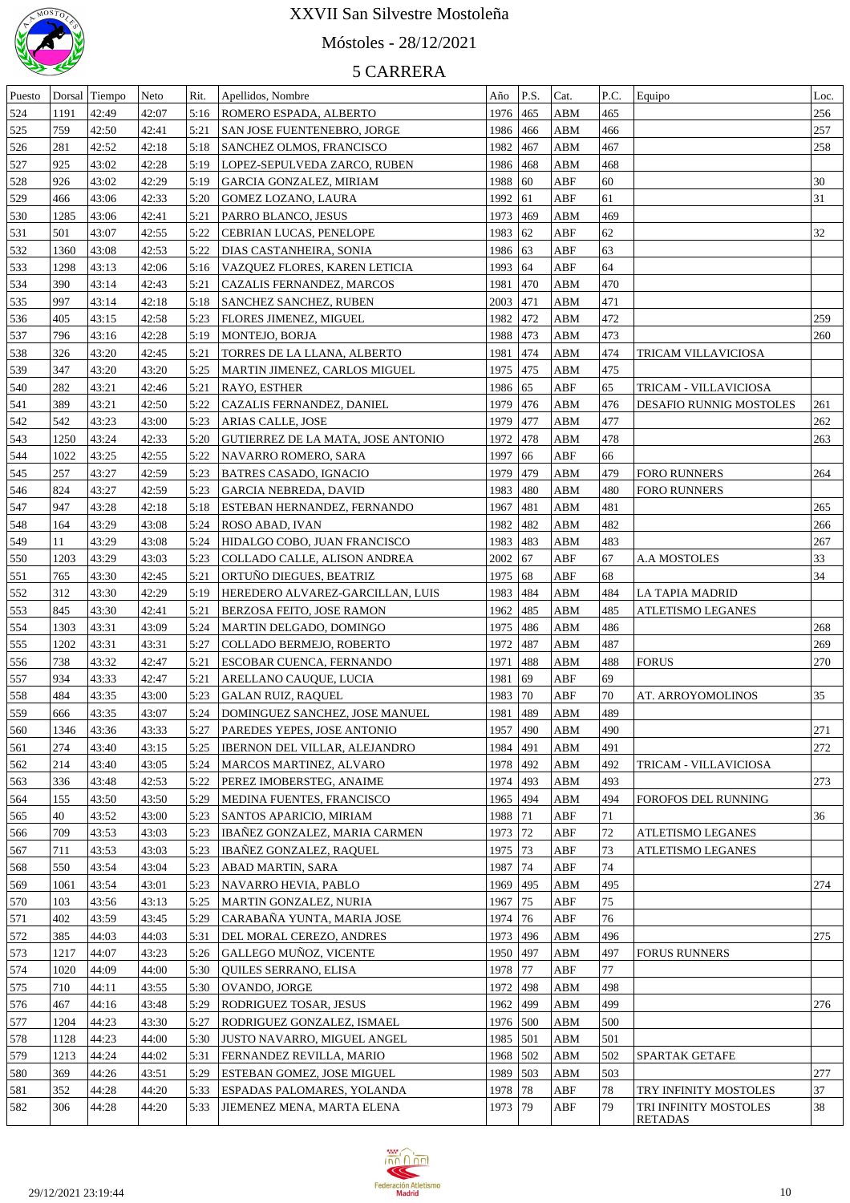# XXVII San Silvestre Mostoleña

## Móstoles - 28/12/2021

### 5 CARRERA

| Puesto | Dorsal | Tiempo | Neto | Rit. | Apellidos, Nombre | Año | P.S. | Cat. | P.C. | Equipo | Loc. |
|---|---|---|---|---|---|---|---|---|---|---|---|
| 524 | 1191 | 42:49 | 42:07 | 5:16 | ROMERO ESPADA, ALBERTO | 1976 | 465 | ABM | 465 | | 256 |
| 525 | 759 | 42:50 | 42:41 | 5:21 | SAN JOSE FUENTENEBRO, JORGE | 1986 | 466 | ABM | 466 | | 257 |
| 526 | 281 | 42:52 | 42:18 | 5:18 | SANCHEZ OLMOS, FRANCISCO | 1982 | 467 | ABM | 467 | | 258 |
| 527 | 925 | 43:02 | 42:28 | 5:19 | LOPEZ-SEPULVEDA ZARCO, RUBEN | 1986 | 468 | ABM | 468 | | |
| 528 | 926 | 43:02 | 42:29 | 5:19 | GARCIA GONZALEZ, MIRIAM | 1988 | 60 | ABF | 60 | | 30 |
| 529 | 466 | 43:06 | 42:33 | 5:20 | GOMEZ LOZANO, LAURA | 1992 | 61 | ABF | 61 | | 31 |
| 530 | 1285 | 43:06 | 42:41 | 5:21 | PARRO BLANCO, JESUS | 1973 | 469 | ABM | 469 | | |
| 531 | 501 | 43:07 | 42:55 | 5:22 | CEBRIAN LUCAS, PENELOPE | 1983 | 62 | ABF | 62 | | 32 |
| 532 | 1360 | 43:08 | 42:53 | 5:22 | DIAS CASTANHEIRA, SONIA | 1986 | 63 | ABF | 63 | | |
| 533 | 1298 | 43:13 | 42:06 | 5:16 | VAZQUEZ FLORES, KAREN LETICIA | 1993 | 64 | ABF | 64 | | |
| 534 | 390 | 43:14 | 42:43 | 5:21 | CAZALIS FERNANDEZ, MARCOS | 1981 | 470 | ABM | 470 | | |
| 535 | 997 | 43:14 | 42:18 | 5:18 | SANCHEZ SANCHEZ, RUBEN | 2003 | 471 | ABM | 471 | | |
| 536 | 405 | 43:15 | 42:58 | 5:23 | FLORES JIMENEZ, MIGUEL | 1982 | 472 | ABM | 472 | | 259 |
| 537 | 796 | 43:16 | 42:28 | 5:19 | MONTEJO, BORJA | 1988 | 473 | ABM | 473 | | 260 |
| 538 | 326 | 43:20 | 42:45 | 5:21 | TORRES DE LA LLANA, ALBERTO | 1981 | 474 | ABM | 474 | TRICAM VILLAVICIOSA | |
| 539 | 347 | 43:20 | 43:20 | 5:25 | MARTIN JIMENEZ, CARLOS MIGUEL | 1975 | 475 | ABM | 475 | | |
| 540 | 282 | 43:21 | 42:46 | 5:21 | RAYO, ESTHER | 1986 | 65 | ABF | 65 | TRICAM - VILLAVICIOSA | |
| 541 | 389 | 43:21 | 42:50 | 5:22 | CAZALIS FERNANDEZ, DANIEL | 1979 | 476 | ABM | 476 | DESAFIO RUNNIG MOSTOLES | 261 |
| 542 | 542 | 43:23 | 43:00 | 5:23 | ARIAS CALLE, JOSE | 1979 | 477 | ABM | 477 | | 262 |
| 543 | 1250 | 43:24 | 42:33 | 5:20 | GUTIERREZ DE LA MATA, JOSE ANTONIO | 1972 | 478 | ABM | 478 | | 263 |
| 544 | 1022 | 43:25 | 42:55 | 5:22 | NAVARRO ROMERO, SARA | 1997 | 66 | ABF | 66 | | |
| 545 | 257 | 43:27 | 42:59 | 5:23 | BATRES CASADO, IGNACIO | 1979 | 479 | ABM | 479 | FORO RUNNERS | 264 |
| 546 | 824 | 43:27 | 42:59 | 5:23 | GARCIA NEBREDA, DAVID | 1983 | 480 | ABM | 480 | FORO RUNNERS | |
| 547 | 947 | 43:28 | 42:18 | 5:18 | ESTEBAN HERNANDEZ, FERNANDO | 1967 | 481 | ABM | 481 | | 265 |
| 548 | 164 | 43:29 | 43:08 | 5:24 | ROSO ABAD, IVAN | 1982 | 482 | ABM | 482 | | 266 |
| 549 | 11 | 43:29 | 43:08 | 5:24 | HIDALGO COBO, JUAN FRANCISCO | 1983 | 483 | ABM | 483 | | 267 |
| 550 | 1203 | 43:29 | 43:03 | 5:23 | COLLADO CALLE, ALISON ANDREA | 2002 | 67 | ABF | 67 | A.A MOSTOLES | 33 |
| 551 | 765 | 43:30 | 42:45 | 5:21 | ORTUÑO DIEGUES, BEATRIZ | 1975 | 68 | ABF | 68 | | 34 |
| 552 | 312 | 43:30 | 42:29 | 5:19 | HEREDERO ALVAREZ-GARCILLAN, LUIS | 1983 | 484 | ABM | 484 | LA TAPIA MADRID | |
| 553 | 845 | 43:30 | 42:41 | 5:21 | BERZOSA FEITO, JOSE RAMON | 1962 | 485 | ABM | 485 | ATLETISMO LEGANES | |
| 554 | 1303 | 43:31 | 43:09 | 5:24 | MARTIN DELGADO, DOMINGO | 1975 | 486 | ABM | 486 | | 268 |
| 555 | 1202 | 43:31 | 43:31 | 5:27 | COLLADO BERMEJO, ROBERTO | 1972 | 487 | ABM | 487 | | 269 |
| 556 | 738 | 43:32 | 42:47 | 5:21 | ESCOBAR CUENCA, FERNANDO | 1971 | 488 | ABM | 488 | FORUS | 270 |
| 557 | 934 | 43:33 | 42:47 | 5:21 | ARELLANO CAUQUE, LUCIA | 1981 | 69 | ABF | 69 | | |
| 558 | 484 | 43:35 | 43:00 | 5:23 | GALAN RUIZ, RAQUEL | 1983 | 70 | ABF | 70 | AT. ARROYOMOLINOS | 35 |
| 559 | 666 | 43:35 | 43:07 | 5:24 | DOMINGUEZ SANCHEZ, JOSE MANUEL | 1981 | 489 | ABM | 489 | | |
| 560 | 1346 | 43:36 | 43:33 | 5:27 | PAREDES YEPES, JOSE ANTONIO | 1957 | 490 | ABM | 490 | | 271 |
| 561 | 274 | 43:40 | 43:15 | 5:25 | IBERNON DEL VILLAR, ALEJANDRO | 1984 | 491 | ABM | 491 | | 272 |
| 562 | 214 | 43:40 | 43:05 | 5:24 | MARCOS MARTINEZ, ALVARO | 1978 | 492 | ABM | 492 | TRICAM - VILLAVICIOSA | |
| 563 | 336 | 43:48 | 42:53 | 5:22 | PEREZ IMOBERSTEG, ANAIME | 1974 | 493 | ABM | 493 | | 273 |
| 564 | 155 | 43:50 | 43:50 | 5:29 | MEDINA FUENTES, FRANCISCO | 1965 | 494 | ABM | 494 | FOROFOS DEL RUNNING | |
| 565 | 40 | 43:52 | 43:00 | 5:23 | SANTOS APARICIO, MIRIAM | 1988 | 71 | ABF | 71 | | 36 |
| 566 | 709 | 43:53 | 43:03 | 5:23 | IBAÑEZ GONZALEZ, MARIA CARMEN | 1973 | 72 | ABF | 72 | ATLETISMO LEGANES | |
| 567 | 711 | 43:53 | 43:03 | 5:23 | IBAÑEZ GONZALEZ, RAQUEL | 1975 | 73 | ABF | 73 | ATLETISMO LEGANES | |
| 568 | 550 | 43:54 | 43:04 | 5:23 | ABAD MARTIN, SARA | 1987 | 74 | ABF | 74 | | |
| 569 | 1061 | 43:54 | 43:01 | 5:23 | NAVARRO HEVIA, PABLO | 1969 | 495 | ABM | 495 | | 274 |
| 570 | 103 | 43:56 | 43:13 | 5:25 | MARTIN GONZALEZ, NURIA | 1967 | 75 | ABF | 75 | | |
| 571 | 402 | 43:59 | 43:45 | 5:29 | CARABAÑA YUNTA, MARIA JOSE | 1974 | 76 | ABF | 76 | | |
| 572 | 385 | 44:03 | 44:03 | 5:31 | DEL MORAL CEREZO, ANDRES | 1973 | 496 | ABM | 496 | | 275 |
| 573 | 1217 | 44:07 | 43:23 | 5:26 | GALLEGO MUÑOZ, VICENTE | 1950 | 497 | ABM | 497 | FORUS RUNNERS | |
| 574 | 1020 | 44:09 | 44:00 | 5:30 | QUILES SERRANO, ELISA | 1978 | 77 | ABF | 77 | | |
| 575 | 710 | 44:11 | 43:55 | 5:30 | OVANDO, JORGE | 1972 | 498 | ABM | 498 | | |
| 576 | 467 | 44:16 | 43:48 | 5:29 | RODRIGUEZ TOSAR, JESUS | 1962 | 499 | ABM | 499 | | 276 |
| 577 | 1204 | 44:23 | 43:30 | 5:27 | RODRIGUEZ GONZALEZ, ISMAEL | 1976 | 500 | ABM | 500 | | |
| 578 | 1128 | 44:23 | 44:00 | 5:30 | JUSTO NAVARRO, MIGUEL ANGEL | 1985 | 501 | ABM | 501 | | |
| 579 | 1213 | 44:24 | 44:02 | 5:31 | FERNANDEZ REVILLA, MARIO | 1968 | 502 | ABM | 502 | SPARTAK GETAFE | |
| 580 | 369 | 44:26 | 43:51 | 5:29 | ESTEBAN GOMEZ, JOSE MIGUEL | 1989 | 503 | ABM | 503 | | 277 |
| 581 | 352 | 44:28 | 44:20 | 5:33 | ESPADAS PALOMARES, YOLANDA | 1978 | 78 | ABF | 78 | TRY INFINITY MOSTOLES | 37 |
| 582 | 306 | 44:28 | 44:20 | 5:33 | JIEMENEZ MENA, MARTA ELENA | 1973 | 79 | ABF | 79 | TRI INFINITY MOSTOLES RETADAS | 38 |

29/12/2021 23:19:44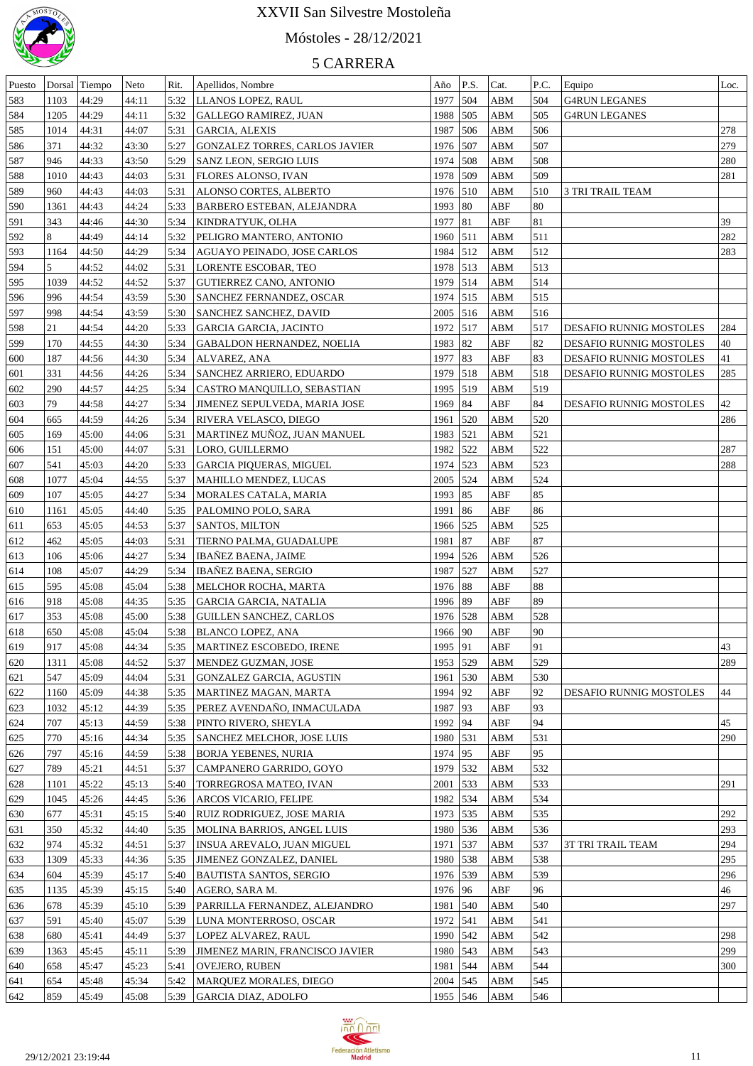# XXVII San Silvestre Mostoleña

## Móstoles - 28/12/2021

## 5 CARRERA

| Puesto | Dorsal | Tiempo | Neto | Rit. | Apellidos, Nombre | Año | P.S. | Cat. | P.C. | Equipo | Loc. |
|---|---|---|---|---|---|---|---|---|---|---|---|
| 583 | 1103 | 44:29 | 44:11 | 5:32 | LLANOS LOPEZ, RAUL | 1977 | 504 | ABM | 504 | G4RUN LEGANES | |
| 584 | 1205 | 44:29 | 44:11 | 5:32 | GALLEGO RAMIREZ, JUAN | 1988 | 505 | ABM | 505 | G4RUN LEGANES | |
| 585 | 1014 | 44:31 | 44:07 | 5:31 | GARCIA, ALEXIS | 1987 | 506 | ABM | 506 | | 278 |
| 586 | 371 | 44:32 | 43:30 | 5:27 | GONZALEZ TORRES, CARLOS JAVIER | 1976 | 507 | ABM | 507 | | 279 |
| 587 | 946 | 44:33 | 43:50 | 5:29 | SANZ LEON, SERGIO LUIS | 1974 | 508 | ABM | 508 | | 280 |
| 588 | 1010 | 44:43 | 44:03 | 5:31 | FLORES ALONSO, IVAN | 1978 | 509 | ABM | 509 | | 281 |
| 589 | 960 | 44:43 | 44:03 | 5:31 | ALONSO CORTES, ALBERTO | 1976 | 510 | ABM | 510 | 3 TRI TRAIL TEAM | |
| 590 | 1361 | 44:43 | 44:24 | 5:33 | BARBERO ESTEBAN, ALEJANDRA | 1993 | 80 | ABF | 80 | | |
| 591 | 343 | 44:46 | 44:30 | 5:34 | KINDRATYUK, OLHA | 1977 | 81 | ABF | 81 | | 39 |
| 592 | 8 | 44:49 | 44:14 | 5:32 | PELIGRO MANTERO, ANTONIO | 1960 | 511 | ABM | 511 | | 282 |
| 593 | 1164 | 44:50 | 44:29 | 5:34 | AGUAYO PEINADO, JOSE CARLOS | 1984 | 512 | ABM | 512 | | 283 |
| 594 | 5 | 44:52 | 44:02 | 5:31 | LORENTE ESCOBAR, TEO | 1978 | 513 | ABM | 513 | | |
| 595 | 1039 | 44:52 | 44:52 | 5:37 | GUTIERREZ CANO, ANTONIO | 1979 | 514 | ABM | 514 | | |
| 596 | 996 | 44:54 | 43:59 | 5:30 | SANCHEZ FERNANDEZ, OSCAR | 1974 | 515 | ABM | 515 | | |
| 597 | 998 | 44:54 | 43:59 | 5:30 | SANCHEZ SANCHEZ, DAVID | 2005 | 516 | ABM | 516 | | |
| 598 | 21 | 44:54 | 44:20 | 5:33 | GARCIA GARCIA, JACINTO | 1972 | 517 | ABM | 517 | DESAFIO RUNNIG MOSTOLES | 284 |
| 599 | 170 | 44:55 | 44:30 | 5:34 | GABALDON HERNANDEZ, NOELIA | 1983 | 82 | ABF | 82 | DESAFIO RUNNIG MOSTOLES | 40 |
| 600 | 187 | 44:56 | 44:30 | 5:34 | ALVAREZ, ANA | 1977 | 83 | ABF | 83 | DESAFIO RUNNIG MOSTOLES | 41 |
| 601 | 331 | 44:56 | 44:26 | 5:34 | SANCHEZ ARRIERO, EDUARDO | 1979 | 518 | ABM | 518 | DESAFIO RUNNIG MOSTOLES | 285 |
| 602 | 290 | 44:57 | 44:25 | 5:34 | CASTRO MANQUILLO, SEBASTIAN | 1995 | 519 | ABM | 519 | | |
| 603 | 79 | 44:58 | 44:27 | 5:34 | JIMENEZ SEPULVEDA, MARIA JOSE | 1969 | 84 | ABF | 84 | DESAFIO RUNNIG MOSTOLES | 42 |
| 604 | 665 | 44:59 | 44:26 | 5:34 | RIVERA VELASCO, DIEGO | 1961 | 520 | ABM | 520 | | 286 |
| 605 | 169 | 45:00 | 44:06 | 5:31 | MARTINEZ MUÑOZ, JUAN MANUEL | 1983 | 521 | ABM | 521 | | |
| 606 | 151 | 45:00 | 44:07 | 5:31 | LORO, GUILLERMO | 1982 | 522 | ABM | 522 | | 287 |
| 607 | 541 | 45:03 | 44:20 | 5:33 | GARCIA PIQUERAS, MIGUEL | 1974 | 523 | ABM | 523 | | 288 |
| 608 | 1077 | 45:04 | 44:55 | 5:37 | MAHILLO MENDEZ, LUCAS | 2005 | 524 | ABM | 524 | | |
| 609 | 107 | 45:05 | 44:27 | 5:34 | MORALES CATALA, MARIA | 1993 | 85 | ABF | 85 | | |
| 610 | 1161 | 45:05 | 44:40 | 5:35 | PALOMINO POLO, SARA | 1991 | 86 | ABF | 86 | | |
| 611 | 653 | 45:05 | 44:53 | 5:37 | SANTOS, MILTON | 1966 | 525 | ABM | 525 | | |
| 612 | 462 | 45:05 | 44:03 | 5:31 | TIERNO PALMA, GUADALUPE | 1981 | 87 | ABF | 87 | | |
| 613 | 106 | 45:06 | 44:27 | 5:34 | IBAÑEZ BAENA, JAIME | 1994 | 526 | ABM | 526 | | |
| 614 | 108 | 45:07 | 44:29 | 5:34 | IBAÑEZ BAENA, SERGIO | 1987 | 527 | ABM | 527 | | |
| 615 | 595 | 45:08 | 45:04 | 5:38 | MELCHOR ROCHA, MARTA | 1976 | 88 | ABF | 88 | | |
| 616 | 918 | 45:08 | 44:35 | 5:35 | GARCIA GARCIA, NATALIA | 1996 | 89 | ABF | 89 | | |
| 617 | 353 | 45:08 | 45:00 | 5:38 | GUILLEN SANCHEZ, CARLOS | 1976 | 528 | ABM | 528 | | |
| 618 | 650 | 45:08 | 45:04 | 5:38 | BLANCO LOPEZ, ANA | 1966 | 90 | ABF | 90 | | |
| 619 | 917 | 45:08 | 44:34 | 5:35 | MARTINEZ ESCOBEDO, IRENE | 1995 | 91 | ABF | 91 | | 43 |
| 620 | 1311 | 45:08 | 44:52 | 5:37 | MENDEZ GUZMAN, JOSE | 1953 | 529 | ABM | 529 | | 289 |
| 621 | 547 | 45:09 | 44:04 | 5:31 | GONZALEZ GARCIA, AGUSTIN | 1961 | 530 | ABM | 530 | | |
| 622 | 1160 | 45:09 | 44:38 | 5:35 | MARTINEZ MAGAN, MARTA | 1994 | 92 | ABF | 92 | DESAFIO RUNNIG MOSTOLES | 44 |
| 623 | 1032 | 45:12 | 44:39 | 5:35 | PEREZ AVENDAÑO, INMACULADA | 1987 | 93 | ABF | 93 | | |
| 624 | 707 | 45:13 | 44:59 | 5:38 | PINTO RIVERO, SHEYLA | 1992 | 94 | ABF | 94 | | 45 |
| 625 | 770 | 45:16 | 44:34 | 5:35 | SANCHEZ MELCHOR, JOSE LUIS | 1980 | 531 | ABM | 531 | | 290 |
| 626 | 797 | 45:16 | 44:59 | 5:38 | BORJA YEBENES, NURIA | 1974 | 95 | ABF | 95 | | |
| 627 | 789 | 45:21 | 44:51 | 5:37 | CAMPANERO GARRIDO, GOYO | 1979 | 532 | ABM | 532 | | |
| 628 | 1101 | 45:22 | 45:13 | 5:40 | TORREGROSA MATEO, IVAN | 2001 | 533 | ABM | 533 | | 291 |
| 629 | 1045 | 45:26 | 44:45 | 5:36 | ARCOS VICARIO, FELIPE | 1982 | 534 | ABM | 534 | | |
| 630 | 677 | 45:31 | 45:15 | 5:40 | RUIZ RODRIGUEZ, JOSE MARIA | 1973 | 535 | ABM | 535 | | 292 |
| 631 | 350 | 45:32 | 44:40 | 5:35 | MOLINA BARRIOS, ANGEL LUIS | 1980 | 536 | ABM | 536 | | 293 |
| 632 | 974 | 45:32 | 44:51 | 5:37 | INSUA AREVALO, JUAN MIGUEL | 1971 | 537 | ABM | 537 | 3T TRI TRAIL TEAM | 294 |
| 633 | 1309 | 45:33 | 44:36 | 5:35 | JIMENEZ GONZALEZ, DANIEL | 1980 | 538 | ABM | 538 | | 295 |
| 634 | 604 | 45:39 | 45:17 | 5:40 | BAUTISTA SANTOS, SERGIO | 1976 | 539 | ABM | 539 | | 296 |
| 635 | 1135 | 45:39 | 45:15 | 5:40 | AGERO, SARA M. | 1976 | 96 | ABF | 96 | | 46 |
| 636 | 678 | 45:39 | 45:10 | 5:39 | PARRILLA FERNANDEZ, ALEJANDRO | 1981 | 540 | ABM | 540 | | 297 |
| 637 | 591 | 45:40 | 45:07 | 5:39 | LUNA MONTERROSO, OSCAR | 1972 | 541 | ABM | 541 | | |
| 638 | 680 | 45:41 | 44:49 | 5:37 | LOPEZ ALVAREZ, RAUL | 1990 | 542 | ABM | 542 | | 298 |
| 639 | 1363 | 45:45 | 45:11 | 5:39 | JIMENEZ MARIN, FRANCISCO JAVIER | 1980 | 543 | ABM | 543 | | 299 |
| 640 | 658 | 45:47 | 45:23 | 5:41 | OVEJERO, RUBEN | 1981 | 544 | ABM | 544 | | 300 |
| 641 | 654 | 45:48 | 45:34 | 5:42 | MARQUEZ MORALES, DIEGO | 2004 | 545 | ABM | 545 | | |
| 642 | 859 | 45:49 | 45:08 | 5:39 | GARCIA DIAZ, ADOLFO | 1955 | 546 | ABM | 546 | | |

29/12/2021 23:19:44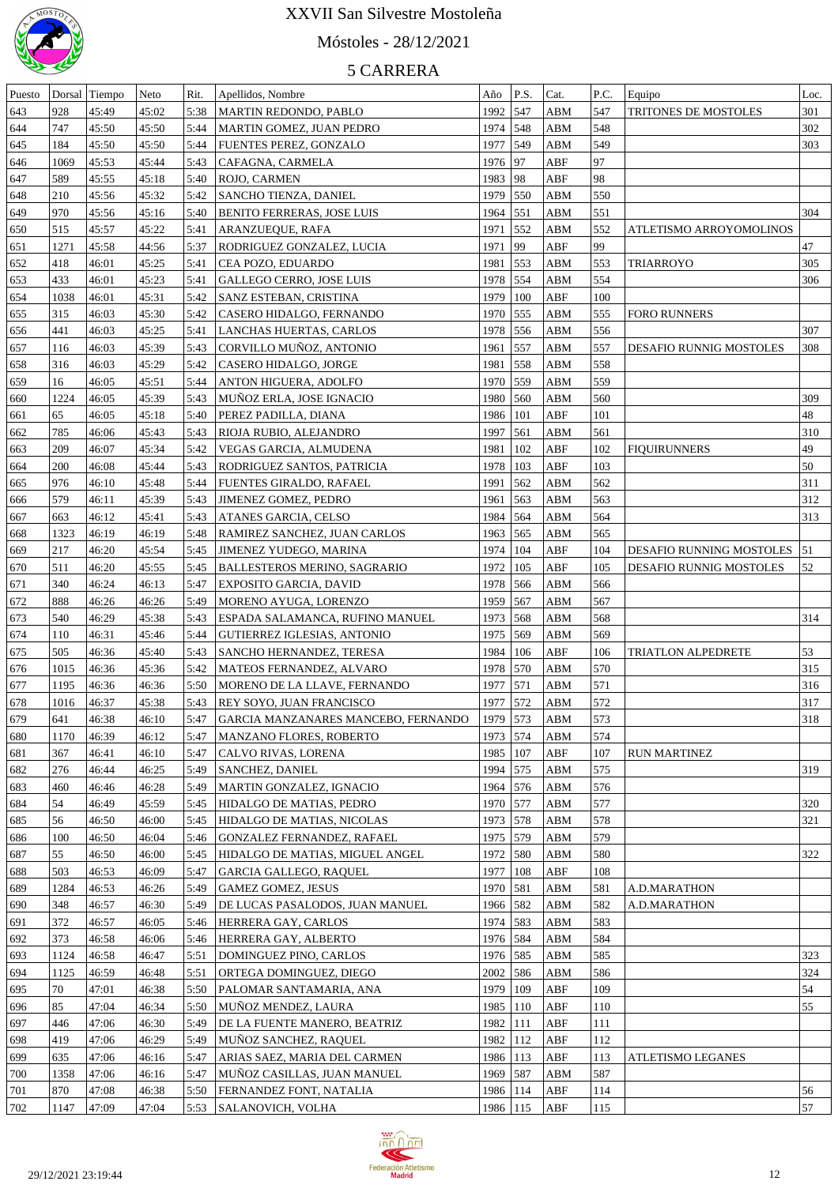# XXVII San Silvestre Mostoleña

## Móstoles - 28/12/2021

## 5 CARRERA

| Puesto | Dorsal | Tiempo | Neto | Rit. | Apellidos, Nombre | Año | P.S. | Cat. | P.C. | Equipo | Loc. |
|---|---|---|---|---|---|---|---|---|---|---|---|
| 643 | 928 | 45:49 | 45:02 | 5:38 | MARTIN REDONDO, PABLO | 1992 | 547 | ABM | 547 | TRITONES DE MOSTOLES | 301 |
| 644 | 747 | 45:50 | 45:50 | 5:44 | MARTIN GOMEZ, JUAN PEDRO | 1974 | 548 | ABM | 548 | | 302 |
| 645 | 184 | 45:50 | 45:50 | 5:44 | FUENTES PEREZ, GONZALO | 1977 | 549 | ABM | 549 | | 303 |
| 646 | 1069 | 45:53 | 45:44 | 5:43 | CAFAGNA, CARMELA | 1976 | 97 | ABF | 97 | | |
| 647 | 589 | 45:55 | 45:18 | 5:40 | ROJO, CARMEN | 1983 | 98 | ABF | 98 | | |
| 648 | 210 | 45:56 | 45:32 | 5:42 | SANCHO TIENZA, DANIEL | 1979 | 550 | ABM | 550 | | |
| 649 | 970 | 45:56 | 45:16 | 5:40 | BENITO FERRERAS, JOSE LUIS | 1964 | 551 | ABM | 551 | | 304 |
| 650 | 515 | 45:57 | 45:22 | 5:41 | ARANZUEQUE, RAFA | 1971 | 552 | ABM | 552 | ATLETISMO ARROYOMOLINOS | |
| 651 | 1271 | 45:58 | 44:56 | 5:37 | RODRIGUEZ GONZALEZ, LUCIA | 1971 | 99 | ABF | 99 | | 47 |
| 652 | 418 | 46:01 | 45:25 | 5:41 | CEA POZO, EDUARDO | 1981 | 553 | ABM | 553 | TRIARROYO | 305 |
| 653 | 433 | 46:01 | 45:23 | 5:41 | GALLEGO CERRO, JOSE LUIS | 1978 | 554 | ABM | 554 | | 306 |
| 654 | 1038 | 46:01 | 45:31 | 5:42 | SANZ ESTEBAN, CRISTINA | 1979 | 100 | ABF | 100 | | |
| 655 | 315 | 46:03 | 45:30 | 5:42 | CASERO HIDALGO, FERNANDO | 1970 | 555 | ABM | 555 | FORO RUNNERS | |
| 656 | 441 | 46:03 | 45:25 | 5:41 | LANCHAS HUERTAS, CARLOS | 1978 | 556 | ABM | 556 | | 307 |
| 657 | 116 | 46:03 | 45:39 | 5:43 | CORVILLO MUÑOZ, ANTONIO | 1961 | 557 | ABM | 557 | DESAFIO RUNNIG MOSTOLES | 308 |
| 658 | 316 | 46:03 | 45:29 | 5:42 | CASERO HIDALGO, JORGE | 1981 | 558 | ABM | 558 | | |
| 659 | 16 | 46:05 | 45:51 | 5:44 | ANTON HIGUERA, ADOLFO | 1970 | 559 | ABM | 559 | | |
| 660 | 1224 | 46:05 | 45:39 | 5:43 | MUÑOZ ERLA, JOSE IGNACIO | 1980 | 560 | ABM | 560 | | 309 |
| 661 | 65 | 46:05 | 45:18 | 5:40 | PEREZ PADILLA, DIANA | 1986 | 101 | ABF | 101 | | 48 |
| 662 | 785 | 46:06 | 45:43 | 5:43 | RIOJA RUBIO, ALEJANDRO | 1997 | 561 | ABM | 561 | | 310 |
| 663 | 209 | 46:07 | 45:34 | 5:42 | VEGAS GARCIA, ALMUDENA | 1981 | 102 | ABF | 102 | FIQUIRUNNERS | 49 |
| 664 | 200 | 46:08 | 45:44 | 5:43 | RODRIGUEZ SANTOS, PATRICIA | 1978 | 103 | ABF | 103 | | 50 |
| 665 | 976 | 46:10 | 45:48 | 5:44 | FUENTES GIRALDO, RAFAEL | 1991 | 562 | ABM | 562 | | 311 |
| 666 | 579 | 46:11 | 45:39 | 5:43 | JIMENEZ GOMEZ, PEDRO | 1961 | 563 | ABM | 563 | | 312 |
| 667 | 663 | 46:12 | 45:41 | 5:43 | ATANES GARCIA, CELSO | 1984 | 564 | ABM | 564 | | 313 |
| 668 | 1323 | 46:19 | 46:19 | 5:48 | RAMIREZ SANCHEZ, JUAN CARLOS | 1963 | 565 | ABM | 565 | | |
| 669 | 217 | 46:20 | 45:54 | 5:45 | JIMENEZ YUDEGO, MARINA | 1974 | 104 | ABF | 104 | DESAFIO RUNNING MOSTOLES | 51 |
| 670 | 511 | 46:20 | 45:55 | 5:45 | BALLESTEROS MERINO, SAGRARIO | 1972 | 105 | ABF | 105 | DESAFIO RUNNIG MOSTOLES | 52 |
| 671 | 340 | 46:24 | 46:13 | 5:47 | EXPOSITO GARCIA, DAVID | 1978 | 566 | ABM | 566 | | |
| 672 | 888 | 46:26 | 46:26 | 5:49 | MORENO AYUGA, LORENZO | 1959 | 567 | ABM | 567 | | |
| 673 | 540 | 46:29 | 45:38 | 5:43 | ESPADA SALAMANCA, RUFINO MANUEL | 1973 | 568 | ABM | 568 | | 314 |
| 674 | 110 | 46:31 | 45:46 | 5:44 | GUTIERREZ IGLESIAS, ANTONIO | 1975 | 569 | ABM | 569 | | |
| 675 | 505 | 46:36 | 45:40 | 5:43 | SANCHO HERNANDEZ, TERESA | 1984 | 106 | ABF | 106 | TRIATLON ALPEDRETE | 53 |
| 676 | 1015 | 46:36 | 45:36 | 5:42 | MATEOS FERNANDEZ, ALVARO | 1978 | 570 | ABM | 570 | | 315 |
| 677 | 1195 | 46:36 | 46:36 | 5:50 | MORENO DE LA LLAVE, FERNANDO | 1977 | 571 | ABM | 571 | | 316 |
| 678 | 1016 | 46:37 | 45:38 | 5:43 | REY SOYO, JUAN FRANCISCO | 1977 | 572 | ABM | 572 | | 317 |
| 679 | 641 | 46:38 | 46:10 | 5:47 | GARCIA MANZANARES MANCEBO, FERNANDO | 1979 | 573 | ABM | 573 | | 318 |
| 680 | 1170 | 46:39 | 46:12 | 5:47 | MANZANO FLORES, ROBERTO | 1973 | 574 | ABM | 574 | | |
| 681 | 367 | 46:41 | 46:10 | 5:47 | CALVO RIVAS, LORENA | 1985 | 107 | ABF | 107 | RUN MARTINEZ | |
| 682 | 276 | 46:44 | 46:25 | 5:49 | SANCHEZ, DANIEL | 1994 | 575 | ABM | 575 | | 319 |
| 683 | 460 | 46:46 | 46:28 | 5:49 | MARTIN GONZALEZ, IGNACIO | 1964 | 576 | ABM | 576 | | |
| 684 | 54 | 46:49 | 45:59 | 5:45 | HIDALGO DE MATIAS, PEDRO | 1970 | 577 | ABM | 577 | | 320 |
| 685 | 56 | 46:50 | 46:00 | 5:45 | HIDALGO DE MATIAS, NICOLAS | 1973 | 578 | ABM | 578 | | 321 |
| 686 | 100 | 46:50 | 46:04 | 5:46 | GONZALEZ FERNANDEZ, RAFAEL | 1975 | 579 | ABM | 579 | | |
| 687 | 55 | 46:50 | 46:00 | 5:45 | HIDALGO DE MATIAS, MIGUEL ANGEL | 1972 | 580 | ABM | 580 | | 322 |
| 688 | 503 | 46:53 | 46:09 | 5:47 | GARCIA GALLEGO, RAQUEL | 1977 | 108 | ABF | 108 | | |
| 689 | 1284 | 46:53 | 46:26 | 5:49 | GAMEZ GOMEZ, JESUS | 1970 | 581 | ABM | 581 | A.D.MARATHON | |
| 690 | 348 | 46:57 | 46:30 | 5:49 | DE LUCAS PASALODOS, JUAN MANUEL | 1966 | 582 | ABM | 582 | A.D.MARATHON | |
| 691 | 372 | 46:57 | 46:05 | 5:46 | HERRERA GAY, CARLOS | 1974 | 583 | ABM | 583 | | |
| 692 | 373 | 46:58 | 46:06 | 5:46 | HERRERA GAY, ALBERTO | 1976 | 584 | ABM | 584 | | |
| 693 | 1124 | 46:58 | 46:47 | 5:51 | DOMINGUEZ PINO, CARLOS | 1976 | 585 | ABM | 585 | | 323 |
| 694 | 1125 | 46:59 | 46:48 | 5:51 | ORTEGA DOMINGUEZ, DIEGO | 2002 | 586 | ABM | 586 | | 324 |
| 695 | 70 | 47:01 | 46:38 | 5:50 | PALOMAR SANTAMARIA, ANA | 1979 | 109 | ABF | 109 | | 54 |
| 696 | 85 | 47:04 | 46:34 | 5:50 | MUÑOZ MENDEZ, LAURA | 1985 | 110 | ABF | 110 | | 55 |
| 697 | 446 | 47:06 | 46:30 | 5:49 | DE LA FUENTE MANERO, BEATRIZ | 1982 | 111 | ABF | 111 | | |
| 698 | 419 | 47:06 | 46:29 | 5:49 | MUÑOZ SANCHEZ, RAQUEL | 1982 | 112 | ABF | 112 | | |
| 699 | 635 | 47:06 | 46:16 | 5:47 | ARIAS SAEZ, MARIA DEL CARMEN | 1986 | 113 | ABF | 113 | ATLETISMO LEGANES | |
| 700 | 1358 | 47:06 | 46:16 | 5:47 | MUÑOZ CASILLAS, JUAN MANUEL | 1969 | 587 | ABM | 587 | | |
| 701 | 870 | 47:08 | 46:38 | 5:50 | FERNANDEZ FONT, NATALIA | 1986 | 114 | ABF | 114 | | 56 |
| 702 | 1147 | 47:09 | 47:04 | 5:53 | SALANOVICH, VOLHA | 1986 | 115 | ABF | 115 | | 57 |

29/12/2021 23:19:44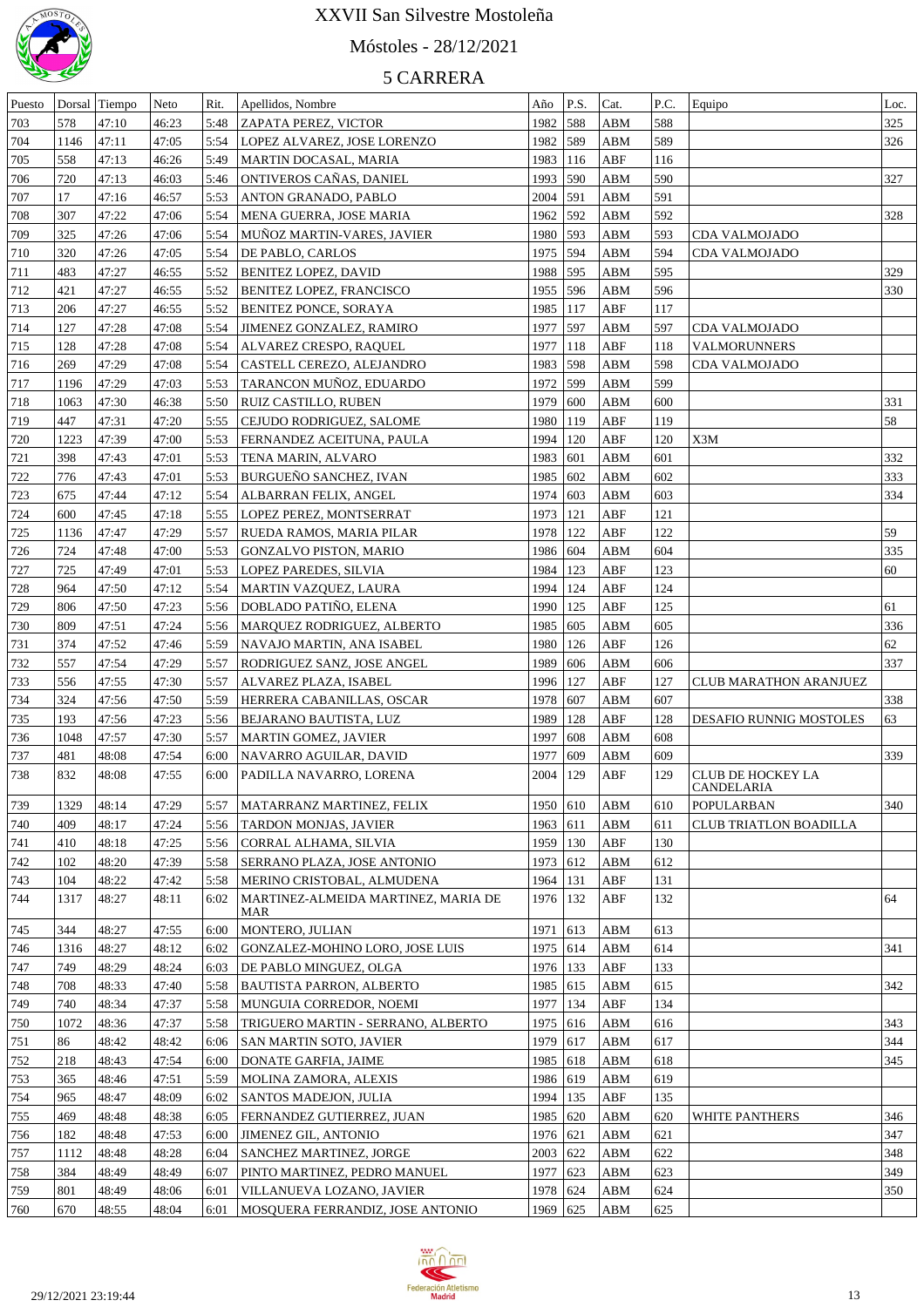# XXVII San Silvestre Mostoleña

Móstoles - 28/12/2021

## 5 CARRERA

| Puesto | Dorsal | Tiempo | Neto | Rit. | Apellidos, Nombre | Año | P.S. | Cat. | P.C. | Equipo | Loc. |
|---|---|---|---|---|---|---|---|---|---|---|---|
| 703 | 578 | 47:10 | 46:23 | 5:48 | ZAPATA PEREZ, VICTOR | 1982 | 588 | ABM | 588 | | 325 |
| 704 | 1146 | 47:11 | 47:05 | 5:54 | LOPEZ ALVAREZ, JOSE LORENZO | 1982 | 589 | ABM | 589 | | 326 |
| 705 | 558 | 47:13 | 46:26 | 5:49 | MARTIN DOCASAL, MARIA | 1983 | 116 | ABF | 116 | | |
| 706 | 720 | 47:13 | 46:03 | 5:46 | ONTIVEROS CAÑAS, DANIEL | 1993 | 590 | ABM | 590 | | 327 |
| 707 | 17 | 47:16 | 46:57 | 5:53 | ANTON GRANADO, PABLO | 2004 | 591 | ABM | 591 | | |
| 708 | 307 | 47:22 | 47:06 | 5:54 | MENA GUERRA, JOSE MARIA | 1962 | 592 | ABM | 592 | | 328 |
| 709 | 325 | 47:26 | 47:06 | 5:54 | MUÑOZ MARTIN-VARES, JAVIER | 1980 | 593 | ABM | 593 | CDA VALMOJADO | |
| 710 | 320 | 47:26 | 47:05 | 5:54 | DE PABLO, CARLOS | 1975 | 594 | ABM | 594 | CDA VALMOJADO | |
| 711 | 483 | 47:27 | 46:55 | 5:52 | BENITEZ LOPEZ, DAVID | 1988 | 595 | ABM | 595 | | 329 |
| 712 | 421 | 47:27 | 46:55 | 5:52 | BENITEZ LOPEZ, FRANCISCO | 1955 | 596 | ABM | 596 | | 330 |
| 713 | 206 | 47:27 | 46:55 | 5:52 | BENITEZ PONCE, SORAYA | 1985 | 117 | ABF | 117 | | |
| 714 | 127 | 47:28 | 47:08 | 5:54 | JIMENEZ GONZALEZ, RAMIRO | 1977 | 597 | ABM | 597 | CDA VALMOJADO | |
| 715 | 128 | 47:28 | 47:08 | 5:54 | ALVAREZ CRESPO, RAQUEL | 1977 | 118 | ABF | 118 | VALMORUNNERS | |
| 716 | 269 | 47:29 | 47:08 | 5:54 | CASTELL CEREZO, ALEJANDRO | 1983 | 598 | ABM | 598 | CDA VALMOJADO | |
| 717 | 1196 | 47:29 | 47:03 | 5:53 | TARANCON MUÑOZ, EDUARDO | 1972 | 599 | ABM | 599 | | |
| 718 | 1063 | 47:30 | 46:38 | 5:50 | RUIZ CASTILLO, RUBEN | 1979 | 600 | ABM | 600 | | 331 |
| 719 | 447 | 47:31 | 47:20 | 5:55 | CEJUDO RODRIGUEZ, SALOME | 1980 | 119 | ABF | 119 | | 58 |
| 720 | 1223 | 47:39 | 47:00 | 5:53 | FERNANDEZ ACEITUNA, PAULA | 1994 | 120 | ABF | 120 | X3M | |
| 721 | 398 | 47:43 | 47:01 | 5:53 | TENA MARIN, ALVARO | 1983 | 601 | ABM | 601 | | 332 |
| 722 | 776 | 47:43 | 47:01 | 5:53 | BURGUEÑO SANCHEZ, IVAN | 1985 | 602 | ABM | 602 | | 333 |
| 723 | 675 | 47:44 | 47:12 | 5:54 | ALBARRAN FELIX, ANGEL | 1974 | 603 | ABM | 603 | | 334 |
| 724 | 600 | 47:45 | 47:18 | 5:55 | LOPEZ PEREZ, MONTSERRAT | 1973 | 121 | ABF | 121 | | |
| 725 | 1136 | 47:47 | 47:29 | 5:57 | RUEDA RAMOS, MARIA PILAR | 1978 | 122 | ABF | 122 | | 59 |
| 726 | 724 | 47:48 | 47:00 | 5:53 | GONZALVO PISTON, MARIO | 1986 | 604 | ABM | 604 | | 335 |
| 727 | 725 | 47:49 | 47:01 | 5:53 | LOPEZ PAREDES, SILVIA | 1984 | 123 | ABF | 123 | | 60 |
| 728 | 964 | 47:50 | 47:12 | 5:54 | MARTIN VAZQUEZ, LAURA | 1994 | 124 | ABF | 124 | | |
| 729 | 806 | 47:50 | 47:23 | 5:56 | DOBLADO PATIÑO, ELENA | 1990 | 125 | ABF | 125 | | 61 |
| 730 | 809 | 47:51 | 47:24 | 5:56 | MARQUEZ RODRIGUEZ, ALBERTO | 1985 | 605 | ABM | 605 | | 336 |
| 731 | 374 | 47:52 | 47:46 | 5:59 | NAVAJO MARTIN, ANA ISABEL | 1980 | 126 | ABF | 126 | | 62 |
| 732 | 557 | 47:54 | 47:29 | 5:57 | RODRIGUEZ SANZ, JOSE ANGEL | 1989 | 606 | ABM | 606 | | 337 |
| 733 | 556 | 47:55 | 47:30 | 5:57 | ALVAREZ PLAZA, ISABEL | 1996 | 127 | ABF | 127 | CLUB MARATHON ARANJUEZ | |
| 734 | 324 | 47:56 | 47:50 | 5:59 | HERRERA CABANILLAS, OSCAR | 1978 | 607 | ABM | 607 | | 338 |
| 735 | 193 | 47:56 | 47:23 | 5:56 | BEJARANO BAUTISTA, LUZ | 1989 | 128 | ABF | 128 | DESAFIO RUNNIG MOSTOLES | 63 |
| 736 | 1048 | 47:57 | 47:30 | 5:57 | MARTIN GOMEZ, JAVIER | 1997 | 608 | ABM | 608 | | |
| 737 | 481 | 48:08 | 47:54 | 6:00 | NAVARRO AGUILAR, DAVID | 1977 | 609 | ABM | 609 | | 339 |
| 738 | 832 | 48:08 | 47:55 | 6:00 | PADILLA NAVARRO, LORENA | 2004 | 129 | ABF | 129 | CLUB DE HOCKEY LA CANDELARIA | |
| 739 | 1329 | 48:14 | 47:29 | 5:57 | MATARRANZ MARTINEZ, FELIX | 1950 | 610 | ABM | 610 | POPULARBAN | 340 |
| 740 | 409 | 48:17 | 47:24 | 5:56 | TARDON MONJAS, JAVIER | 1963 | 611 | ABM | 611 | CLUB TRIATLON BOADILLA | |
| 741 | 410 | 48:18 | 47:25 | 5:56 | CORRAL ALHAMA, SILVIA | 1959 | 130 | ABF | 130 | | |
| 742 | 102 | 48:20 | 47:39 | 5:58 | SERRANO PLAZA, JOSE ANTONIO | 1973 | 612 | ABM | 612 | | |
| 743 | 104 | 48:22 | 47:42 | 5:58 | MERINO CRISTOBAL, ALMUDENA | 1964 | 131 | ABF | 131 | | |
| 744 | 1317 | 48:27 | 48:11 | 6:02 | MARTINEZ-ALMEIDA MARTINEZ, MARIA DE MAR | 1976 | 132 | ABF | 132 | | 64 |
| 745 | 344 | 48:27 | 47:55 | 6:00 | MONTERO, JULIAN | 1971 | 613 | ABM | 613 | | |
| 746 | 1316 | 48:27 | 48:12 | 6:02 | GONZALEZ-MOHINO LORO, JOSE LUIS | 1975 | 614 | ABM | 614 | | 341 |
| 747 | 749 | 48:29 | 48:24 | 6:03 | DE PABLO MINGUEZ, OLGA | 1976 | 133 | ABF | 133 | | |
| 748 | 708 | 48:33 | 47:40 | 5:58 | BAUTISTA PARRON, ALBERTO | 1985 | 615 | ABM | 615 | | 342 |
| 749 | 740 | 48:34 | 47:37 | 5:58 | MUNGUIA CORREDOR, NOEMI | 1977 | 134 | ABF | 134 | | |
| 750 | 1072 | 48:36 | 47:37 | 5:58 | TRIGUERO MARTIN - SERRANO, ALBERTO | 1975 | 616 | ABM | 616 | | 343 |
| 751 | 86 | 48:42 | 48:42 | 6:06 | SAN MARTIN SOTO, JAVIER | 1979 | 617 | ABM | 617 | | 344 |
| 752 | 218 | 48:43 | 47:54 | 6:00 | DONATE GARFIA, JAIME | 1985 | 618 | ABM | 618 | | 345 |
| 753 | 365 | 48:46 | 47:51 | 5:59 | MOLINA ZAMORA, ALEXIS | 1986 | 619 | ABM | 619 | | |
| 754 | 965 | 48:47 | 48:09 | 6:02 | SANTOS MADEJON, JULIA | 1994 | 135 | ABF | 135 | | |
| 755 | 469 | 48:48 | 48:38 | 6:05 | FERNANDEZ GUTIERREZ, JUAN | 1985 | 620 | ABM | 620 | WHITE PANTHERS | 346 |
| 756 | 182 | 48:48 | 47:53 | 6:00 | JIMENEZ GIL, ANTONIO | 1976 | 621 | ABM | 621 | | 347 |
| 757 | 1112 | 48:48 | 48:28 | 6:04 | SANCHEZ MARTINEZ, JORGE | 2003 | 622 | ABM | 622 | | 348 |
| 758 | 384 | 48:49 | 48:49 | 6:07 | PINTO MARTINEZ, PEDRO MANUEL | 1977 | 623 | ABM | 623 | | 349 |
| 759 | 801 | 48:49 | 48:06 | 6:01 | VILLANUEVA LOZANO, JAVIER | 1978 | 624 | ABM | 624 | | 350 |
| 760 | 670 | 48:55 | 48:04 | 6:01 | MOSQUERA FERRANDIZ, JOSE ANTONIO | 1969 | 625 | ABM | 625 | | |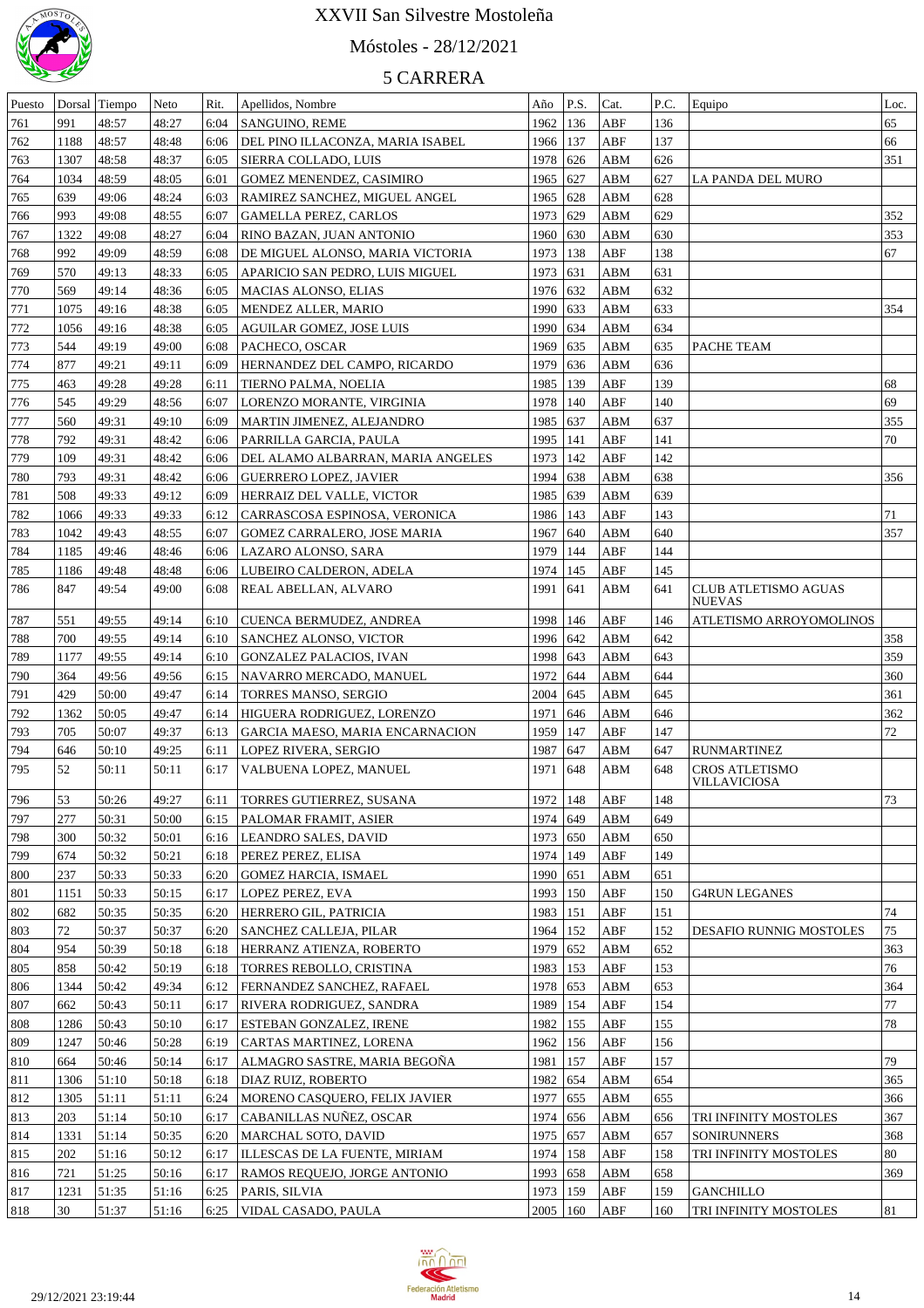# XXVII San Silvestre Mostoleña

Móstoles - 28/12/2021

## 5 CARRERA

| Puesto | Dorsal | Tiempo | Neto | Rit. | Apellidos, Nombre | Año | P.S. | Cat. | P.C. | Equipo | Loc. |
|---|---|---|---|---|---|---|---|---|---|---|---|
| 761 | 991 | 48:57 | 48:27 | 6:04 | SANGUINO, REME | 1962 | 136 | ABF | 136 | | 65 |
| 762 | 1188 | 48:57 | 48:48 | 6:06 | DEL PINO ILLACONZA, MARIA ISABEL | 1966 | 137 | ABF | 137 | | 66 |
| 763 | 1307 | 48:58 | 48:37 | 6:05 | SIERRA COLLADO, LUIS | 1978 | 626 | ABM | 626 | | 351 |
| 764 | 1034 | 48:59 | 48:05 | 6:01 | GOMEZ MENENDEZ, CASIMIRO | 1965 | 627 | ABM | 627 | LA PANDA DEL MURO | |
| 765 | 639 | 49:06 | 48:24 | 6:03 | RAMIREZ SANCHEZ, MIGUEL ANGEL | 1965 | 628 | ABM | 628 | | |
| 766 | 993 | 49:08 | 48:55 | 6:07 | GAMELLA PEREZ, CARLOS | 1973 | 629 | ABM | 629 | | 352 |
| 767 | 1322 | 49:08 | 48:27 | 6:04 | RINO BAZAN, JUAN ANTONIO | 1960 | 630 | ABM | 630 | | 353 |
| 768 | 992 | 49:09 | 48:59 | 6:08 | DE MIGUEL ALONSO, MARIA VICTORIA | 1973 | 138 | ABF | 138 | | 67 |
| 769 | 570 | 49:13 | 48:33 | 6:05 | APARICIO SAN PEDRO, LUIS MIGUEL | 1973 | 631 | ABM | 631 | | |
| 770 | 569 | 49:14 | 48:36 | 6:05 | MACIAS ALONSO, ELIAS | 1976 | 632 | ABM | 632 | | |
| 771 | 1075 | 49:16 | 48:38 | 6:05 | MENDEZ ALLER, MARIO | 1990 | 633 | ABM | 633 | | 354 |
| 772 | 1056 | 49:16 | 48:38 | 6:05 | AGUILAR GOMEZ, JOSE LUIS | 1990 | 634 | ABM | 634 | | |
| 773 | 544 | 49:19 | 49:00 | 6:08 | PACHECO, OSCAR | 1969 | 635 | ABM | 635 | PACHE TEAM | |
| 774 | 877 | 49:21 | 49:11 | 6:09 | HERNANDEZ DEL CAMPO, RICARDO | 1979 | 636 | ABM | 636 | | |
| 775 | 463 | 49:28 | 49:28 | 6:11 | TIERNO PALMA, NOELIA | 1985 | 139 | ABF | 139 | | 68 |
| 776 | 545 | 49:29 | 48:56 | 6:07 | LORENZO MORANTE, VIRGINIA | 1978 | 140 | ABF | 140 | | 69 |
| 777 | 560 | 49:31 | 49:10 | 6:09 | MARTIN JIMENEZ, ALEJANDRO | 1985 | 637 | ABM | 637 | | 355 |
| 778 | 792 | 49:31 | 48:42 | 6:06 | PARRILLA GARCIA, PAULA | 1995 | 141 | ABF | 141 | | 70 |
| 779 | 109 | 49:31 | 48:42 | 6:06 | DEL ALAMO ALBARRAN, MARIA ANGELES | 1973 | 142 | ABF | 142 | | |
| 780 | 793 | 49:31 | 48:42 | 6:06 | GUERRERO LOPEZ, JAVIER | 1994 | 638 | ABM | 638 | | 356 |
| 781 | 508 | 49:33 | 49:12 | 6:09 | HERRAIZ DEL VALLE, VICTOR | 1985 | 639 | ABM | 639 | | |
| 782 | 1066 | 49:33 | 49:33 | 6:12 | CARRASCOSA ESPINOSA, VERONICA | 1986 | 143 | ABF | 143 | | 71 |
| 783 | 1042 | 49:43 | 48:55 | 6:07 | GOMEZ CARRALERO, JOSE MARIA | 1967 | 640 | ABM | 640 | | 357 |
| 784 | 1185 | 49:46 | 48:46 | 6:06 | LAZARO ALONSO, SARA | 1979 | 144 | ABF | 144 | | |
| 785 | 1186 | 49:48 | 48:48 | 6:06 | LUBEIRO CALDERON, ADELA | 1974 | 145 | ABF | 145 | | |
| 786 | 847 | 49:54 | 49:00 | 6:08 | REAL ABELLAN, ALVARO | 1991 | 641 | ABM | 641 | CLUB ATLETISMO AGUAS NUEVAS | |
| 787 | 551 | 49:55 | 49:14 | 6:10 | CUENCA BERMUDEZ, ANDREA | 1998 | 146 | ABF | 146 | ATLETISMO ARROYOMOLINOS | |
| 788 | 700 | 49:55 | 49:14 | 6:10 | SANCHEZ ALONSO, VICTOR | 1996 | 642 | ABM | 642 | | 358 |
| 789 | 1177 | 49:55 | 49:14 | 6:10 | GONZALEZ PALACIOS, IVAN | 1998 | 643 | ABM | 643 | | 359 |
| 790 | 364 | 49:56 | 49:56 | 6:15 | NAVARRO MERCADO, MANUEL | 1972 | 644 | ABM | 644 | | 360 |
| 791 | 429 | 50:00 | 49:47 | 6:14 | TORRES MANSO, SERGIO | 2004 | 645 | ABM | 645 | | 361 |
| 792 | 1362 | 50:05 | 49:47 | 6:14 | HIGUERA RODRIGUEZ, LORENZO | 1971 | 646 | ABM | 646 | | 362 |
| 793 | 705 | 50:07 | 49:37 | 6:13 | GARCIA MAESO, MARIA ENCARNACION | 1959 | 147 | ABF | 147 | | 72 |
| 794 | 646 | 50:10 | 49:25 | 6:11 | LOPEZ RIVERA, SERGIO | 1987 | 647 | ABM | 647 | RUNMARTINEZ | |
| 795 | 52 | 50:11 | 50:11 | 6:17 | VALBUENA LOPEZ, MANUEL | 1971 | 648 | ABM | 648 | CROS ATLETISMO VILLAVICIOSA | |
| 796 | 53 | 50:26 | 49:27 | 6:11 | TORRES GUTIERREZ, SUSANA | 1972 | 148 | ABF | 148 | | 73 |
| 797 | 277 | 50:31 | 50:00 | 6:15 | PALOMAR FRAMIT, ASIER | 1974 | 649 | ABM | 649 | | |
| 798 | 300 | 50:32 | 50:01 | 6:16 | LEANDRO SALES, DAVID | 1973 | 650 | ABM | 650 | | |
| 799 | 674 | 50:32 | 50:21 | 6:18 | PEREZ PEREZ, ELISA | 1974 | 149 | ABF | 149 | | |
| 800 | 237 | 50:33 | 50:33 | 6:20 | GOMEZ HARCIA, ISMAEL | 1990 | 651 | ABM | 651 | | |
| 801 | 1151 | 50:33 | 50:15 | 6:17 | LOPEZ PEREZ, EVA | 1993 | 150 | ABF | 150 | G4RUN LEGANES | |
| 802 | 682 | 50:35 | 50:35 | 6:20 | HERRERO GIL, PATRICIA | 1983 | 151 | ABF | 151 | | 74 |
| 803 | 72 | 50:37 | 50:37 | 6:20 | SANCHEZ CALLEJA, PILAR | 1964 | 152 | ABF | 152 | DESAFIO RUNNIG MOSTOLES | 75 |
| 804 | 954 | 50:39 | 50:18 | 6:18 | HERRANZ ATIENZA, ROBERTO | 1979 | 652 | ABM | 652 | | 363 |
| 805 | 858 | 50:42 | 50:19 | 6:18 | TORRES REBOLLO, CRISTINA | 1983 | 153 | ABF | 153 | | 76 |
| 806 | 1344 | 50:42 | 49:34 | 6:12 | FERNANDEZ SANCHEZ, RAFAEL | 1978 | 653 | ABM | 653 | | 364 |
| 807 | 662 | 50:43 | 50:11 | 6:17 | RIVERA RODRIGUEZ, SANDRA | 1989 | 154 | ABF | 154 | | 77 |
| 808 | 1286 | 50:43 | 50:10 | 6:17 | ESTEBAN GONZALEZ, IRENE | 1982 | 155 | ABF | 155 | | 78 |
| 809 | 1247 | 50:46 | 50:28 | 6:19 | CARTAS MARTINEZ, LORENA | 1962 | 156 | ABF | 156 | | |
| 810 | 664 | 50:46 | 50:14 | 6:17 | ALMAGRO SASTRE, MARIA BEGOÑA | 1981 | 157 | ABF | 157 | | 79 |
| 811 | 1306 | 51:10 | 50:18 | 6:18 | DIAZ RUIZ, ROBERTO | 1982 | 654 | ABM | 654 | | 365 |
| 812 | 1305 | 51:11 | 51:11 | 6:24 | MORENO CASQUERO, FELIX JAVIER | 1977 | 655 | ABM | 655 | | 366 |
| 813 | 203 | 51:14 | 50:10 | 6:17 | CABANILLAS NUÑEZ, OSCAR | 1974 | 656 | ABM | 656 | TRI INFINITY MOSTOLES | 367 |
| 814 | 1331 | 51:14 | 50:35 | 6:20 | MARCHAL SOTO, DAVID | 1975 | 657 | ABM | 657 | SONIRUNNERS | 368 |
| 815 | 202 | 51:16 | 50:12 | 6:17 | ILLESCAS DE LA FUENTE, MIRIAM | 1974 | 158 | ABF | 158 | TRI INFINITY MOSTOLES | 80 |
| 816 | 721 | 51:25 | 50:16 | 6:17 | RAMOS REQUEJO, JORGE ANTONIO | 1993 | 658 | ABM | 658 | | 369 |
| 817 | 1231 | 51:35 | 51:16 | 6:25 | PARIS, SILVIA | 1973 | 159 | ABF | 159 | GANCHILLO | |
| 818 | 30 | 51:37 | 51:16 | 6:25 | VIDAL CASADO, PAULA | 2005 | 160 | ABF | 160 | TRI INFINITY MOSTOLES | 81 |

29/12/2021 23:19:44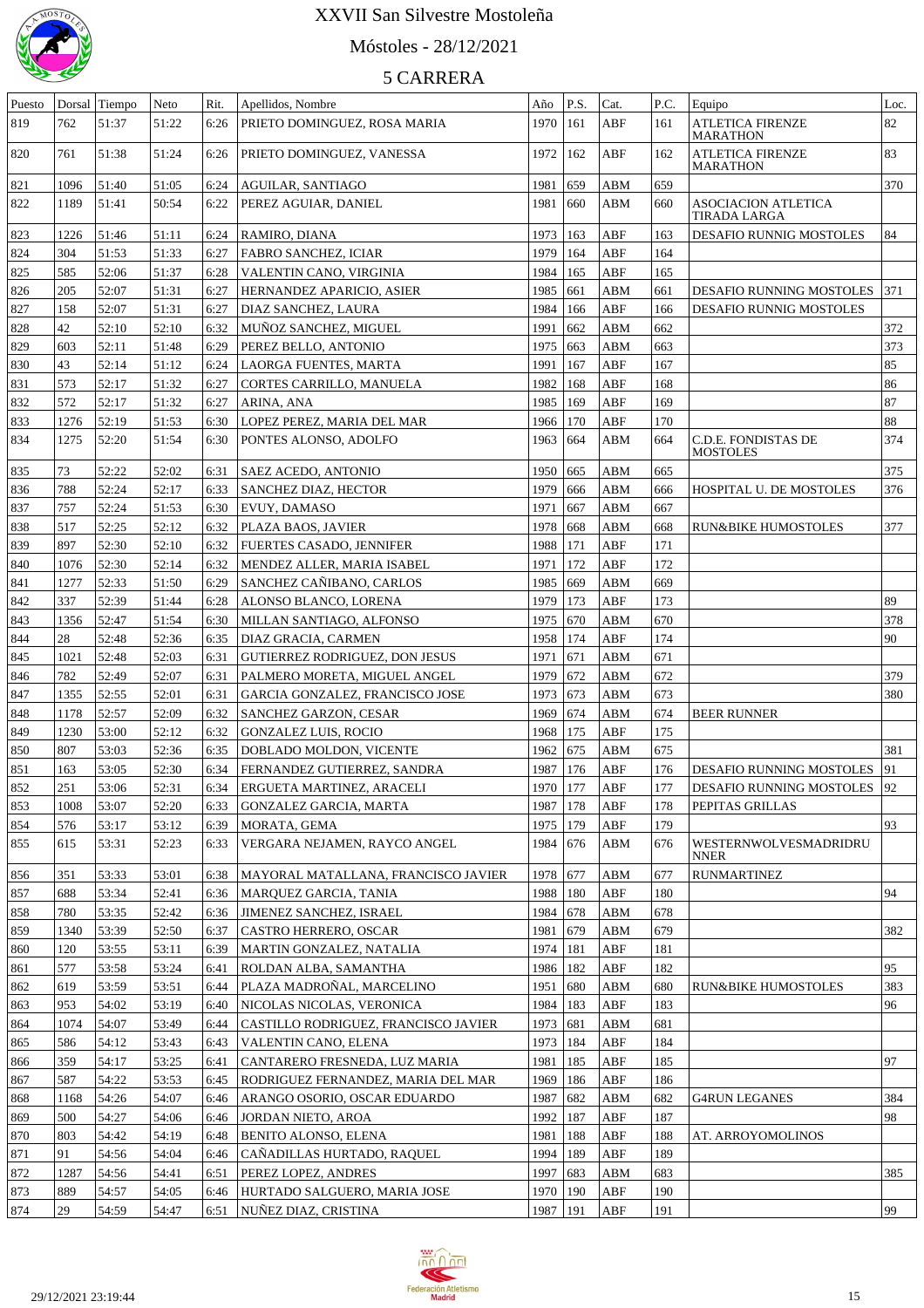# XXVII San Silvestre Mostoleña

Móstoles - 28/12/2021

## 5 CARRERA

| Puesto | Dorsal | Tiempo | Neto | Rit. | Apellidos, Nombre | Año | P.S. | Cat. | P.C. | Equipo | Loc. |
|---|---|---|---|---|---|---|---|---|---|---|---|
| 819 | 762 | 51:37 | 51:22 | 6:26 | PRIETO DOMINGUEZ, ROSA MARIA | 1970 | 161 | ABF | 161 | ATLETICA FIRENZE MARATHON | 82 |
| 820 | 761 | 51:38 | 51:24 | 6:26 | PRIETO DOMINGUEZ, VANESSA | 1972 | 162 | ABF | 162 | ATLETICA FIRENZE MARATHON | 83 |
| 821 | 1096 | 51:40 | 51:05 | 6:24 | AGUILAR, SANTIAGO | 1981 | 659 | ABM | 659 | | 370 |
| 822 | 1189 | 51:41 | 50:54 | 6:22 | PEREZ AGUIAR, DANIEL | 1981 | 660 | ABM | 660 | ASOCIACION ATLETICA TIRADA LARGA | |
| 823 | 1226 | 51:46 | 51:11 | 6:24 | RAMIRO, DIANA | 1973 | 163 | ABF | 163 | DESAFIO RUNNIG MOSTOLES | 84 |
| 824 | 304 | 51:53 | 51:33 | 6:27 | FABRO SANCHEZ, ICIAR | 1979 | 164 | ABF | 164 | | |
| 825 | 585 | 52:06 | 51:37 | 6:28 | VALENTIN CANO, VIRGINIA | 1984 | 165 | ABF | 165 | | |
| 826 | 205 | 52:07 | 51:31 | 6:27 | HERNANDEZ APARICIO, ASIER | 1985 | 661 | ABM | 661 | DESAFIO RUNNING MOSTOLES | 371 |
| 827 | 158 | 52:07 | 51:31 | 6:27 | DIAZ SANCHEZ, LAURA | 1984 | 166 | ABF | 166 | DESAFIO RUNNING MOSTOLES | |
| 828 | 42 | 52:10 | 52:10 | 6:32 | MUÑOZ SANCHEZ, MIGUEL | 1991 | 662 | ABM | 662 | | 372 |
| 829 | 603 | 52:11 | 51:48 | 6:29 | PEREZ BELLO, ANTONIO | 1975 | 663 | ABM | 663 | | 373 |
| 830 | 43 | 52:14 | 51:12 | 6:24 | LAORGA FUENTES, MARTA | 1991 | 167 | ABF | 167 | | 85 |
| 831 | 573 | 52:17 | 51:32 | 6:27 | CORTES CARRILLO, MANUELA | 1982 | 168 | ABF | 168 | | 86 |
| 832 | 572 | 52:17 | 51:32 | 6:27 | ARINA, ANA | 1985 | 169 | ABF | 169 | | 87 |
| 833 | 1276 | 52:19 | 51:53 | 6:30 | LOPEZ PEREZ, MARIA DEL MAR | 1966 | 170 | ABF | 170 | | 88 |
| 834 | 1275 | 52:20 | 51:54 | 6:30 | PONTES ALONSO, ADOLFO | 1963 | 664 | ABM | 664 | C.D.E. FONDISTAS DE MOSTOLES | 374 |
| 835 | 73 | 52:22 | 52:02 | 6:31 | SAEZ ACEDO, ANTONIO | 1950 | 665 | ABM | 665 | | 375 |
| 836 | 788 | 52:24 | 52:17 | 6:33 | SANCHEZ DIAZ, HECTOR | 1979 | 666 | ABM | 666 | HOSPITAL U. DE MOSTOLES | 376 |
| 837 | 757 | 52:24 | 51:53 | 6:30 | EVUY, DAMASO | 1971 | 667 | ABM | 667 | | |
| 838 | 517 | 52:25 | 52:12 | 6:32 | PLAZA BAOS, JAVIER | 1978 | 668 | ABM | 668 | RUN&BIKE HUMOSTOLES | 377 |
| 839 | 897 | 52:30 | 52:10 | 6:32 | FUERTES CASADO, JENNIFER | 1988 | 171 | ABF | 171 | | |
| 840 | 1076 | 52:30 | 52:14 | 6:32 | MENDEZ ALLER, MARIA ISABEL | 1971 | 172 | ABF | 172 | | |
| 841 | 1277 | 52:33 | 51:50 | 6:29 | SANCHEZ CAÑIBANO, CARLOS | 1985 | 669 | ABM | 669 | | |
| 842 | 337 | 52:39 | 51:44 | 6:28 | ALONSO BLANCO, LORENA | 1979 | 173 | ABF | 173 | | 89 |
| 843 | 1356 | 52:47 | 51:54 | 6:30 | MILLAN SANTIAGO, ALFONSO | 1975 | 670 | ABM | 670 | | 378 |
| 844 | 28 | 52:48 | 52:36 | 6:35 | DIAZ GRACIA, CARMEN | 1958 | 174 | ABF | 174 | | 90 |
| 845 | 1021 | 52:48 | 52:03 | 6:31 | GUTIERREZ RODRIGUEZ, DON JESUS | 1971 | 671 | ABM | 671 | | |
| 846 | 782 | 52:49 | 52:07 | 6:31 | PALMERO MORETA, MIGUEL ANGEL | 1979 | 672 | ABM | 672 | | 379 |
| 847 | 1355 | 52:55 | 52:01 | 6:31 | GARCIA GONZALEZ, FRANCISCO JOSE | 1973 | 673 | ABM | 673 | | 380 |
| 848 | 1178 | 52:57 | 52:09 | 6:32 | SANCHEZ GARZON, CESAR | 1969 | 674 | ABM | 674 | BEER RUNNER | |
| 849 | 1230 | 53:00 | 52:12 | 6:32 | GONZALEZ LUIS, ROCIO | 1968 | 175 | ABF | 175 | | |
| 850 | 807 | 53:03 | 52:36 | 6:35 | DOBLADO MOLDON, VICENTE | 1962 | 675 | ABM | 675 | | 381 |
| 851 | 163 | 53:05 | 52:30 | 6:34 | FERNANDEZ GUTIERREZ, SANDRA | 1987 | 176 | ABF | 176 | DESAFIO RUNNING MOSTOLES | 91 |
| 852 | 251 | 53:06 | 52:31 | 6:34 | ERGUETA MARTINEZ, ARACELI | 1970 | 177 | ABF | 177 | DESAFIO RUNNING MOSTOLES | 92 |
| 853 | 1008 | 53:07 | 52:20 | 6:33 | GONZALEZ GARCIA, MARTA | 1987 | 178 | ABF | 178 | PEPITAS GRILLAS | |
| 854 | 576 | 53:17 | 53:12 | 6:39 | MORATA, GEMA | 1975 | 179 | ABF | 179 | | 93 |
| 855 | 615 | 53:31 | 52:23 | 6:33 | VERGARA NEJAMEN, RAYCO ANGEL | 1984 | 676 | ABM | 676 | WESTERNWOLVESMADRIDRUNNER | |
| 856 | 351 | 53:33 | 53:01 | 6:38 | MAYORAL MATALLANA, FRANCISCO JAVIER | 1978 | 677 | ABM | 677 | RUNMARTINEZ | |
| 857 | 688 | 53:34 | 52:41 | 6:36 | MARQUEZ GARCIA, TANIA | 1988 | 180 | ABF | 180 | | 94 |
| 858 | 780 | 53:35 | 52:42 | 6:36 | JIMENEZ SANCHEZ, ISRAEL | 1984 | 678 | ABM | 678 | | |
| 859 | 1340 | 53:39 | 52:50 | 6:37 | CASTRO HERRERO, OSCAR | 1981 | 679 | ABM | 679 | | 382 |
| 860 | 120 | 53:55 | 53:11 | 6:39 | MARTIN GONZALEZ, NATALIA | 1974 | 181 | ABF | 181 | | |
| 861 | 577 | 53:58 | 53:24 | 6:41 | ROLDAN ALBA, SAMANTHA | 1986 | 182 | ABF | 182 | | 95 |
| 862 | 619 | 53:59 | 53:51 | 6:44 | PLAZA MADROÑAL, MARCELINO | 1951 | 680 | ABM | 680 | RUN&BIKE HUMOSTOLES | 383 |
| 863 | 953 | 54:02 | 53:19 | 6:40 | NICOLAS NICOLAS, VERONICA | 1984 | 183 | ABF | 183 | | 96 |
| 864 | 1074 | 54:07 | 53:49 | 6:44 | CASTILLO RODRIGUEZ, FRANCISCO JAVIER | 1973 | 681 | ABM | 681 | | |
| 865 | 586 | 54:12 | 53:43 | 6:43 | VALENTIN CANO, ELENA | 1973 | 184 | ABF | 184 | | |
| 866 | 359 | 54:17 | 53:25 | 6:41 | CANTARERO FRESNEDA, LUZ MARIA | 1981 | 185 | ABF | 185 | | 97 |
| 867 | 587 | 54:22 | 53:53 | 6:45 | RODRIGUEZ FERNANDEZ, MARIA DEL MAR | 1969 | 186 | ABF | 186 | | |
| 868 | 1168 | 54:26 | 54:07 | 6:46 | ARANGO OSORIO, OSCAR EDUARDO | 1987 | 682 | ABM | 682 | G4RUN LEGANES | 384 |
| 869 | 500 | 54:27 | 54:06 | 6:46 | JORDAN NIETO, AROA | 1992 | 187 | ABF | 187 | | 98 |
| 870 | 803 | 54:42 | 54:19 | 6:48 | BENITO ALONSO, ELENA | 1981 | 188 | ABF | 188 | AT. ARROYOMOLINOS | |
| 871 | 91 | 54:56 | 54:04 | 6:46 | CAÑADILLAS HURTADO, RAQUEL | 1994 | 189 | ABF | 189 | | |
| 872 | 1287 | 54:56 | 54:41 | 6:51 | PEREZ LOPEZ, ANDRES | 1997 | 683 | ABM | 683 | | 385 |
| 873 | 889 | 54:57 | 54:05 | 6:46 | HURTADO SALGUERO, MARIA JOSE | 1970 | 190 | ABF | 190 | | |
| 874 | 29 | 54:59 | 54:47 | 6:51 | NUÑEZ DIAZ, CRISTINA | 1987 | 191 | ABF | 191 | | 99 |

29/12/2021 23:19:44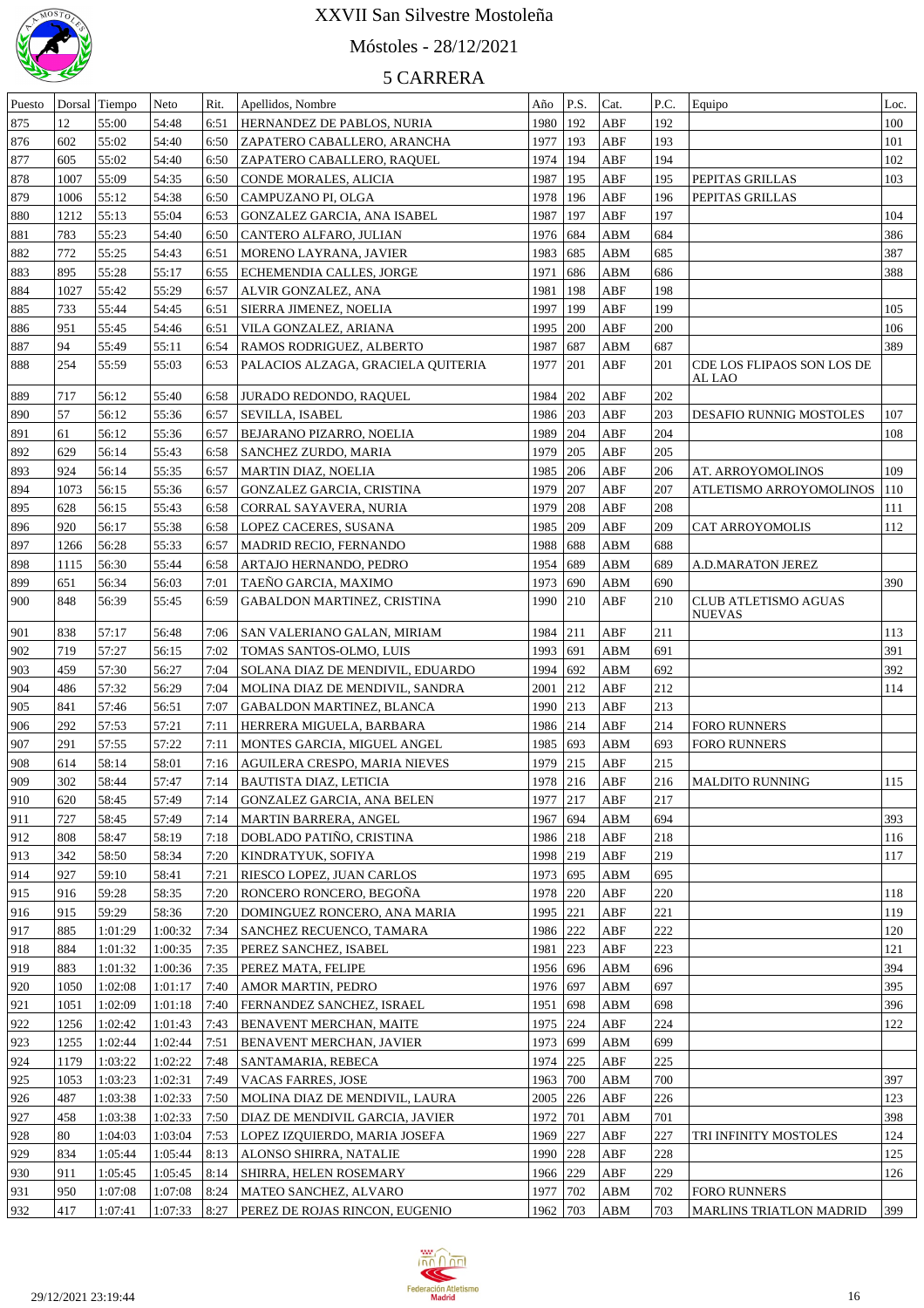# XXVII San Silvestre Mostoleña

## Móstoles - 28/12/2021

### 5 CARRERA

| Puesto | Dorsal | Tiempo | Neto | Rit. | Apellidos, Nombre | Año | P.S. | Cat. | P.C. | Equipo | Loc. |
|---|---|---|---|---|---|---|---|---|---|---|---|
| 875 | 12 | 55:00 | 54:48 | 6:51 | HERNANDEZ DE PABLOS, NURIA | 1980 | 192 | ABF | 192 | | 100 |
| 876 | 602 | 55:02 | 54:40 | 6:50 | ZAPATERO CABALLERO, ARANCHA | 1977 | 193 | ABF | 193 | | 101 |
| 877 | 605 | 55:02 | 54:40 | 6:50 | ZAPATERO CABALLERO, RAQUEL | 1974 | 194 | ABF | 194 | | 102 |
| 878 | 1007 | 55:09 | 54:35 | 6:50 | CONDE MORALES, ALICIA | 1987 | 195 | ABF | 195 | PEPITAS GRILLAS | 103 |
| 879 | 1006 | 55:12 | 54:38 | 6:50 | CAMPUZANO PI, OLGA | 1978 | 196 | ABF | 196 | PEPITAS GRILLAS | |
| 880 | 1212 | 55:13 | 55:04 | 6:53 | GONZALEZ GARCIA, ANA ISABEL | 1987 | 197 | ABF | 197 | | 104 |
| 881 | 783 | 55:23 | 54:40 | 6:50 | CANTERO ALFARO, JULIAN | 1976 | 684 | ABM | 684 | | 386 |
| 882 | 772 | 55:25 | 54:43 | 6:51 | MORENO LAYRANA, JAVIER | 1983 | 685 | ABM | 685 | | 387 |
| 883 | 895 | 55:28 | 55:17 | 6:55 | ECHEMENDIA CALLES, JORGE | 1971 | 686 | ABM | 686 | | 388 |
| 884 | 1027 | 55:42 | 55:29 | 6:57 | ALVIR GONZALEZ, ANA | 1981 | 198 | ABF | 198 | | |
| 885 | 733 | 55:44 | 54:45 | 6:51 | SIERRA JIMENEZ, NOELIA | 1997 | 199 | ABF | 199 | | 105 |
| 886 | 951 | 55:45 | 54:46 | 6:51 | VILA GONZALEZ, ARIANA | 1995 | 200 | ABF | 200 | | 106 |
| 887 | 94 | 55:49 | 55:11 | 6:54 | RAMOS RODRIGUEZ, ALBERTO | 1987 | 687 | ABM | 687 | | 389 |
| 888 | 254 | 55:59 | 55:03 | 6:53 | PALACIOS ALZAGA, GRACIELA QUITERIA | 1977 | 201 | ABF | 201 | CDE LOS FLIPAOS SON LOS DE AL LAO | |
| 889 | 717 | 56:12 | 55:40 | 6:58 | JURADO REDONDO, RAQUEL | 1984 | 202 | ABF | 202 | | |
| 890 | 57 | 56:12 | 55:36 | 6:57 | SEVILLA, ISABEL | 1986 | 203 | ABF | 203 | DESAFIO RUNNIG MOSTOLES | 107 |
| 891 | 61 | 56:12 | 55:36 | 6:57 | BEJARANO PIZARRO, NOELIA | 1989 | 204 | ABF | 204 | | 108 |
| 892 | 629 | 56:14 | 55:43 | 6:58 | SANCHEZ ZURDO, MARIA | 1979 | 205 | ABF | 205 | | |
| 893 | 924 | 56:14 | 55:35 | 6:57 | MARTIN DIAZ, NOELIA | 1985 | 206 | ABF | 206 | AT. ARROYOMOLINOS | 109 |
| 894 | 1073 | 56:15 | 55:36 | 6:57 | GONZALEZ GARCIA, CRISTINA | 1979 | 207 | ABF | 207 | ATLETISMO ARROYOMOLINOS | 110 |
| 895 | 628 | 56:15 | 55:43 | 6:58 | CORRAL SAYAVERA, NURIA | 1979 | 208 | ABF | 208 | | 111 |
| 896 | 920 | 56:17 | 55:38 | 6:58 | LOPEZ CACERES, SUSANA | 1985 | 209 | ABF | 209 | CAT ARROYOMOLIS | 112 |
| 897 | 1266 | 56:28 | 55:33 | 6:57 | MADRID RECIO, FERNANDO | 1988 | 688 | ABM | 688 | | |
| 898 | 1115 | 56:30 | 55:44 | 6:58 | ARTAJO HERNANDO, PEDRO | 1954 | 689 | ABM | 689 | A.D.MARATON JEREZ | |
| 899 | 651 | 56:34 | 56:03 | 7:01 | TAEÑO GARCIA, MAXIMO | 1973 | 690 | ABM | 690 | | 390 |
| 900 | 848 | 56:39 | 55:45 | 6:59 | GABALDON MARTINEZ, CRISTINA | 1990 | 210 | ABF | 210 | CLUB ATLETISMO AGUAS NUEVAS | |
| 901 | 838 | 57:17 | 56:48 | 7:06 | SAN VALERIANO GALAN, MIRIAM | 1984 | 211 | ABF | 211 | | 113 |
| 902 | 719 | 57:27 | 56:15 | 7:02 | TOMAS SANTOS-OLMO, LUIS | 1993 | 691 | ABM | 691 | | 391 |
| 903 | 459 | 57:30 | 56:27 | 7:04 | SOLANA DIAZ DE MENDIVIL, EDUARDO | 1994 | 692 | ABM | 692 | | 392 |
| 904 | 486 | 57:32 | 56:29 | 7:04 | MOLINA DIAZ DE MENDIVIL, SANDRA | 2001 | 212 | ABF | 212 | | 114 |
| 905 | 841 | 57:46 | 56:51 | 7:07 | GABALDON MARTINEZ, BLANCA | 1990 | 213 | ABF | 213 | | |
| 906 | 292 | 57:53 | 57:21 | 7:11 | HERRERA MIGUELA, BARBARA | 1986 | 214 | ABF | 214 | FORO RUNNERS | |
| 907 | 291 | 57:55 | 57:22 | 7:11 | MONTES GARCIA, MIGUEL ANGEL | 1985 | 693 | ABM | 693 | FORO RUNNERS | |
| 908 | 614 | 58:14 | 58:01 | 7:16 | AGUILERA CRESPO, MARIA NIEVES | 1979 | 215 | ABF | 215 | | |
| 909 | 302 | 58:44 | 57:47 | 7:14 | BAUTISTA DIAZ, LETICIA | 1978 | 216 | ABF | 216 | MALDITO RUNNING | 115 |
| 910 | 620 | 58:45 | 57:49 | 7:14 | GONZALEZ GARCIA, ANA BELEN | 1977 | 217 | ABF | 217 | | |
| 911 | 727 | 58:45 | 57:49 | 7:14 | MARTIN BARRERA, ANGEL | 1967 | 694 | ABM | 694 | | 393 |
| 912 | 808 | 58:47 | 58:19 | 7:18 | DOBLADO PATIÑO, CRISTINA | 1986 | 218 | ABF | 218 | | 116 |
| 913 | 342 | 58:50 | 58:34 | 7:20 | KINDRATYUK, SOFIYA | 1998 | 219 | ABF | 219 | | 117 |
| 914 | 927 | 59:10 | 58:41 | 7:21 | RIESCO LOPEZ, JUAN CARLOS | 1973 | 695 | ABM | 695 | | |
| 915 | 916 | 59:28 | 58:35 | 7:20 | RONCERO RONCERO, BEGOÑA | 1978 | 220 | ABF | 220 | | 118 |
| 916 | 915 | 59:29 | 58:36 | 7:20 | DOMINGUEZ RONCERO, ANA MARIA | 1995 | 221 | ABF | 221 | | 119 |
| 917 | 885 | 1:01:29 | 1:00:32 | 7:34 | SANCHEZ RECUENCO, TAMARA | 1986 | 222 | ABF | 222 | | 120 |
| 918 | 884 | 1:01:32 | 1:00:35 | 7:35 | PEREZ SANCHEZ, ISABEL | 1981 | 223 | ABF | 223 | | 121 |
| 919 | 883 | 1:01:32 | 1:00:36 | 7:35 | PEREZ MATA, FELIPE | 1956 | 696 | ABM | 696 | | 394 |
| 920 | 1050 | 1:02:08 | 1:01:17 | 7:40 | AMOR MARTIN, PEDRO | 1976 | 697 | ABM | 697 | | 395 |
| 921 | 1051 | 1:02:09 | 1:01:18 | 7:40 | FERNANDEZ SANCHEZ, ISRAEL | 1951 | 698 | ABM | 698 | | 396 |
| 922 | 1256 | 1:02:42 | 1:01:43 | 7:43 | BENAVENT MERCHAN, MAITE | 1975 | 224 | ABF | 224 | | 122 |
| 923 | 1255 | 1:02:44 | 1:02:44 | 7:51 | BENAVENT MERCHAN, JAVIER | 1973 | 699 | ABM | 699 | | |
| 924 | 1179 | 1:03:22 | 1:02:22 | 7:48 | SANTAMARIA, REBECA | 1974 | 225 | ABF | 225 | | |
| 925 | 1053 | 1:03:23 | 1:02:31 | 7:49 | VACAS FARRES, JOSE | 1963 | 700 | ABM | 700 | | 397 |
| 926 | 487 | 1:03:38 | 1:02:33 | 7:50 | MOLINA DIAZ DE MENDIVIL, LAURA | 2005 | 226 | ABF | 226 | | 123 |
| 927 | 458 | 1:03:38 | 1:02:33 | 7:50 | DIAZ DE MENDIVIL GARCIA, JAVIER | 1972 | 701 | ABM | 701 | | 398 |
| 928 | 80 | 1:04:03 | 1:03:04 | 7:53 | LOPEZ IZQUIERDO, MARIA JOSEFA | 1969 | 227 | ABF | 227 | TRI INFINITY MOSTOLES | 124 |
| 929 | 834 | 1:05:44 | 1:05:44 | 8:13 | ALONSO SHIRRA, NATALIE | 1990 | 228 | ABF | 228 | | 125 |
| 930 | 911 | 1:05:45 | 1:05:45 | 8:14 | SHIRRA, HELEN ROSEMARY | 1966 | 229 | ABF | 229 | | 126 |
| 931 | 950 | 1:07:08 | 1:07:08 | 8:24 | MATEO SANCHEZ, ALVARO | 1977 | 702 | ABM | 702 | FORO RUNNERS | |
| 932 | 417 | 1:07:41 | 1:07:33 | 8:27 | PEREZ DE ROJAS RINCON, EUGENIO | 1962 | 703 | ABM | 703 | MARLINS TRIATLON MADRID | 399 |

29/12/2021 23:19:44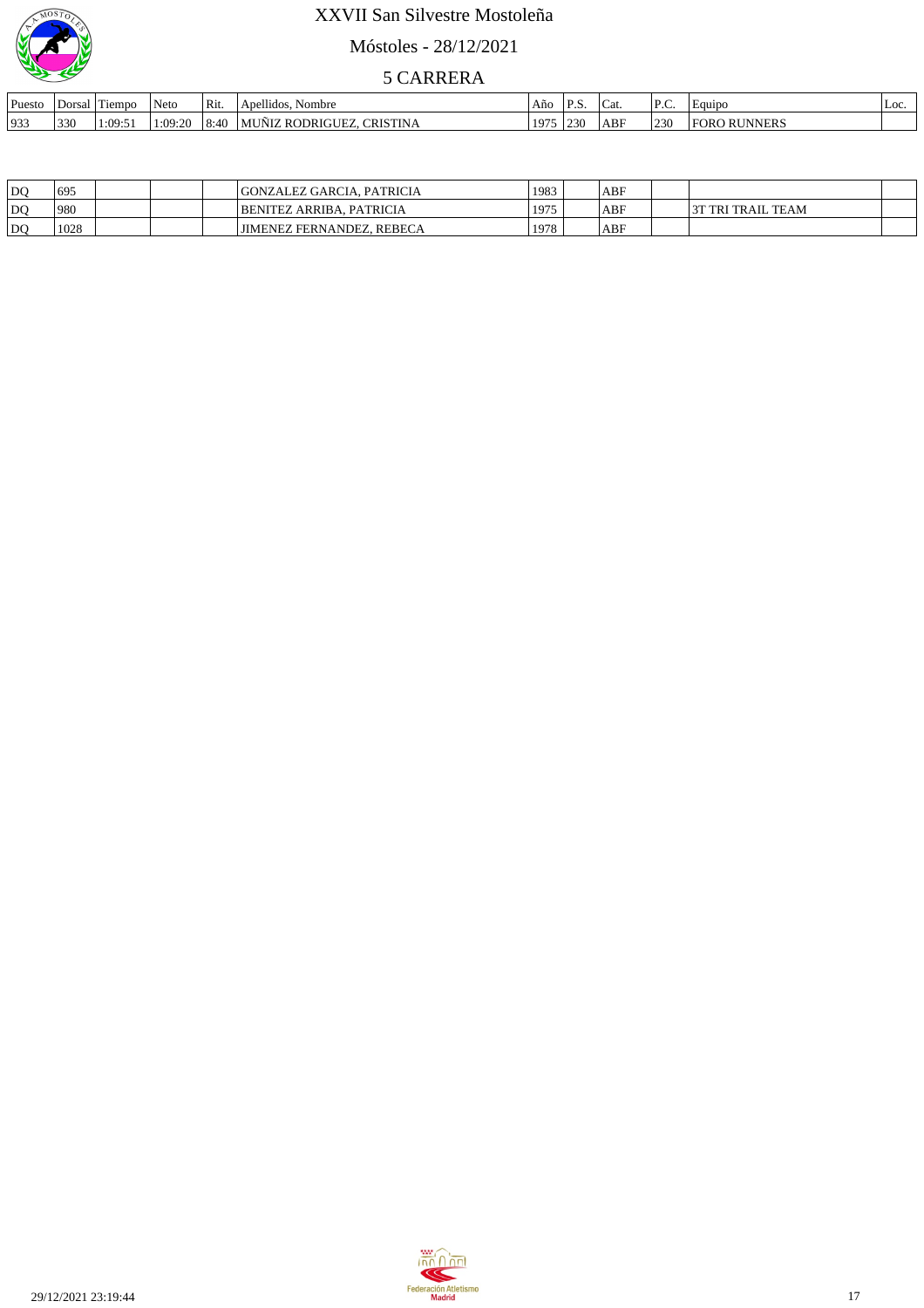# XXVII San Silvestre Mostoleña

Móstoles - 28/12/2021

5 CARRERA

| Puesto | Dorsal | Tiempo | Neto | Rit. | Apellidos, Nombre | Año | P.S. | Cat. | P.C. | Equipo | Loc. |
|---|---|---|---|---|---|---|---|---|---|---|---|
| 933 | 330 | 1:09:51 | 1:09:20 | 8:40 | MUÑIZ RODRIGUEZ, CRISTINA | 1975 | 230 | ABF | 230 | FORO RUNNERS | |
| DQ | 695 | | | | GONZALEZ GARCIA, PATRICIA | 1983 | | ABF | | | |
| DQ | 980 | | | | BENITEZ ARRIBA, PATRICIA | 1975 | | ABF | | 3T TRI TRAIL TEAM | |
| DQ | 1028 | | | | JIMENEZ FERNANDEZ, REBECA | 1978 | | ABF | | | |

29/12/2021 23:19:44